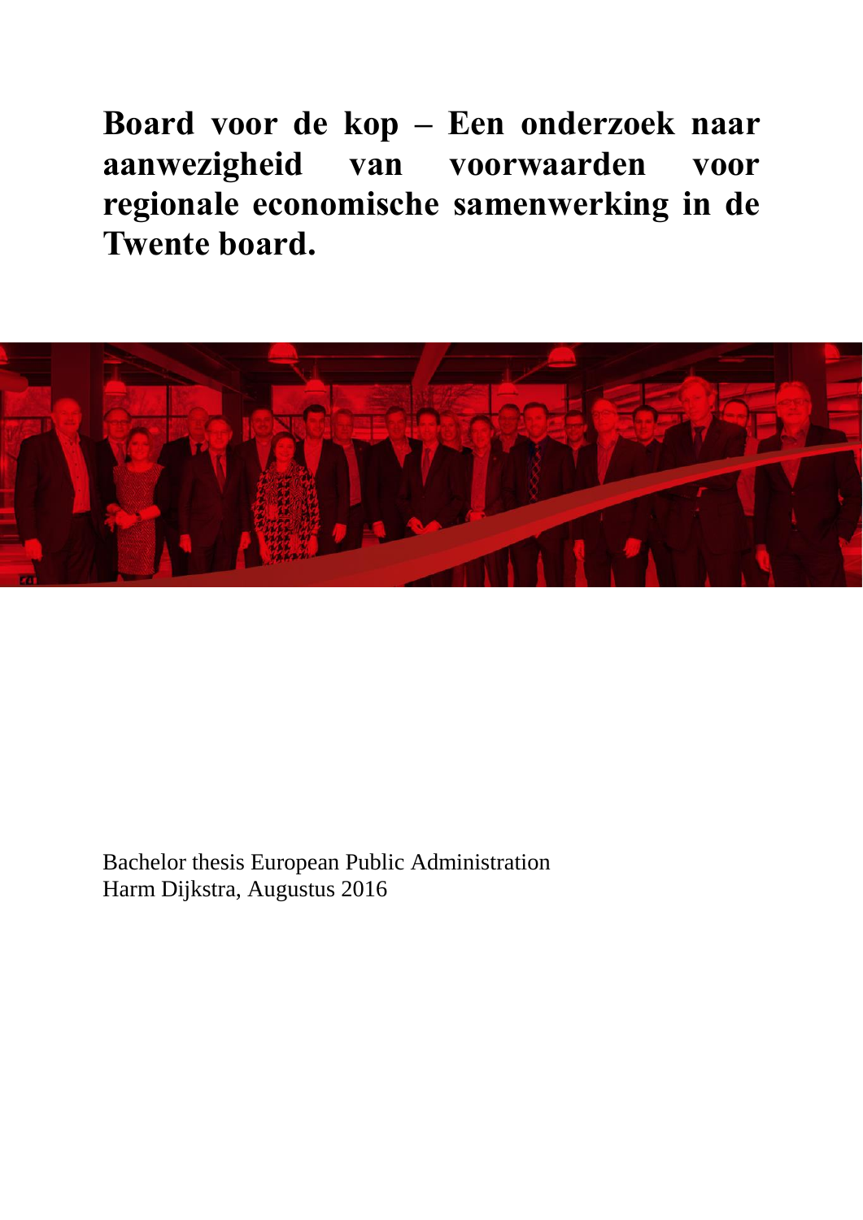# Board voor de kop – Een onderzoek naar aanwezigheid van voorwaarden voor regionale economische samenwerking in de Twente board.

Bachelor thesis European Public Administration
Harm Dijkstra, Augustus 2016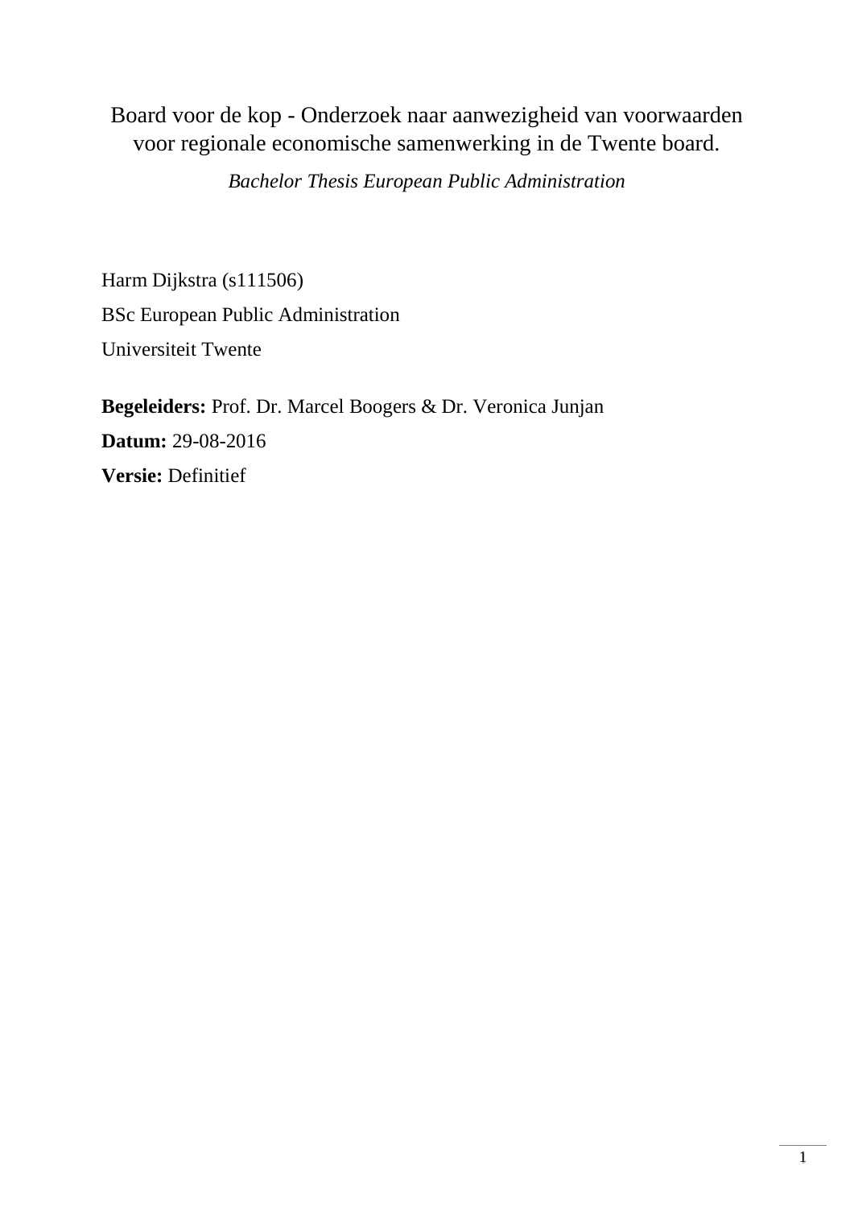# Board voor de kop - Onderzoek naar aanwezigheid van voorwaarden voor regionale economische samenwerking in de Twente board.

*Bachelor Thesis European Public Administration*

Harm Dijkstra (s111506)

BSc European Public Administration

Universiteit Twente

**Begeleiders:** Prof. Dr. Marcel Boogers & Dr. Veronica Junjan

**Datum:** 29-08-2016

**Versie:** Definitief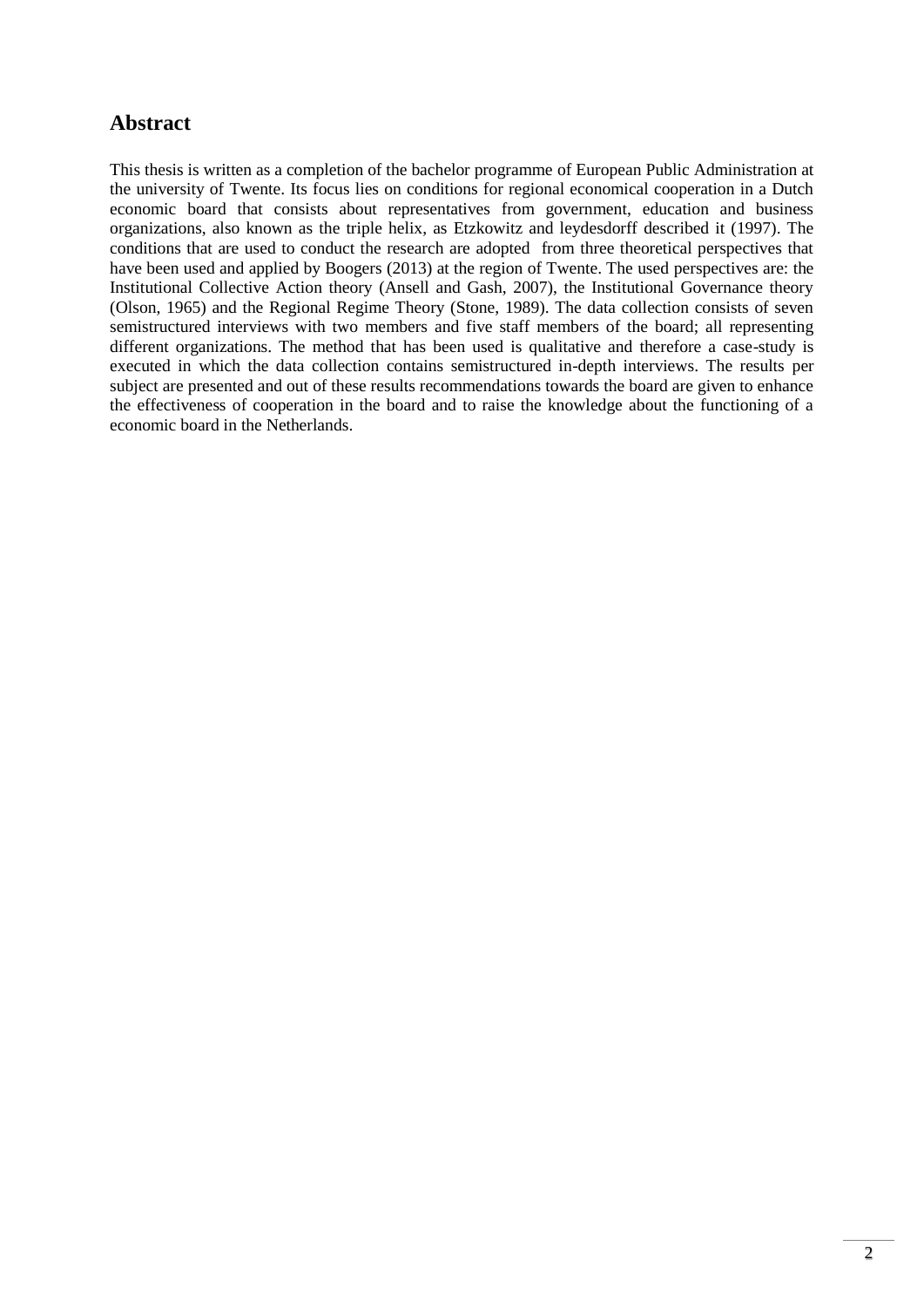## Abstract

This thesis is written as a completion of the bachelor programme of European Public Administration at the university of Twente. Its focus lies on conditions for regional economical cooperation in a Dutch economic board that consists about representatives from government, education and business organizations, also known as the triple helix, as Etzkowitz and leydesdorff described it (1997). The conditions that are used to conduct the research are adopted from three theoretical perspectives that have been used and applied by Boogers (2013) at the region of Twente. The used perspectives are: the Institutional Collective Action theory (Ansell and Gash, 2007), the Institutional Governance theory (Olson, 1965) and the Regional Regime Theory (Stone, 1989). The data collection consists of seven semistructured interviews with two members and five staff members of the board; all representing different organizations. The method that has been used is qualitative and therefore a case-study is executed in which the data collection contains semistructured in-depth interviews. The results per subject are presented and out of these results recommendations towards the board are given to enhance the effectiveness of cooperation in the board and to raise the knowledge about the functioning of a economic board in the Netherlands.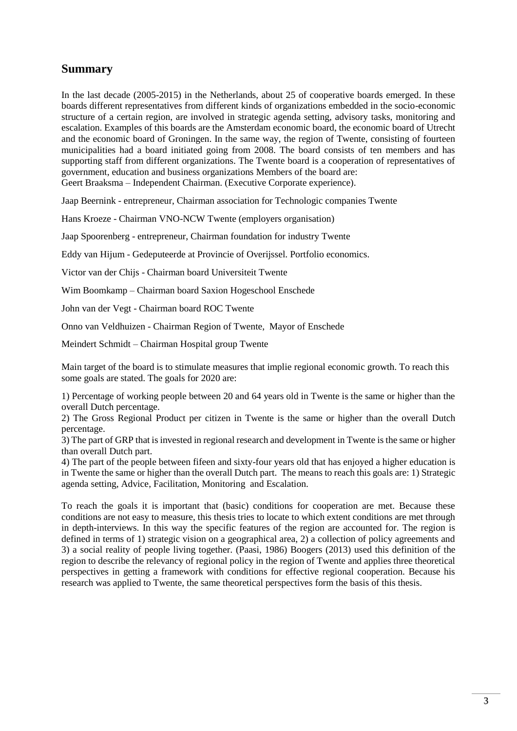## Summary

In the last decade (2005-2015) in the Netherlands, about 25 of cooperative boards emerged. In these boards different representatives from different kinds of organizations embedded in the socio-economic structure of a certain region, are involved in strategic agenda setting, advisory tasks, monitoring and escalation. Examples of this boards are the Amsterdam economic board, the economic board of Utrecht and the economic board of Groningen. In the same way, the region of Twente, consisting of fourteen municipalities had a board initiated going from 2008. The board consists of ten members and has supporting staff from different organizations. The Twente board is a cooperation of representatives of government, education and business organizations Members of the board are:
Geert Braaksma – Independent Chairman. (Executive Corporate experience).

Jaap Beernink - entrepreneur, Chairman association for Technologic companies Twente

Hans Kroeze - Chairman VNO-NCW Twente (employers organisation)

Jaap Spoorenberg - entrepreneur, Chairman foundation for industry Twente

Eddy van Hijum - Gedeputeerde at Provincie of Overijssel. Portfolio economics.

Victor van der Chijs - Chairman board Universiteit Twente

Wim Boomkamp – Chairman board Saxion Hogeschool Enschede

John van der Vegt - Chairman board ROC Twente

Onno van Veldhuizen - Chairman Region of Twente, Mayor of Enschede

Meindert Schmidt – Chairman Hospital group Twente

Main target of the board is to stimulate measures that implie regional economic growth. To reach this some goals are stated. The goals for 2020 are:

1) Percentage of working people between 20 and 64 years old in Twente is the same or higher than the overall Dutch percentage.
2) The Gross Regional Product per citizen in Twente is the same or higher than the overall Dutch percentage.
3) The part of GRP that is invested in regional research and development in Twente is the same or higher than overall Dutch part.
4) The part of the people between fifeen and sixty-four years old that has enjoyed a higher education is in Twente the same or higher than the overall Dutch part. The means to reach this goals are: 1) Strategic agenda setting, Advice, Facilitation, Monitoring and Escalation.

To reach the goals it is important that (basic) conditions for cooperation are met. Because these conditions are not easy to measure, this thesis tries to locate to which extent conditions are met through in depth-interviews. In this way the specific features of the region are accounted for. The region is defined in terms of 1) strategic vision on a geographical area, 2) a collection of policy agreements and 3) a social reality of people living together. (Paasi, 1986) Boogers (2013) used this definition of the region to describe the relevancy of regional policy in the region of Twente and applies three theoretical perspectives in getting a framework with conditions for effective regional cooperation. Because his research was applied to Twente, the same theoretical perspectives form the basis of this thesis.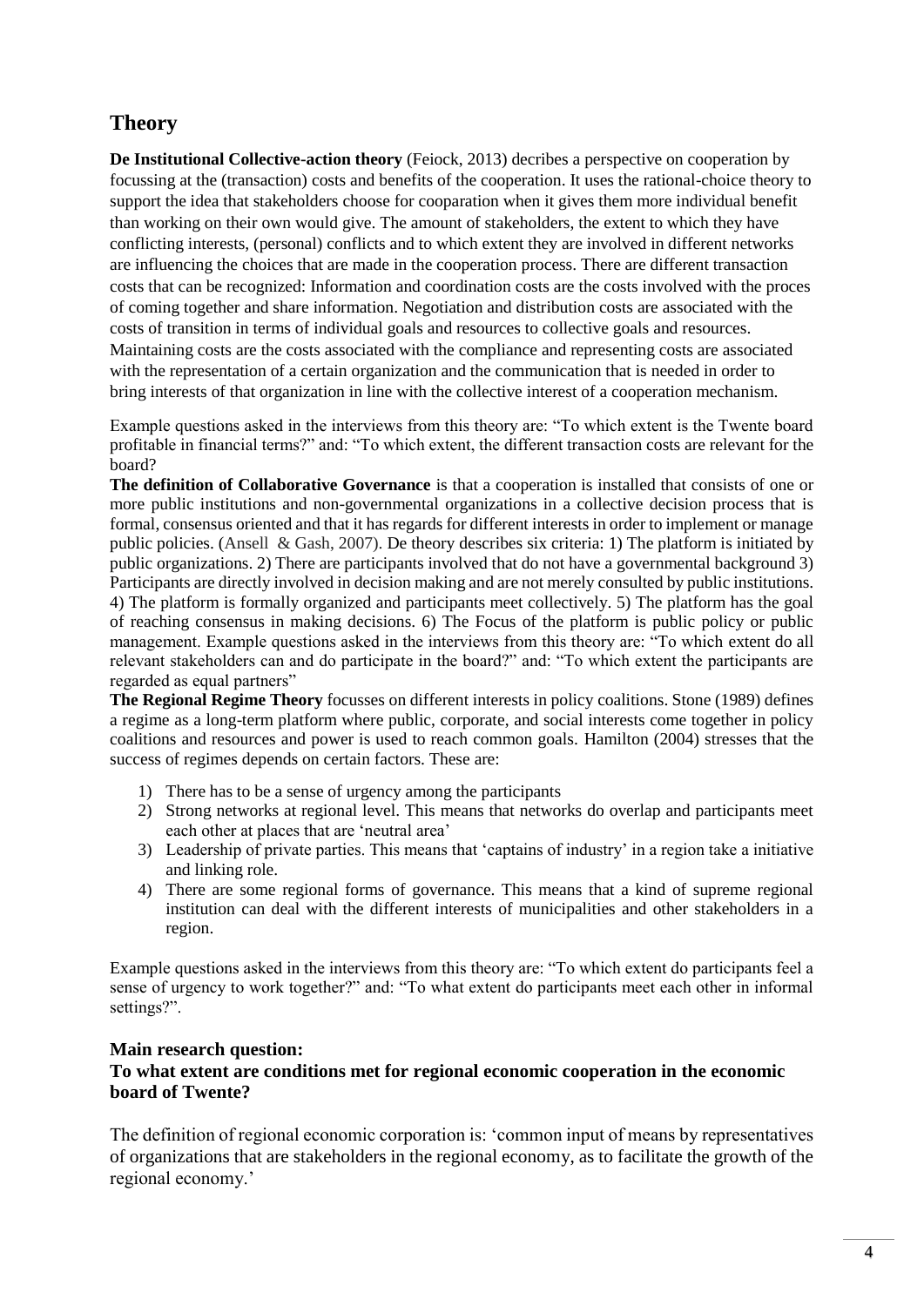## Theory

**De Institutional Collective-action theory** (Feiock, 2013) decribes a perspective on cooperation by focussing at the (transaction) costs and benefits of the cooperation. It uses the rational-choice theory to support the idea that stakeholders choose for cooparation when it gives them more individual benefit than working on their own would give. The amount of stakeholders, the extent to which they have conflicting interests, (personal) conflicts and to which extent they are involved in different networks are influencing the choices that are made in the cooperation process. There are different transaction costs that can be recognized: Information and coordination costs are the costs involved with the proces of coming together and share information. Negotiation and distribution costs are associated with the costs of transition in terms of individual goals and resources to collective goals and resources. Maintaining costs are the costs associated with the compliance and representing costs are associated with the representation of a certain organization and the communication that is needed in order to bring interests of that organization in line with the collective interest of a cooperation mechanism.

Example questions asked in the interviews from this theory are: "To which extent is the Twente board profitable in financial terms?" and: "To which extent, the different transaction costs are relevant for the board?

**The definition of Collaborative Governance** is that a cooperation is installed that consists of one or more public institutions and non-governmental organizations in a collective decision process that is formal, consensus oriented and that it has regards for different interests in order to implement or manage public policies. (Ansell & Gash, 2007). De theory describes six criteria: 1) The platform is initiated by public organizations. 2) There are participants involved that do not have a governmental background 3) Participants are directly involved in decision making and are not merely consulted by public institutions. 4) The platform is formally organized and participants meet collectively. 5) The platform has the goal of reaching consensus in making decisions. 6) The Focus of the platform is public policy or public management. Example questions asked in the interviews from this theory are: "To which extent do all relevant stakeholders can and do participate in the board?" and: "To which extent the participants are regarded as equal partners"

**The Regional Regime Theory** focusses on different interests in policy coalitions. Stone (1989) defines a regime as a long-term platform where public, corporate, and social interests come together in policy coalitions and resources and power is used to reach common goals. Hamilton (2004) stresses that the success of regimes depends on certain factors. These are:

1) There has to be a sense of urgency among the participants
2) Strong networks at regional level. This means that networks do overlap and participants meet each other at places that are 'neutral area'
3) Leadership of private parties. This means that 'captains of industry' in a region take a initiative and linking role.
4) There are some regional forms of governance. This means that a kind of supreme regional institution can deal with the different interests of municipalities and other stakeholders in a region.

Example questions asked in the interviews from this theory are: "To which extent do participants feel a sense of urgency to work together?" and: "To what extent do participants meet each other in informal settings?".

### Main research question:
### To what extent are conditions met for regional economic cooperation in the economic board of Twente?

The definition of regional economic corporation is: 'common input of means by representatives of organizations that are stakeholders in the regional economy, as to facilitate the growth of the regional economy.'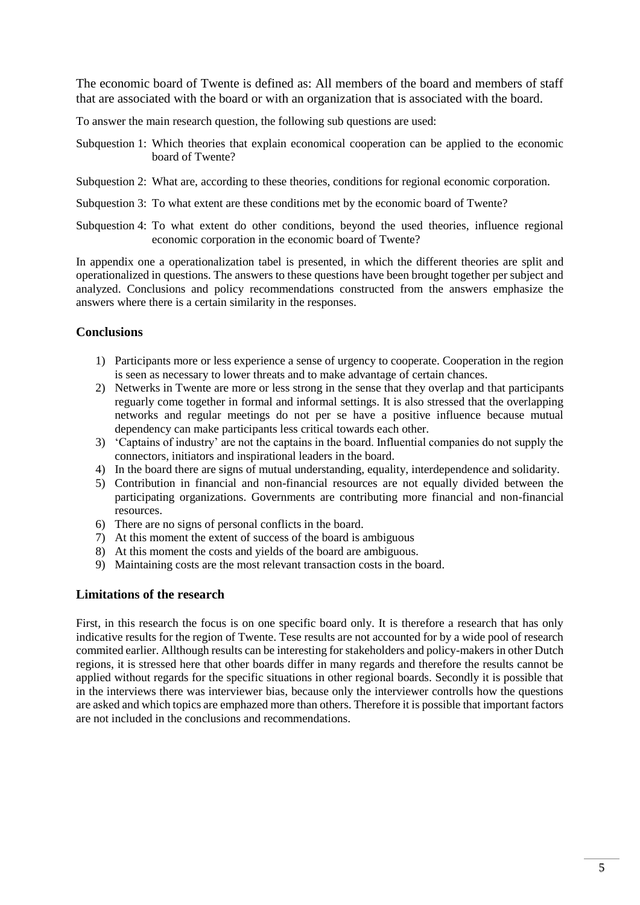The economic board of Twente is defined as: All members of the board and members of staff that are associated with the board or with an organization that is associated with the board.

To answer the main research question, the following sub questions are used:

Subquestion 1: Which theories that explain economical cooperation can be applied to the economic board of Twente?

Subquestion 2: What are, according to these theories, conditions for regional economic corporation.

Subquestion 3: To what extent are these conditions met by the economic board of Twente?

Subquestion 4: To what extent do other conditions, beyond the used theories, influence regional economic corporation in the economic board of Twente?

In appendix one a operationalization tabel is presented, in which the different theories are split and operationalized in questions. The answers to these questions have been brought together per subject and analyzed. Conclusions and policy recommendations constructed from the answers emphasize the answers where there is a certain similarity in the responses.

## Conclusions

1) Participants more or less experience a sense of urgency to cooperate. Cooperation in the region is seen as necessary to lower threats and to make advantage of certain chances.
2) Netwerks in Twente are more or less strong in the sense that they overlap and that participants reguarly come together in formal and informal settings. It is also stressed that the overlapping networks and regular meetings do not per se have a positive influence because mutual dependency can make participants less critical towards each other.
3) 'Captains of industry' are not the captains in the board. Influential companies do not supply the connectors, initiators and inspirational leaders in the board.
4) In the board there are signs of mutual understanding, equality, interdependence and solidarity.
5) Contribution in financial and non-financial resources are not equally divided between the participating organizations. Governments are contributing more financial and non-financial resources.
6) There are no signs of personal conflicts in the board.
7) At this moment the extent of success of the board is ambiguous
8) At this moment the costs and yields of the board are ambiguous.
9) Maintaining costs are the most relevant transaction costs in the board.

## Limitations of the research

First, in this research the focus is on one specific board only. It is therefore a research that has only indicative results for the region of Twente. Tese results are not accounted for by a wide pool of research commited earlier. Allthough results can be interesting for stakeholders and policy-makers in other Dutch regions, it is stressed here that other boards differ in many regards and therefore the results cannot be applied without regards for the specific situations in other regional boards. Secondly it is possible that in the interviews there was interviewer bias, because only the interviewer controlls how the questions are asked and which topics are emphazed more than others. Therefore it is possible that important factors are not included in the conclusions and recommendations.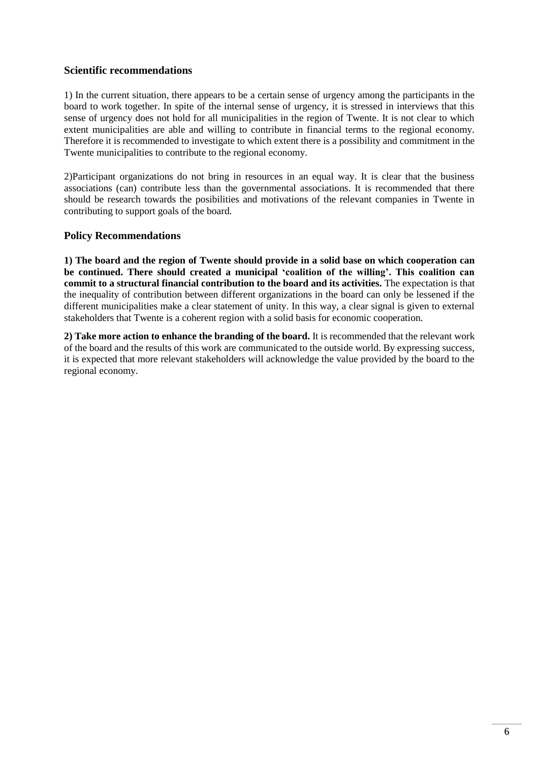### Scientific recommendations

1) In the current situation, there appears to be a certain sense of urgency among the participants in the board to work together. In spite of the internal sense of urgency, it is stressed in interviews that this sense of urgency does not hold for all municipalities in the region of Twente. It is not clear to which extent municipalities are able and willing to contribute in financial terms to the regional economy. Therefore it is recommended to investigate to which extent there is a possibility and commitment in the Twente municipalities to contribute to the regional economy.

2)Participant organizations do not bring in resources in an equal way. It is clear that the business associations (can) contribute less than the governmental associations. It is recommended that there should be research towards the posibilities and motivations of the relevant companies in Twente in contributing to support goals of the board.

### Policy Recommendations

**1) The board and the region of Twente should provide in a solid base on which cooperation can be continued. There should created a municipal 'coalition of the willing'. This coalition can commit to a structural financial contribution to the board and its activities.** The expectation is that the inequality of contribution between different organizations in the board can only be lessened if the different municipalities make a clear statement of unity. In this way, a clear signal is given to external stakeholders that Twente is a coherent region with a solid basis for economic cooperation.

**2) Take more action to enhance the branding of the board.** It is recommended that the relevant work of the board and the results of this work are communicated to the outside world. By expressing success, it is expected that more relevant stakeholders will acknowledge the value provided by the board to the regional economy.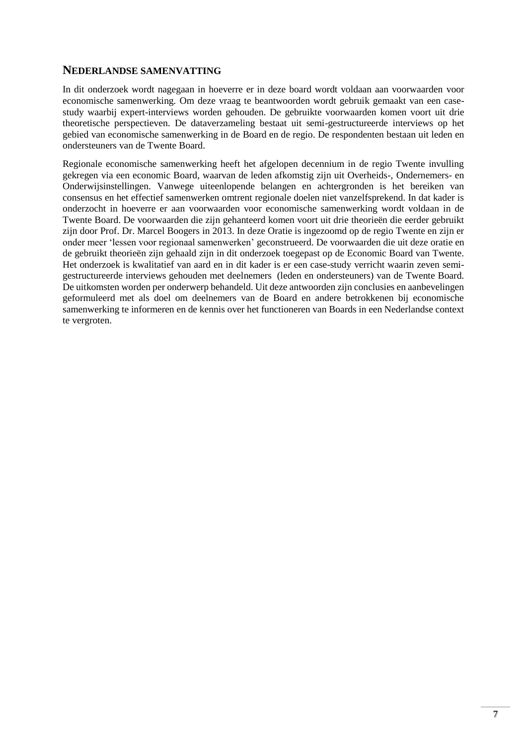## NEDERLANDSE SAMENVATTING

In dit onderzoek wordt nagegaan in hoeverre er in deze board wordt voldaan aan voorwaarden voor economische samenwerking. Om deze vraag te beantwoorden wordt gebruik gemaakt van een case-study waarbij expert-interviews worden gehouden. De gebruikte voorwaarden komen voort uit drie theoretische perspectieven. De dataverzameling bestaat uit semi-gestructureerde interviews op het gebied van economische samenwerking in de Board en de regio. De respondenten bestaan uit leden en ondersteuners van de Twente Board.

Regionale economische samenwerking heeft het afgelopen decennium in de regio Twente invulling gekregen via een economic Board, waarvan de leden afkomstig zijn uit Overheids-, Ondernemers- en Onderwijsinstellingen. Vanwege uiteenlopende belangen en achtergronden is het bereiken van consensus en het effectief samenwerken omtrent regionale doelen niet vanzelfsprekend. In dat kader is onderzocht in hoeverre er aan voorwaarden voor economische samenwerking wordt voldaan in de Twente Board. De voorwaarden die zijn gehanteerd komen voort uit drie theorieën die eerder gebruikt zijn door Prof. Dr. Marcel Boogers in 2013. In deze Oratie is ingezoomd op de regio Twente en zijn er onder meer 'lessen voor regionaal samenwerken' geconstrueerd. De voorwaarden die uit deze oratie en de gebruikt theorieën zijn gehaald zijn in dit onderzoek toegepast op de Economic Board van Twente. Het onderzoek is kwalitatief van aard en in dit kader is er een case-study verricht waarin zeven semi-gestructureerde interviews gehouden met deelnemers (leden en ondersteuners) van de Twente Board. De uitkomsten worden per onderwerp behandeld. Uit deze antwoorden zijn conclusies en aanbevelingen geformuleerd met als doel om deelnemers van de Board en andere betrokkenen bij economische samenwerking te informeren en de kennis over het functioneren van Boards in een Nederlandse context te vergroten.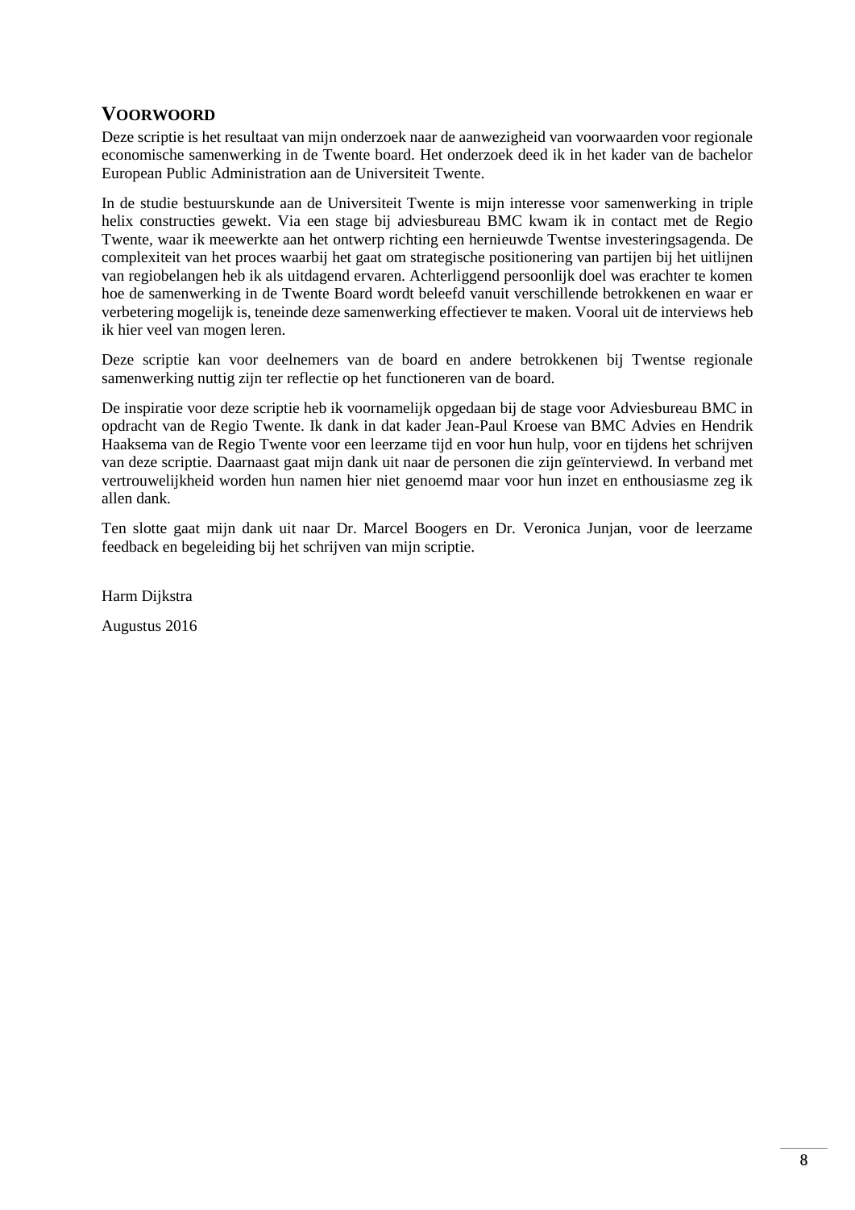## VOORWOORD

Deze scriptie is het resultaat van mijn onderzoek naar de aanwezigheid van voorwaarden voor regionale economische samenwerking in de Twente board. Het onderzoek deed ik in het kader van de bachelor European Public Administration aan de Universiteit Twente.

In de studie bestuurskunde aan de Universiteit Twente is mijn interesse voor samenwerking in triple helix constructies gewekt. Via een stage bij adviesbureau BMC kwam ik in contact met de Regio Twente, waar ik meewerkte aan het ontwerp richting een hernieuwde Twentse investeringsagenda. De complexiteit van het proces waarbij het gaat om strategische positionering van partijen bij het uitlijnen van regiobelangen heb ik als uitdagend ervaren. Achterliggend persoonlijk doel was erachter te komen hoe de samenwerking in de Twente Board wordt beleefd vanuit verschillende betrokkenen en waar er verbetering mogelijk is, teneinde deze samenwerking effectiever te maken. Vooral uit de interviews heb ik hier veel van mogen leren.

Deze scriptie kan voor deelnemers van de board en andere betrokkenen bij Twentse regionale samenwerking nuttig zijn ter reflectie op het functioneren van de board.

De inspiratie voor deze scriptie heb ik voornamelijk opgedaan bij de stage voor Adviesbureau BMC in opdracht van de Regio Twente. Ik dank in dat kader Jean-Paul Kroese van BMC Advies en Hendrik Haaksema van de Regio Twente voor een leerzame tijd en voor hun hulp, voor en tijdens het schrijven van deze scriptie. Daarnaast gaat mijn dank uit naar de personen die zijn geïnterviewd. In verband met vertrouwelijkheid worden hun namen hier niet genoemd maar voor hun inzet en enthousiasme zeg ik allen dank.

Ten slotte gaat mijn dank uit naar Dr. Marcel Boogers en Dr. Veronica Junjan, voor de leerzame feedback en begeleiding bij het schrijven van mijn scriptie.

Harm Dijkstra

Augustus 2016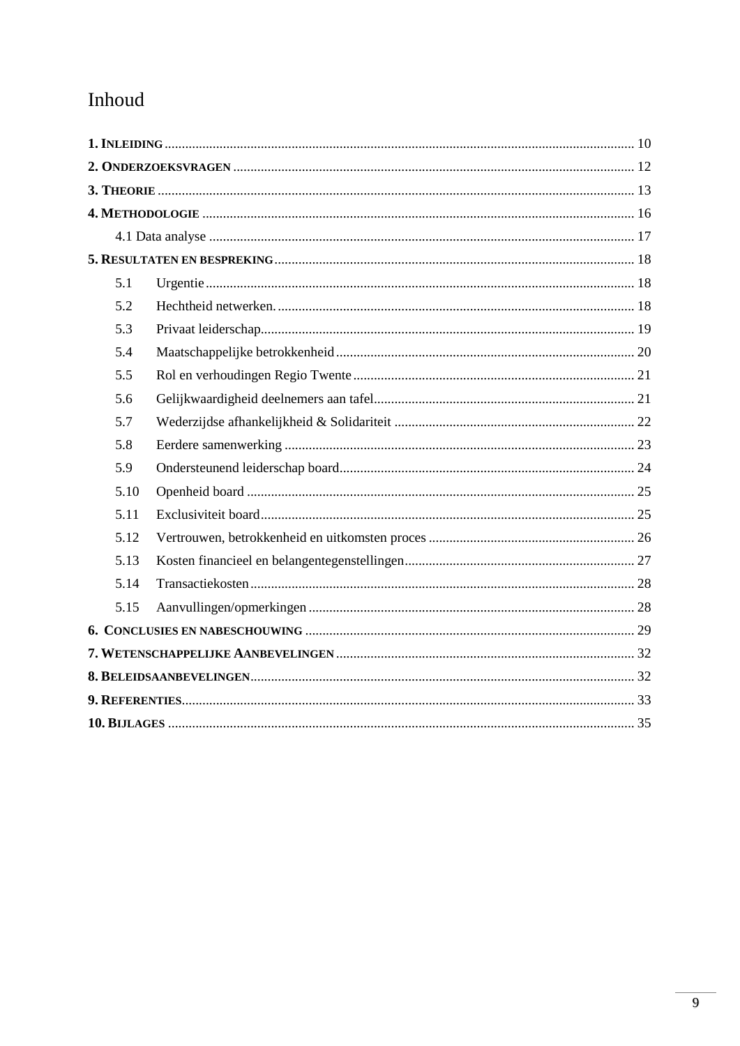# Inhoud

**1. Inleiding** ........ 10

**2. Onderzoeksvragen** ........ 12

**3. Theorie** ........ 13

**4. Methodologie** ........ 16

- 4.1 Data analyse ........ 17

**5. Resultaten en bespreking** ........ 18

- 5.1 Urgentie ........ 18
- 5.2 Hechtheid netwerken. ........ 18
- 5.3 Privaat leiderschap ........ 19
- 5.4 Maatschappelijke betrokkenheid ........ 20
- 5.5 Rol en verhoudingen Regio Twente ........ 21
- 5.6 Gelijkwaardigheid deelnemers aan tafel ........ 21
- 5.7 Wederzijdse afhankelijkheid & Solidariteit ........ 22
- 5.8 Eerdere samenwerking ........ 23
- 5.9 Ondersteunend leiderschap board ........ 24
- 5.10 Openheid board ........ 25
- 5.11 Exclusiviteit board ........ 25
- 5.12 Vertrouwen, betrokkenheid en uitkomsten proces ........ 26
- 5.13 Kosten financieel en belangentegenstellingen ........ 27
- 5.14 Transactiekosten ........ 28
- 5.15 Aanvullingen/opmerkingen ........ 28

**6. Conclusies en nabeschouwing** ........ 29

**7. Wetenschappelijke Aanbevelingen** ........ 32

**8. Beleidsaanbevelingen** ........ 32

**9. Referenties** ........ 33

**10. Bijlages** ........ 35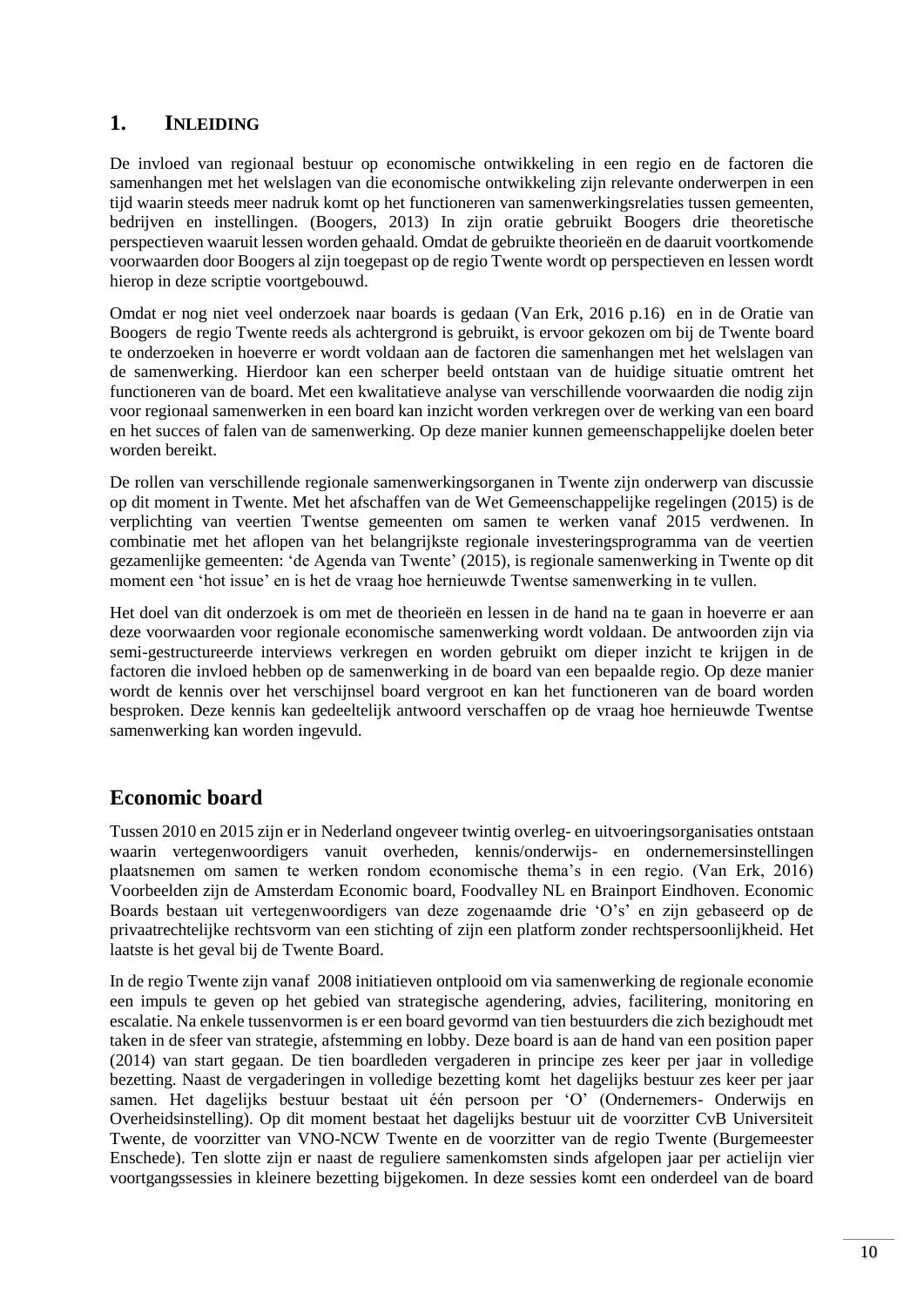# 1. INLEIDING

De invloed van regionaal bestuur op economische ontwikkeling in een regio en de factoren die samenhangen met het welslagen van die economische ontwikkeling zijn relevante onderwerpen in een tijd waarin steeds meer nadruk komt op het functioneren van samenwerkingsrelaties tussen gemeenten, bedrijven en instellingen. (Boogers, 2013) In zijn oratie gebruikt Boogers drie theoretische perspectieven waaruit lessen worden gehaald. Omdat de gebruikte theorieën en de daaruit voortkomende voorwaarden door Boogers al zijn toegepast op de regio Twente wordt op perspectieven en lessen wordt hierop in deze scriptie voortgebouwd.

Omdat er nog niet veel onderzoek naar boards is gedaan (Van Erk, 2016 p.16) en in de Oratie van Boogers de regio Twente reeds als achtergrond is gebruikt, is ervoor gekozen om bij de Twente board te onderzoeken in hoeverre er wordt voldaan aan de factoren die samenhangen met het welslagen van de samenwerking. Hierdoor kan een scherper beeld ontstaan van de huidige situatie omtrent het functioneren van de board. Met een kwalitatieve analyse van verschillende voorwaarden die nodig zijn voor regionaal samenwerken in een board kan inzicht worden verkregen over de werking van een board en het succes of falen van de samenwerking. Op deze manier kunnen gemeenschappelijke doelen beter worden bereikt.

De rollen van verschillende regionale samenwerkingsorganen in Twente zijn onderwerp van discussie op dit moment in Twente. Met het afschaffen van de Wet Gemeenschappelijke regelingen (2015) is de verplichting van veertien Twentse gemeenten om samen te werken vanaf 2015 verdwenen. In combinatie met het aflopen van het belangrijkste regionale investeringsprogramma van de veertien gezamenlijke gemeenten: 'de Agenda van Twente' (2015), is regionale samenwerking in Twente op dit moment een 'hot issue' en is het de vraag hoe hernieuwde Twentse samenwerking in te vullen.

Het doel van dit onderzoek is om met de theorieën en lessen in de hand na te gaan in hoeverre er aan deze voorwaarden voor regionale economische samenwerking wordt voldaan. De antwoorden zijn via semi-gestructureerde interviews verkregen en worden gebruikt om dieper inzicht te krijgen in de factoren die invloed hebben op de samenwerking in de board van een bepaalde regio. Op deze manier wordt de kennis over het verschijnsel board vergroot en kan het functioneren van de board worden besproken. Deze kennis kan gedeeltelijk antwoord verschaffen op de vraag hoe hernieuwde Twentse samenwerking kan worden ingevuld.

## Economic board

Tussen 2010 en 2015 zijn er in Nederland ongeveer twintig overleg- en uitvoeringsorganisaties ontstaan waarin vertegenwoordigers vanuit overheden, kennis/onderwijs- en ondernemersinstellingen plaatsnemen om samen te werken rondom economische thema's in een regio. (Van Erk, 2016) Voorbeelden zijn de Amsterdam Economic board, Foodvalley NL en Brainport Eindhoven. Economic Boards bestaan uit vertegenwoordigers van deze zogenaamde drie 'O's' en zijn gebaseerd op de privaatrechtelijke rechtsvorm van een stichting of zijn een platform zonder rechtspersoonlijkheid. Het laatste is het geval bij de Twente Board.

In de regio Twente zijn vanaf 2008 initiatieven ontplooid om via samenwerking de regionale economie een impuls te geven op het gebied van strategische agendering, advies, facilitering, monitoring en escalatie. Na enkele tussenvormen is er een board gevormd van tien bestuurders die zich bezighoudt met taken in de sfeer van strategie, afstemming en lobby. Deze board is aan de hand van een position paper (2014) van start gegaan. De tien boardleden vergaderen in principe zes keer per jaar in volledige bezetting. Naast de vergaderingen in volledige bezetting komt het dagelijks bestuur zes keer per jaar samen. Het dagelijks bestuur bestaat uit één persoon per 'O' (Ondernemers- Onderwijs en Overheidsinstelling). Op dit moment bestaat het dagelijks bestuur uit de voorzitter CvB Universiteit Twente, de voorzitter van VNO-NCW Twente en de voorzitter van de regio Twente (Burgemeester Enschede). Ten slotte zijn er naast de reguliere samenkomsten sinds afgelopen jaar per actielijn vier voortgangssessies in kleinere bezetting bijgekomen. In deze sessies komt een onderdeel van de board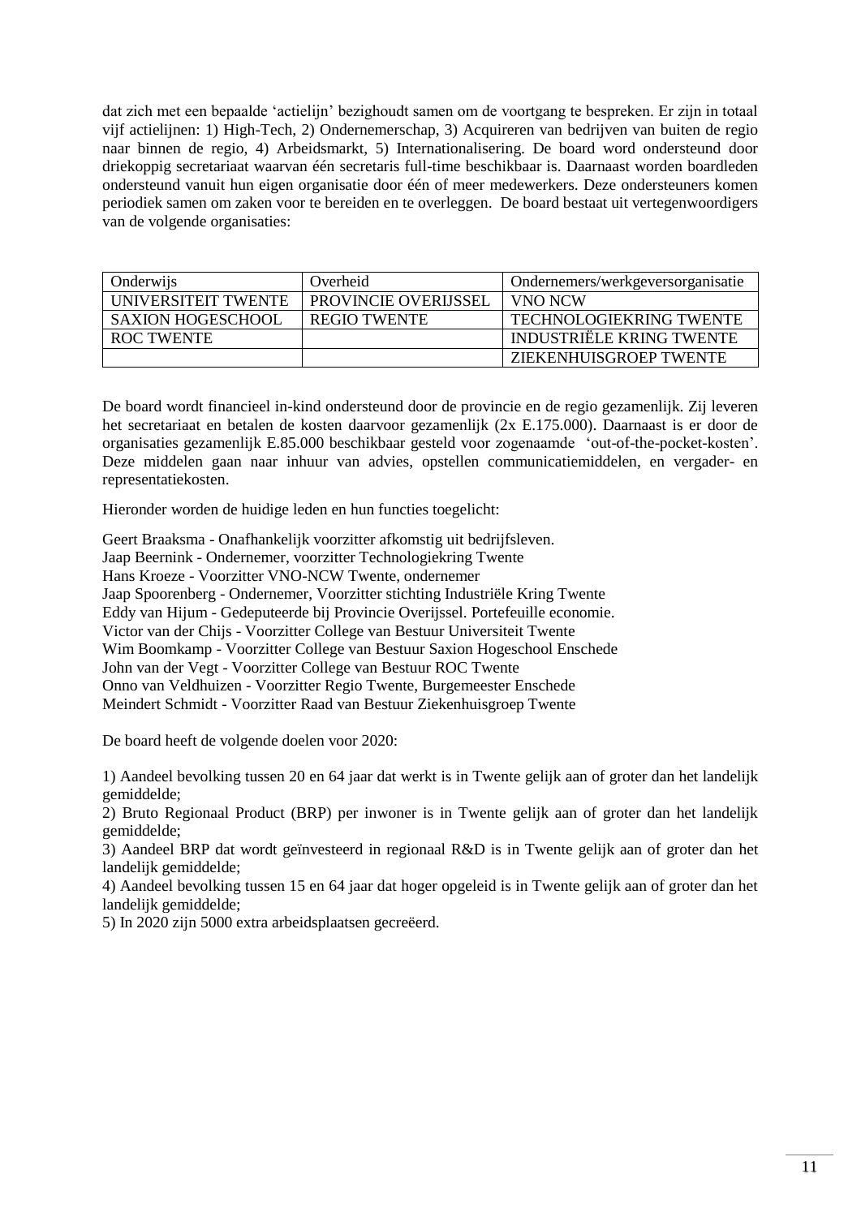dat zich met een bepaalde ‘actielijn’ bezighoudt samen om de voortgang te bespreken. Er zijn in totaal vijf actielijnen: 1) High-Tech, 2) Ondernemerschap, 3) Acquireren van bedrijven van buiten de regio naar binnen de regio, 4) Arbeidsmarkt, 5) Internationalisering. De board word ondersteund door driekoppig secretariaat waarvan één secretaris full-time beschikbaar is. Daarnaast worden boardleden ondersteund vanuit hun eigen organisatie door één of meer medewerkers. Deze ondersteuners komen periodiek samen om zaken voor te bereiden en te overleggen. De board bestaat uit vertegenwoordigers van de volgende organisaties:

| Onderwijs | Overheid | Ondernemers/werkgeversorganisatie |
|---|---|---|
| UNIVERSITEIT TWENTE | PROVINCIE OVERIJSSEL | VNO NCW |
| SAXION HOGESCHOOL | REGIO TWENTE | TECHNOLOGIEKRING TWENTE |
| ROC TWENTE | | INDUSTRIËLE KRING TWENTE |
| | | ZIEKENHUISGROEP TWENTE |

De board wordt financieel in-kind ondersteund door de provincie en de regio gezamenlijk. Zij leveren het secretariaat en betalen de kosten daarvoor gezamenlijk (2x E.175.000). Daarnaast is er door de organisaties gezamenlijk E.85.000 beschikbaar gesteld voor zogenaamde ‘out-of-the-pocket-kosten’. Deze middelen gaan naar inhuur van advies, opstellen communicatiemiddelen, en vergader- en representatiekosten.

Hieronder worden de huidige leden en hun functies toegelicht:

Geert Braaksma - Onafhankelijk voorzitter afkomstig uit bedrijfsleven.
Jaap Beernink - Ondernemer, voorzitter Technologiekring Twente
Hans Kroeze - Voorzitter VNO-NCW Twente, ondernemer
Jaap Spoorenberg - Ondernemer, Voorzitter stichting Industriële Kring Twente
Eddy van Hijum - Gedeputeerde bij Provincie Overijssel. Portefeuille economie.
Victor van der Chijs - Voorzitter College van Bestuur Universiteit Twente
Wim Boomkamp - Voorzitter College van Bestuur Saxion Hogeschool Enschede
John van der Vegt - Voorzitter College van Bestuur ROC Twente
Onno van Veldhuizen - Voorzitter Regio Twente, Burgemeester Enschede
Meindert Schmidt - Voorzitter Raad van Bestuur Ziekenhuisgroep Twente

De board heeft de volgende doelen voor 2020:

1) Aandeel bevolking tussen 20 en 64 jaar dat werkt is in Twente gelijk aan of groter dan het landelijk gemiddelde;
2) Bruto Regionaal Product (BRP) per inwoner is in Twente gelijk aan of groter dan het landelijk gemiddelde;
3) Aandeel BRP dat wordt geïnvesteerd in regionaal R&D is in Twente gelijk aan of groter dan het landelijk gemiddelde;
4) Aandeel bevolking tussen 15 en 64 jaar dat hoger opgeleid is in Twente gelijk aan of groter dan het landelijk gemiddelde;
5) In 2020 zijn 5000 extra arbeidsplaatsen gecreëerd.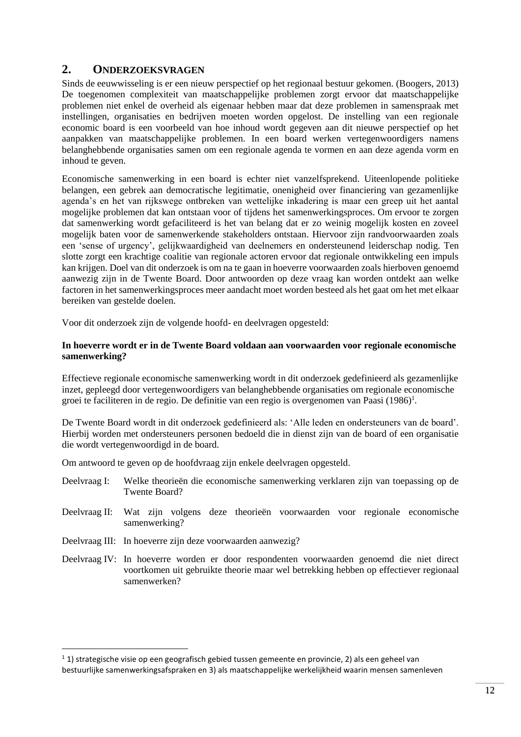## 2. ONDERZOEKSVRAGEN

Sinds de eeuwwisseling is er een nieuw perspectief op het regionaal bestuur gekomen. (Boogers, 2013) De toegenomen complexiteit van maatschappelijke problemen zorgt ervoor dat maatschappelijke problemen niet enkel de overheid als eigenaar hebben maar dat deze problemen in samenspraak met instellingen, organisaties en bedrijven moeten worden opgelost. De instelling van een regionale economic board is een voorbeeld van hoe inhoud wordt gegeven aan dit nieuwe perspectief op het aanpakken van maatschappelijke problemen. In een board werken vertegenwoordigers namens belanghebbende organisaties samen om een regionale agenda te vormen en aan deze agenda vorm en inhoud te geven.

Economische samenwerking in een board is echter niet vanzelfsprekend. Uiteenlopende politieke belangen, een gebrek aan democratische legitimatie, onenigheid over financiering van gezamenlijke agenda's en het van rijkswege ontbreken van wettelijke inkadering is maar een greep uit het aantal mogelijke problemen dat kan ontstaan voor of tijdens het samenwerkingsproces. Om ervoor te zorgen dat samenwerking wordt gefaciliteerd is het van belang dat er zo weinig mogelijk kosten en zoveel mogelijk baten voor de samenwerkende stakeholders ontstaan. Hiervoor zijn randvoorwaarden zoals een 'sense of urgency', gelijkwaardigheid van deelnemers en ondersteunend leiderschap nodig. Ten slotte zorgt een krachtige coalitie van regionale actoren ervoor dat regionale ontwikkeling een impuls kan krijgen. Doel van dit onderzoek is om na te gaan in hoeverre voorwaarden zoals hierboven genoemd aanwezig zijn in de Twente Board. Door antwoorden op deze vraag kan worden ontdekt aan welke factoren in het samenwerkingsproces meer aandacht moet worden besteed als het gaat om het met elkaar bereiken van gestelde doelen.

Voor dit onderzoek zijn de volgende hoofd- en deelvragen opgesteld:

**In hoeverre wordt er in de Twente Board voldaan aan voorwaarden voor regionale economische samenwerking?**

Effectieve regionale economische samenwerking wordt in dit onderzoek gedefinieerd als gezamenlijke inzet, gepleegd door vertegenwoordigers van belanghebbende organisaties om regionale economische groei te faciliteren in de regio. De definitie van een regio is overgenomen van Paasi (1986)[1].

De Twente Board wordt in dit onderzoek gedefinieerd als: 'Alle leden en ondersteuners van de board'. Hierbij worden met ondersteuners personen bedoeld die in dienst zijn van de board of een organisatie die wordt vertegenwoordigd in de board.

Om antwoord te geven op de hoofdvraag zijn enkele deelvragen opgesteld.

Deelvraag I: Welke theorieën die economische samenwerking verklaren zijn van toepassing op de Twente Board?

Deelvraag II: Wat zijn volgens deze theorieën voorwaarden voor regionale economische samenwerking?

Deelvraag III: In hoeverre zijn deze voorwaarden aanwezig?

Deelvraag IV: In hoeverre worden er door respondenten voorwaarden genoemd die niet direct voortkomen uit gebruikte theorie maar wel betrekking hebben op effectiever regionaal samenwerken?

[1] 1) strategische visie op een geografisch gebied tussen gemeente en provincie, 2) als een geheel van bestuurlijke samenwerkingsafspraken en 3) als maatschappelijke werkelijkheid waarin mensen samenleven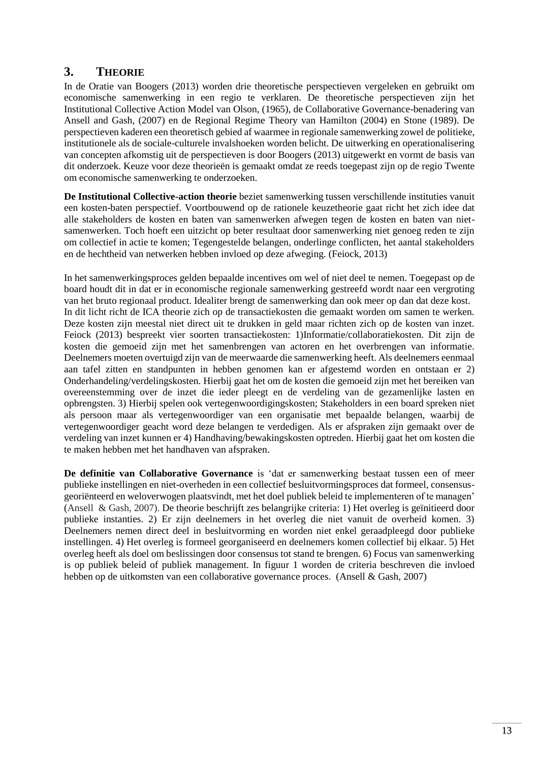# 3. THEORIE

In de Oratie van Boogers (2013) worden drie theoretische perspectieven vergeleken en gebruikt om economische samenwerking in een regio te verklaren. De theoretische perspectieven zijn het Institutional Collective Action Model van Olson, (1965), de Collaborative Governance-benadering van Ansell and Gash, (2007) en de Regional Regime Theory van Hamilton (2004) en Stone (1989). De perspectieven kaderen een theoretisch gebied af waarmee in regionale samenwerking zowel de politieke, institutionele als de sociale-culturele invalshoeken worden belicht. De uitwerking en operationalisering van concepten afkomstig uit de perspectieven is door Boogers (2013) uitgewerkt en vormt de basis van dit onderzoek. Keuze voor deze theorieën is gemaakt omdat ze reeds toegepast zijn op de regio Twente om economische samenwerking te onderzoeken.

**De Institutional Collective-action theorie** beziet samenwerking tussen verschillende instituties vanuit een kosten-baten perspectief. Voortbouwend op de rationele keuzetheorie gaat richt het zich idee dat alle stakeholders de kosten en baten van samenwerken afwegen tegen de kosten en baten van niet-samenwerken. Toch hoeft een uitzicht op beter resultaat door samenwerking niet genoeg reden te zijn om collectief in actie te komen; Tegengestelde belangen, onderlinge conflicten, het aantal stakeholders en de hechtheid van netwerken hebben invloed op deze afweging. (Feiock, 2013)

In het samenwerkingsproces gelden bepaalde incentives om wel of niet deel te nemen. Toegepast op de board houdt dit in dat er in economische regionale samenwerking gestreefd wordt naar een vergroting van het bruto regionaal product. Idealiter brengt de samenwerking dan ook meer op dan dat deze kost. In dit licht richt de ICA theorie zich op de transactiekosten die gemaakt worden om samen te werken. Deze kosten zijn meestal niet direct uit te drukken in geld maar richten zich op de kosten van inzet. Feiock (2013) bespreekt vier soorten transactiekosten: 1)Informatie/collaboratiekosten. Dit zijn de kosten die gemoeid zijn met het samenbrengen van actoren en het overbrengen van informatie. Deelnemers moeten overtuigd zijn van de meerwaarde die samenwerking heeft. Als deelnemers eenmaal aan tafel zitten en standpunten in hebben genomen kan er afgestemd worden en ontstaan er 2) Onderhandeling/verdelingskosten. Hierbij gaat het om de kosten die gemoeid zijn met het bereiken van overeenstemming over de inzet die ieder pleegt en de verdeling van de gezamenlijke lasten en opbrengsten. 3) Hierbij spelen ook vertegenwoordigingskosten; Stakeholders in een board spreken niet als persoon maar als vertegenwoordiger van een organisatie met bepaalde belangen, waarbij de vertegenwoordiger geacht word deze belangen te verdedigen. Als er afspraken zijn gemaakt over de verdeling van inzet kunnen er 4) Handhaving/bewakingskosten optreden. Hierbij gaat het om kosten die te maken hebben met het handhaven van afspraken.

**De definitie van Collaborative Governance** is 'dat er samenwerking bestaat tussen een of meer publieke instellingen en niet-overheden in een collectief besluitvormingsproces dat formeel, consensus-georiënteerd en weloverwogen plaatsvindt, met het doel publiek beleid te implementeren of te managen' (Ansell & Gash, 2007). De theorie beschrijft zes belangrijke criteria: 1) Het overleg is geïnitieerd door publieke instanties. 2) Er zijn deelnemers in het overleg die niet vanuit de overheid komen. 3) Deelnemers nemen direct deel in besluitvorming en worden niet enkel geraadpleegd door publieke instellingen. 4) Het overleg is formeel georganiseerd en deelnemers komen collectief bij elkaar. 5) Het overleg heeft als doel om beslissingen door consensus tot stand te brengen. 6) Focus van samenwerking is op publiek beleid of publiek management. In figuur 1 worden de criteria beschreven die invloed hebben op de uitkomsten van een collaborative governance proces. (Ansell & Gash, 2007)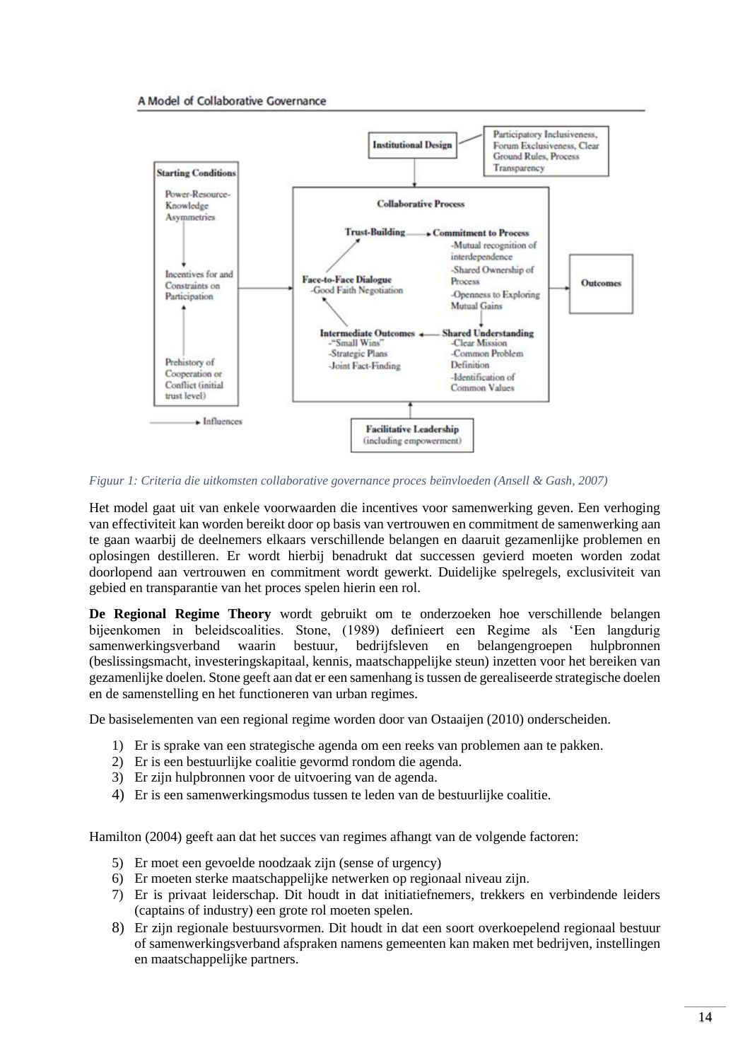A Model of Collaborative Governance

*Figuur 1: Criteria die uitkomsten collaborative governance proces beïnvloeden (Ansell & Gash, 2007)*

Het model gaat uit van enkele voorwaarden die incentives voor samenwerking geven. Een verhoging van effectiviteit kan worden bereikt door op basis van vertrouwen en commitment de samenwerking aan te gaan waarbij de deelnemers elkaars verschillende belangen en daaruit gezamenlijke problemen en oplosingen destilleren. Er wordt hierbij benadrukt dat successen gevierd moeten worden zodat doorlopend aan vertrouwen en commitment wordt gewerkt. Duidelijke spelregels, exclusiviteit van gebied en transparantie van het proces spelen hierin een rol.

**De Regional Regime Theory** wordt gebruikt om te onderzoeken hoe verschillende belangen bijeenkomen in beleidscoalities. Stone, (1989) definieert een Regime als 'Een langdurig samenwerkingsverband waarin bestuur, bedrijfsleven en belangengroepen hulpbronnen (beslissingsmacht, investeringskapitaal, kennis, maatschappelijke steun) inzetten voor het bereiken van gezamenlijke doelen. Stone geeft aan dat er een samenhang is tussen de gerealiseerde strategische doelen en de samenstelling en het functioneren van urban regimes.

De basiselementen van een regional regime worden door van Ostaaijen (2010) onderscheiden.

1) Er is sprake van een strategische agenda om een reeks van problemen aan te pakken.
2) Er is een bestuurlijke coalitie gevormd rondom die agenda.
3) Er zijn hulpbronnen voor de uitvoering van de agenda.
4) Er is een samenwerkingsmodus tussen te leden van de bestuurlijke coalitie.

Hamilton (2004) geeft aan dat het succes van regimes afhangt van de volgende factoren:

5) Er moet een gevoelde noodzaak zijn (sense of urgency)
6) Er moeten sterke maatschappelijke netwerken op regionaal niveau zijn.
7) Er is privaat leiderschap. Dit houdt in dat initiatiefnemers, trekkers en verbindende leiders (captains of industry) een grote rol moeten spelen.
8) Er zijn regionale bestuursvormen. Dit houdt in dat een soort overkoepelend regionaal bestuur of samenwerkingsverband afspraken namens gemeenten kan maken met bedrijven, instellingen en maatschappelijke partners.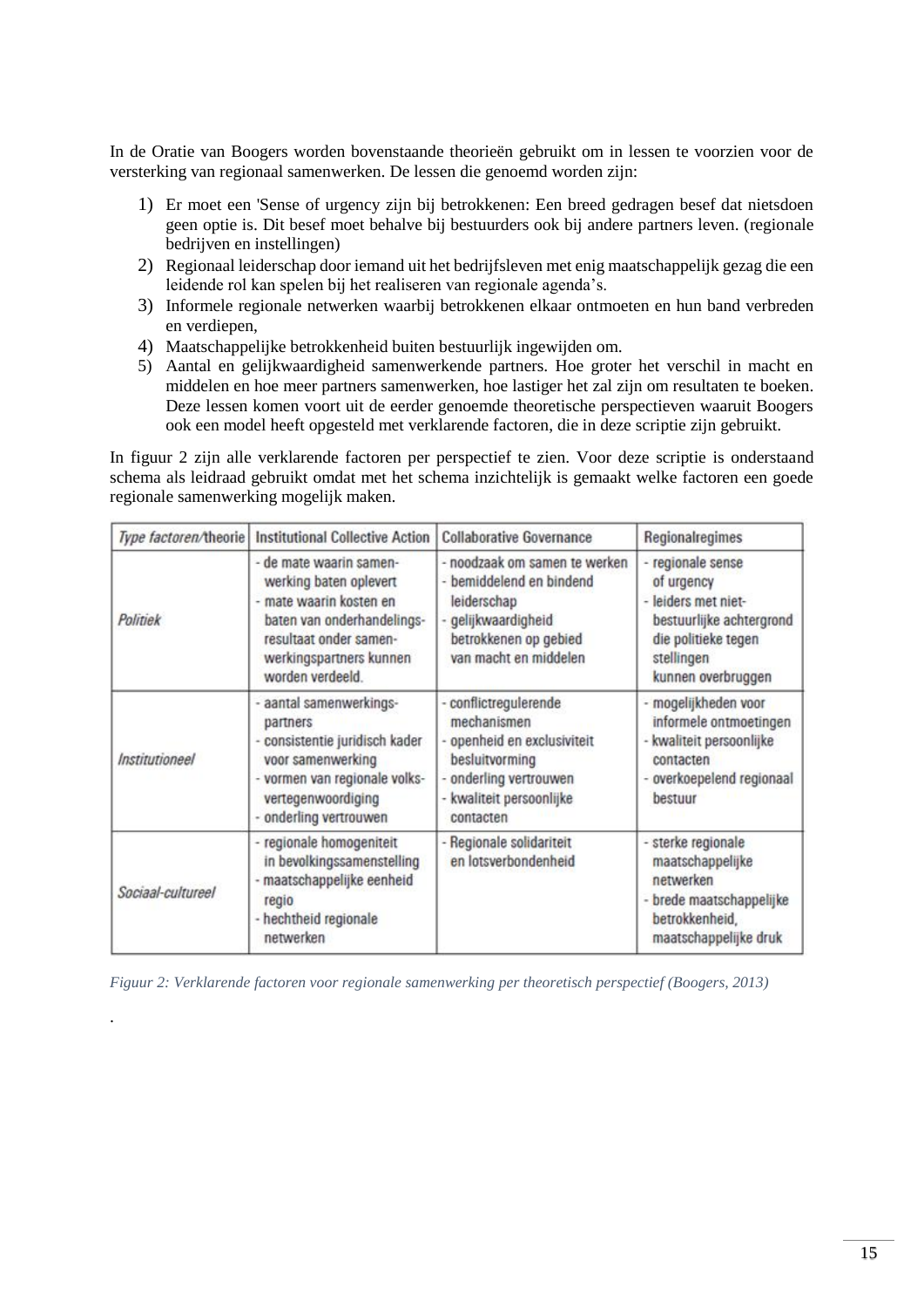In de Oratie van Boogers worden bovenstaande theorieën gebruikt om in lessen te voorzien voor de versterking van regionaal samenwerken. De lessen die genoemd worden zijn:

1) Er moet een 'Sense of urgency zijn bij betrokkenen: Een breed gedragen besef dat nietsdoen geen optie is. Dit besef moet behalve bij bestuurders ook bij andere partners leven. (regionale bedrijven en instellingen)
2) Regionaal leiderschap door iemand uit het bedrijfsleven met enig maatschappelijk gezag die een leidende rol kan spelen bij het realiseren van regionale agenda's.
3) Informele regionale netwerken waarbij betrokkenen elkaar ontmoeten en hun band verbreden en verdiepen,
4) Maatschappelijke betrokkenheid buiten bestuurlijk ingewijden om.
5) Aantal en gelijkwaardigheid samenwerkende partners. Hoe groter het verschil in macht en middelen en hoe meer partners samenwerken, hoe lastiger het zal zijn om resultaten te boeken. Deze lessen komen voort uit de eerder genoemde theoretische perspectieven waaruit Boogers ook een model heeft opgesteld met verklarende factoren, die in deze scriptie zijn gebruikt.

In figuur 2 zijn alle verklarende factoren per perspectief te zien. Voor deze scriptie is onderstaand schema als leidraad gebruikt omdat met het schema inzichtelijk is gemaakt welke factoren een goede regionale samenwerking mogelijk maken.

| *Type factoren*/theorie | Institutional Collective Action | Collaborative Governance | Regionalregimes |
|---|---|---|---|
| *Politiek* | - de mate waarin samenwerking baten oplevert<br>- mate waarin kosten en baten van onderhandelingsresultaat onder samenwerkingspartners kunnen worden verdeeld. | - noodzaak om samen te werken<br>- bemiddelend en bindend leiderschap<br>- gelijkwaardigheid betrokkenen op gebied van macht en middelen | - regionale sense of urgency<br>- leiders met niet-bestuurlijke achtergrond die politieke tegenstellingen kunnen overbruggen |
| *Institutioneel* | - aantal samenwerkingspartners<br>- consistentie juridisch kader voor samenwerking<br>- vormen van regionale volksvertegenwoordiging<br>- onderling vertrouwen | - conflictregulerende mechanismen<br>- openheid en exclusiviteit besluitvorming<br>- onderling vertrouwen<br>- kwaliteit persoonlijke contacten | - mogelijkheden voor informele ontmoetingen<br>- kwaliteit persoonlijke contacten<br>- overkoepelend regionaal bestuur |
| *Sociaal-cultureel* | - regionale homogeniteit in bevolkingssamenstelling<br>- maatschappelijke eenheid regio<br>- hechtheid regionale netwerken | - Regionale solidariteit en lotsverbondenheid | - sterke regionale maatschappelijke netwerken<br>- brede maatschappelijke betrokkenheid, maatschappelijke druk |

*Figuur 2: Verklarende factoren voor regionale samenwerking per theoretisch perspectief (Boogers, 2013)*

.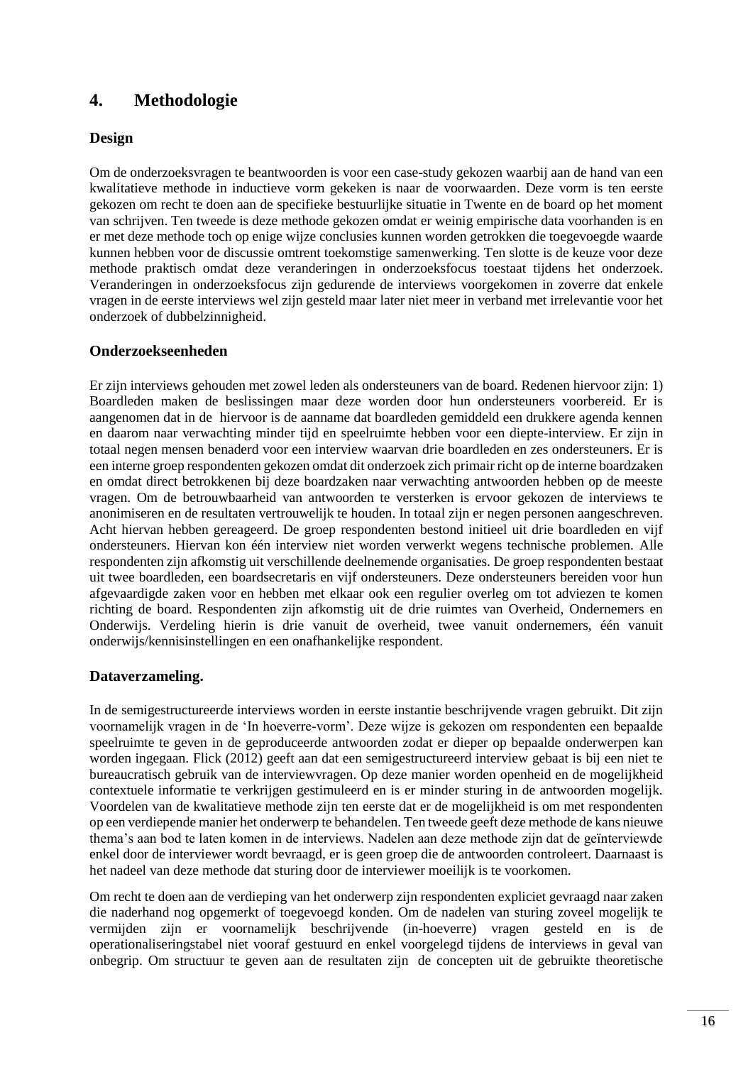## 4. Methodologie

### Design

Om de onderzoeksvragen te beantwoorden is voor een case-study gekozen waarbij aan de hand van een kwalitatieve methode in inductieve vorm gekeken is naar de voorwaarden. Deze vorm is ten eerste gekozen om recht te doen aan de specifieke bestuurlijke situatie in Twente en de board op het moment van schrijven. Ten tweede is deze methode gekozen omdat er weinig empirische data voorhanden is en er met deze methode toch op enige wijze conclusies kunnen worden getrokken die toegevoegde waarde kunnen hebben voor de discussie omtrent toekomstige samenwerking. Ten slotte is de keuze voor deze methode praktisch omdat deze veranderingen in onderzoeksfocus toestaat tijdens het onderzoek. Veranderingen in onderzoeksfocus zijn gedurende de interviews voorgekomen in zoverre dat enkele vragen in de eerste interviews wel zijn gesteld maar later niet meer in verband met irrelevantie voor het onderzoek of dubbelzinnigheid.

### Onderzoekseenheden

Er zijn interviews gehouden met zowel leden als ondersteuners van de board. Redenen hiervoor zijn: 1) Boardleden maken de beslissingen maar deze worden door hun ondersteuners voorbereid. Er is aangenomen dat in de hiervoor is de aanname dat boardleden gemiddeld een drukkere agenda kennen en daarom naar verwachting minder tijd en speelruimte hebben voor een diepte-interview. Er zijn in totaal negen mensen benaderd voor een interview waarvan drie boardleden en zes ondersteuners. Er is een interne groep respondenten gekozen omdat dit onderzoek zich primair richt op de interne boardzaken en omdat direct betrokkenen bij deze boardzaken naar verwachting antwoorden hebben op de meeste vragen. Om de betrouwbaarheid van antwoorden te versterken is ervoor gekozen de interviews te anonimiseren en de resultaten vertrouwelijk te houden. In totaal zijn er negen personen aangeschreven. Acht hiervan hebben gereageerd. De groep respondenten bestond initieel uit drie boardleden en vijf ondersteuners. Hiervan kon één interview niet worden verwerkt wegens technische problemen. Alle respondenten zijn afkomstig uit verschillende deelnemende organisaties. De groep respondenten bestaat uit twee boardleden, een boardsecretaris en vijf ondersteuners. Deze ondersteuners bereiden voor hun afgevaardigde zaken voor en hebben met elkaar ook een regulier overleg om tot adviezen te komen richting de board. Respondenten zijn afkomstig uit de drie ruimtes van Overheid, Ondernemers en Onderwijs. Verdeling hierin is drie vanuit de overheid, twee vanuit ondernemers, één vanuit onderwijs/kennisinstellingen en een onafhankelijke respondent.

### Dataverzameling.

In de semigestructureerde interviews worden in eerste instantie beschrijvende vragen gebruikt. Dit zijn voornamelijk vragen in de 'In hoeverre-vorm'. Deze wijze is gekozen om respondenten een bepaalde speelruimte te geven in de geproduceerde antwoorden zodat er dieper op bepaalde onderwerpen kan worden ingegaan. Flick (2012) geeft aan dat een semigestructureerd interview gebaat is bij een niet te bureaucratisch gebruik van de interviewvragen. Op deze manier worden openheid en de mogelijkheid contextuele informatie te verkrijgen gestimuleerd en is er minder sturing in de antwoorden mogelijk. Voordelen van de kwalitatieve methode zijn ten eerste dat er de mogelijkheid is om met respondenten op een verdiepende manier het onderwerp te behandelen. Ten tweede geeft deze methode de kans nieuwe thema's aan bod te laten komen in de interviews. Nadelen aan deze methode zijn dat de geïnterviewde enkel door de interviewer wordt bevraagd, er is geen groep die de antwoorden controleert. Daarnaast is het nadeel van deze methode dat sturing door de interviewer moeilijk is te voorkomen.

Om recht te doen aan de verdieping van het onderwerp zijn respondenten expliciet gevraagd naar zaken die naderhand nog opgemerkt of toegevoegd konden. Om de nadelen van sturing zoveel mogelijk te vermijden zijn er voornamelijk beschrijvende (in-hoeverre) vragen gesteld en is de operationaliseringstabel niet vooraf gestuurd en enkel voorgelegd tijdens de interviews in geval van onbegrip. Om structuur te geven aan de resultaten zijn de concepten uit de gebruikte theoretische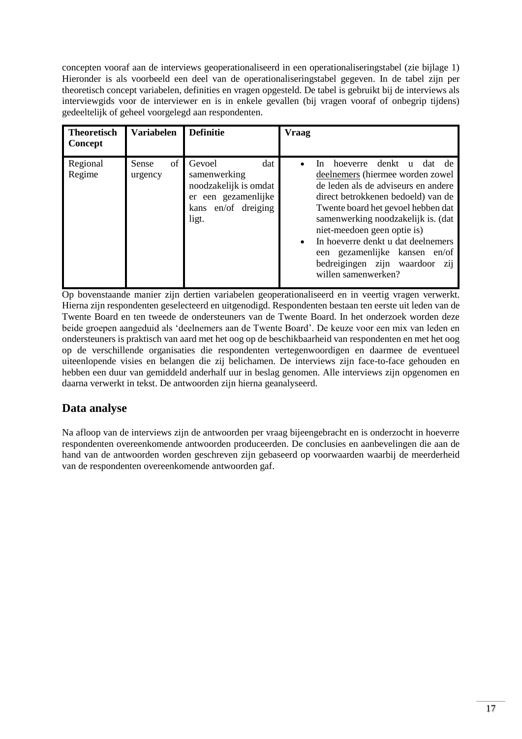concepten vooraf aan de interviews geoperationaliseerd in een operationaliseringstabel (zie bijlage 1) Hieronder is als voorbeeld een deel van de operationaliseringstabel gegeven. In de tabel zijn per theoretisch concept variabelen, definities en vragen opgesteld. De tabel is gebruikt bij de interviews als interviewgids voor de interviewer en is in enkele gevallen (bij vragen vooraf of onbegrip tijdens) gedeeltelijk of geheel voorgelegd aan respondenten.

| **Theoretisch Concept** | **Variabelen** | **Definitie** | **Vraag** |
|---|---|---|---|
| Regional Regime | Sense of urgency | Gevoel dat samenwerking noodzakelijk is omdat er een gezamenlijke kans en/of dreiging ligt. | • In hoeverre denkt u dat de deelnemers (hiermee worden zowel de leden als de adviseurs en andere direct betrokkenen bedoeld) van de Twente board het gevoel hebben dat samenwerking noodzakelijk is. (dat niet-meedoen geen optie is) <br> • In hoeverre denkt u dat deelnemers een gezamenlijke kansen en/of bedreigingen zijn waardoor zij willen samenwerken? |

Op bovenstaande manier zijn dertien variabelen geoperationaliseerd en in veertig vragen verwerkt. Hierna zijn respondenten geselecteerd en uitgenodigd. Respondenten bestaan ten eerste uit leden van de Twente Board en ten tweede de ondersteuners van de Twente Board. In het onderzoek worden deze beide groepen aangeduid als 'deelnemers aan de Twente Board'. De keuze voor een mix van leden en ondersteuners is praktisch van aard met het oog op de beschikbaarheid van respondenten en met het oog op de verschillende organisaties die respondenten vertegenwoordigen en daarmee de eventueel uiteenlopende visies en belangen die zij belichamen. De interviews zijn face-to-face gehouden en hebben een duur van gemiddeld anderhalf uur in beslag genomen. Alle interviews zijn opgenomen en daarna verwerkt in tekst. De antwoorden zijn hierna geanalyseerd.

## Data analyse

Na afloop van de interviews zijn de antwoorden per vraag bijeengebracht en is onderzocht in hoeverre respondenten overeenkomende antwoorden produceerden. De conclusies en aanbevelingen die aan de hand van de antwoorden worden geschreven zijn gebaseerd op voorwaarden waarbij de meerderheid van de respondenten overeenkomende antwoorden gaf.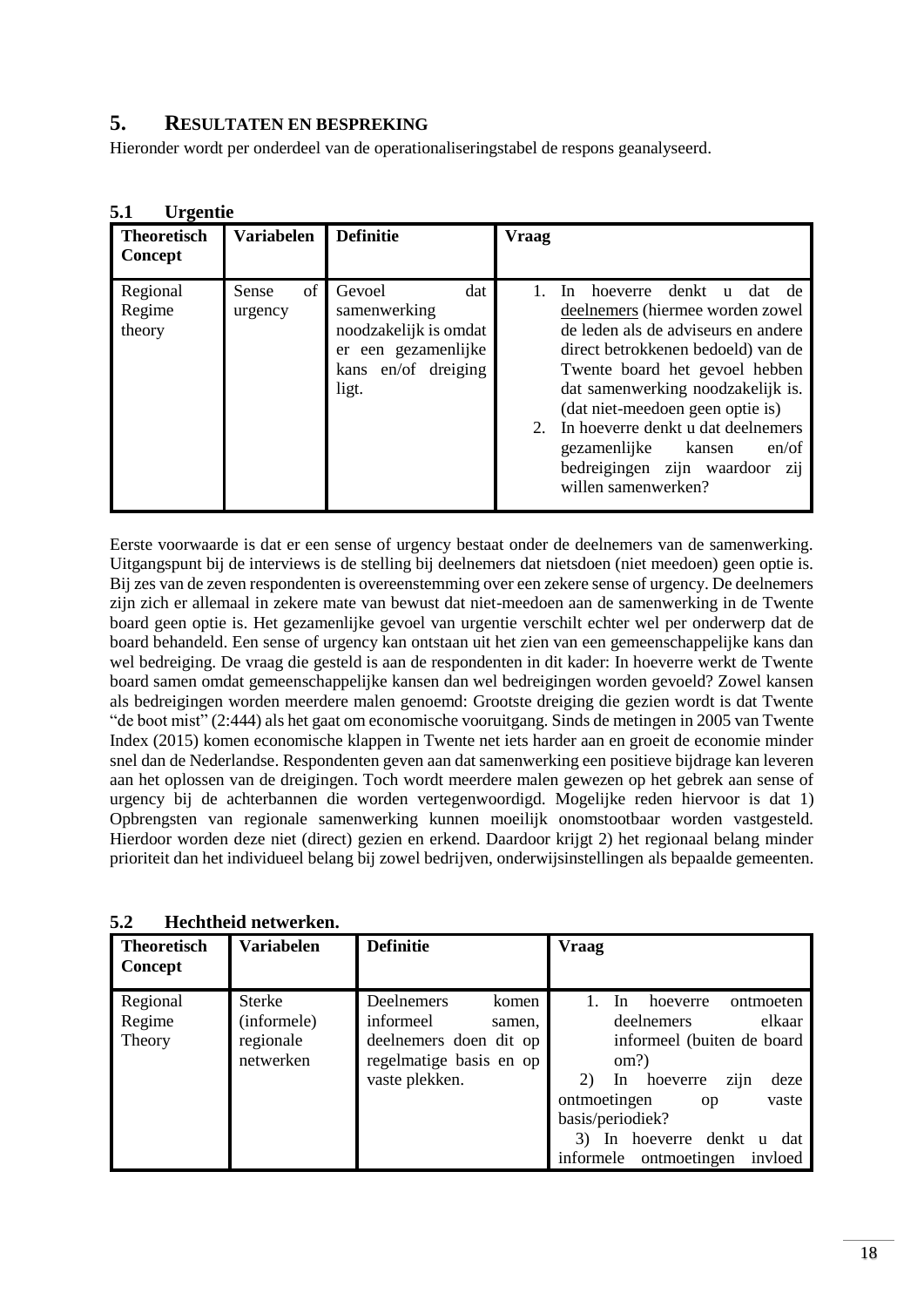# 5. Resultaten en bespreking

Hieronder wordt per onderdeel van de operationaliseringstabel de respons geanalyseerd.

## 5.1 Urgentie

| Theoretisch Concept | Variabelen | Definitie | Vraag |
|---|---|---|---|
| Regional Regime theory | Sense of urgency | Gevoel dat samenwerking noodzakelijk is omdat er een gezamenlijke kans en/of dreiging ligt. | 1. In hoeverre denkt u dat de deelnemers (hiermee worden zowel de leden als de adviseurs en andere direct betrokkenen bedoeld) van de Twente board het gevoel hebben dat samenwerking noodzakelijk is. (dat niet-meedoen geen optie is) 2. In hoeverre denkt u dat deelnemers gezamenlijke kansen en/of bedreigingen zijn waardoor zij willen samenwerken? |

Eerste voorwaarde is dat er een sense of urgency bestaat onder de deelnemers van de samenwerking. Uitgangspunt bij de interviews is de stelling bij deelnemers dat nietsdoen (niet meedoen) geen optie is. Bij zes van de zeven respondenten is overeenstemming over een zekere sense of urgency. De deelnemers zijn zich er allemaal in zekere mate van bewust dat niet-meedoen aan de samenwerking in de Twente board geen optie is. Het gezamenlijke gevoel van urgentie verschilt echter wel per onderwerp dat de board behandeld. Een sense of urgency kan ontstaan uit het zien van een gemeenschappelijke kans dan wel bedreiging. De vraag die gesteld is aan de respondenten in dit kader: In hoeverre werkt de Twente board samen omdat gemeenschappelijke kansen dan wel bedreigingen worden gevoeld? Zowel kansen als bedreigingen worden meerdere malen genoemd: Grootste dreiging die gezien wordt is dat Twente "de boot mist" (2:444) als het gaat om economische vooruitgang. Sinds de metingen in 2005 van Twente Index (2015) komen economische klappen in Twente net iets harder aan en groeit de economie minder snel dan de Nederlandse. Respondenten geven aan dat samenwerking een positieve bijdrage kan leveren aan het oplossen van de dreigingen. Toch wordt meerdere malen gewezen op het gebrek aan sense of urgency bij de achterbannen die worden vertegenwoordigd. Mogelijke reden hiervoor is dat 1) Opbrengsten van regionale samenwerking kunnen moeilijk onomstootbaar worden vastgesteld. Hierdoor worden deze niet (direct) gezien en erkend. Daardoor krijgt 2) het regionaal belang minder prioriteit dan het individueel belang bij zowel bedrijven, onderwijsinstellingen als bepaalde gemeenten.

## 5.2 Hechtheid netwerken.

| Theoretisch Concept | Variabelen | Definitie | Vraag |
|---|---|---|---|
| Regional Regime Theory | Sterke (informele) regionale netwerken | Deelnemers komen informeel samen, deelnemers doen dit op regelmatige basis en op vaste plekken. | 1. In hoeverre ontmoeten deelnemers elkaar informeel (buiten de board om?) 2) In hoeverre zijn deze ontmoetingen op vaste basis/periodiek? 3) In hoeverre denkt u dat informele ontmoetingen invloed |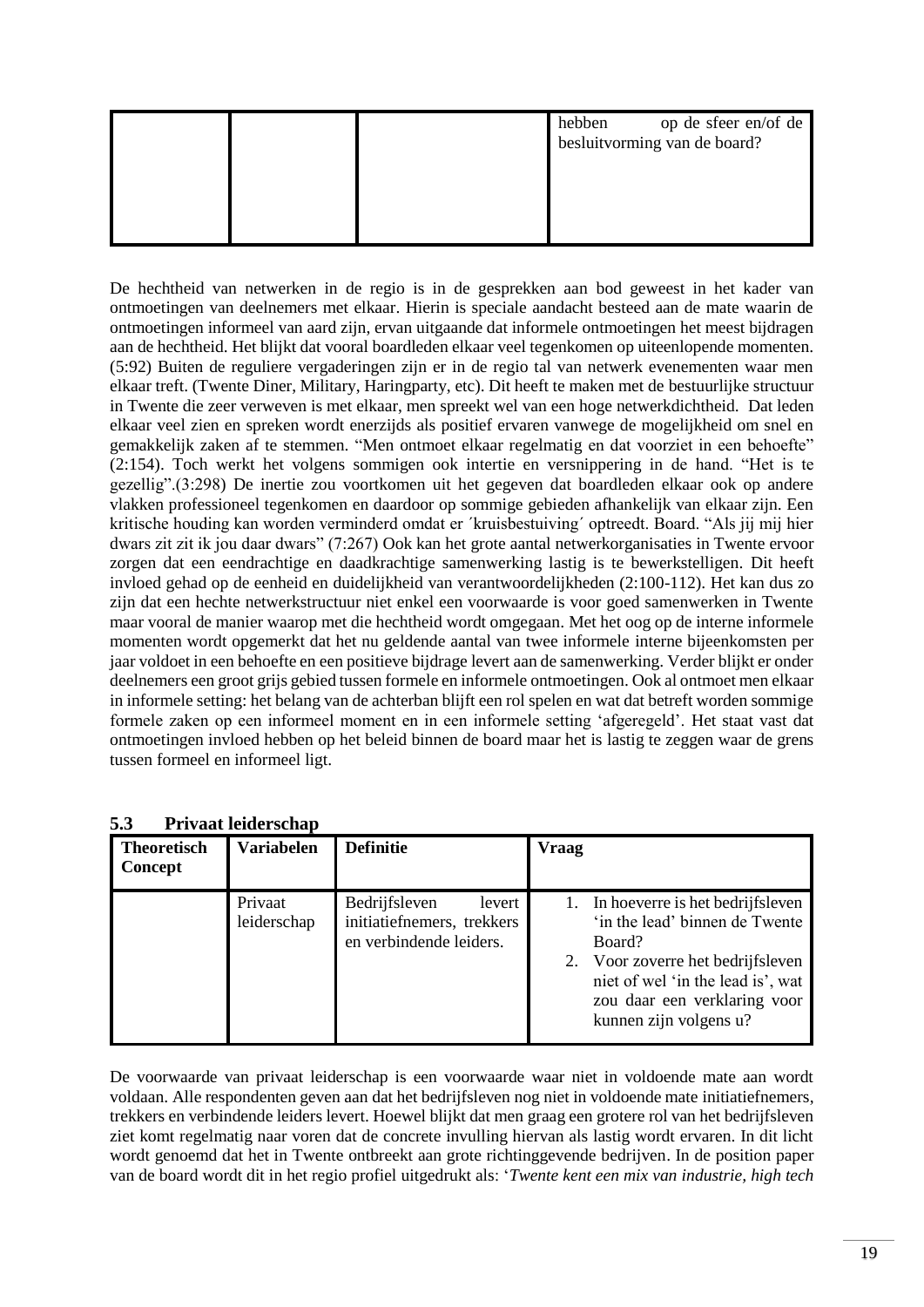| | | | hebben op de sfeer en/of de besluitvorming van de board? |
|---|---|---|---|

De hechtheid van netwerken in de regio is in de gesprekken aan bod geweest in het kader van ontmoetingen van deelnemers met elkaar. Hierin is speciale aandacht besteed aan de mate waarin de ontmoetingen informeel van aard zijn, ervan uitgaande dat informele ontmoetingen het meest bijdragen aan de hechtheid. Het blijkt dat vooral boardleden elkaar veel tegenkomen op uiteenlopende momenten. (5:92) Buiten de reguliere vergaderingen zijn er in de regio tal van netwerk evenementen waar men elkaar treft. (Twente Diner, Military, Haringparty, etc). Dit heeft te maken met de bestuurlijke structuur in Twente die zeer verweven is met elkaar, men spreekt wel van een hoge netwerkdichtheid. Dat leden elkaar veel zien en spreken wordt enerzijds als positief ervaren vanwege de mogelijkheid om snel en gemakkelijk zaken af te stemmen. "Men ontmoet elkaar regelmatig en dat voorziet in een behoefte" (2:154). Toch werkt het volgens sommigen ook intertie en versnippering in de hand. "Het is te gezellig".(3:298) De inertie zou voortkomen uit het gegeven dat boardleden elkaar ook op andere vlakken professioneel tegenkomen en daardoor op sommige gebieden afhankelijk van elkaar zijn. Een kritische houding kan worden verminderd omdat er ´kruisbestuiving´ optreedt. Board. "Als jij mij hier dwars zit zit ik jou daar dwars" (7:267) Ook kan het grote aantal netwerkorganisaties in Twente ervoor zorgen dat een eendrachtige en daadkrachtige samenwerking lastig is te bewerkstelligen. Dit heeft invloed gehad op de eenheid en duidelijkheid van verantwoordelijkheden (2:100-112). Het kan dus zo zijn dat een hechte netwerkstructuur niet enkel een voorwaarde is voor goed samenwerken in Twente maar vooral de manier waarop met die hechtheid wordt omgegaan. Met het oog op de interne informele momenten wordt opgemerkt dat het nu geldende aantal van twee informele interne bijeenkomsten per jaar voldoet in een behoefte en een positieve bijdrage levert aan de samenwerking. Verder blijkt er onder deelnemers een groot grijs gebied tussen formele en informele ontmoetingen. Ook al ontmoet men elkaar in informele setting: het belang van de achterban blijft een rol spelen en wat dat betreft worden sommige formele zaken op een informeel moment en in een informele setting 'afgeregeld'. Het staat vast dat ontmoetingen invloed hebben op het beleid binnen de board maar het is lastig te zeggen waar de grens tussen formeel en informeel ligt.

### 5.3 Privaat leiderschap

| **Theoretisch Concept** | **Variabelen** | **Definitie** | **Vraag** |
|---|---|---|---|
| | Privaat leiderschap | Bedrijfsleven levert initiatiefnemers, trekkers en verbindende leiders. | 1. In hoeverre is het bedrijfsleven 'in the lead' binnen de Twente Board? 2. Voor zoverre het bedrijfsleven niet of wel 'in the lead is', wat zou daar een verklaring voor kunnen zijn volgens u? |

De voorwaarde van privaat leiderschap is een voorwaarde waar niet in voldoende mate aan wordt voldaan. Alle respondenten geven aan dat het bedrijfsleven nog niet in voldoende mate initiatiefnemers, trekkers en verbindende leiders levert. Hoewel blijkt dat men graag een grotere rol van het bedrijfsleven ziet komt regelmatig naar voren dat de concrete invulling hiervan als lastig wordt ervaren. In dit licht wordt genoemd dat het in Twente ontbreekt aan grote richtinggevende bedrijven. In de position paper van de board wordt dit in het regio profiel uitgedrukt als: '*Twente kent een mix van industrie, high tech*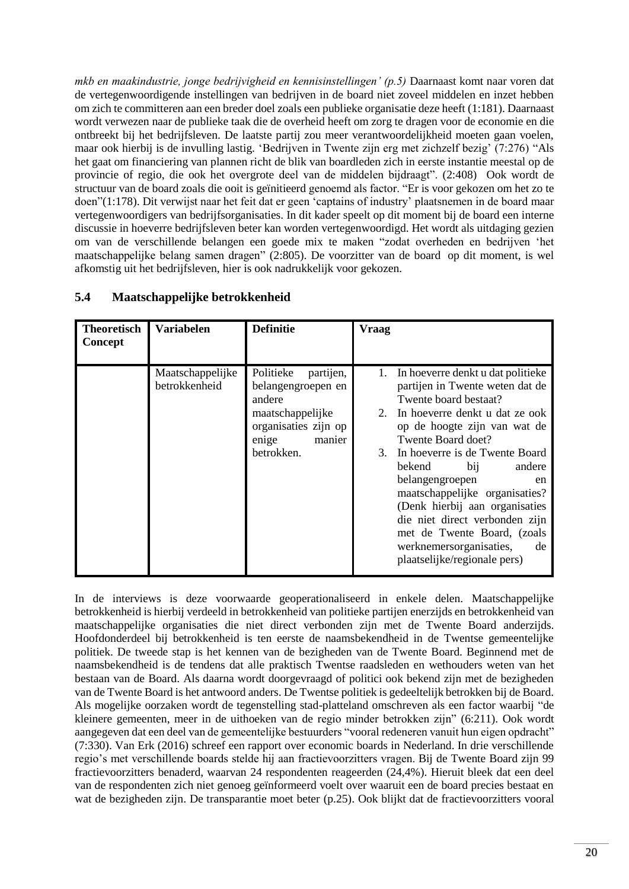*mkb en maakindustrie, jonge bedrijvigheid en kennisinstellingen' (p.5)* Daarnaast komt naar voren dat de vertegenwoordigende instellingen van bedrijven in de board niet zoveel middelen en inzet hebben om zich te committeren aan een breder doel zoals een publieke organisatie deze heeft (1:181). Daarnaast wordt verwezen naar de publieke taak die de overheid heeft om zorg te dragen voor de economie en die ontbreekt bij het bedrijfsleven. De laatste partij zou meer verantwoordelijkheid moeten gaan voelen, maar ook hierbij is de invulling lastig. 'Bedrijven in Twente zijn erg met zichzelf bezig' (7:276) "Als het gaat om financiering van plannen richt de blik van boardleden zich in eerste instantie meestal op de provincie of regio, die ook het overgrote deel van de middelen bijdraagt". (2:408) Ook wordt de structuur van de board zoals die ooit is geïnitieerd genoemd als factor. "Er is voor gekozen om het zo te doen"(1:178). Dit verwijst naar het feit dat er geen 'captains of industry' plaatsnemen in de board maar vertegenwoordigers van bedrijfsorganisaties. In dit kader speelt op dit moment bij de board een interne discussie in hoeverre bedrijfsleven beter kan worden vertegenwoordigd. Het wordt als uitdaging gezien om van de verschillende belangen een goede mix te maken "zodat overheden en bedrijven 'het maatschappelijke belang samen dragen" (2:805). De voorzitter van de board op dit moment, is wel afkomstig uit het bedrijfsleven, hier is ook nadrukkelijk voor gekozen.

## 5.4 Maatschappelijke betrokkenheid

| Theoretisch Concept | Variabelen | Definitie | Vraag |
|---|---|---|---|
| | Maatschappelijke betrokkenheid | Politieke partijen, belangengroepen en andere maatschappelijke organisaties zijn op enige manier betrokken. | 1. In hoeverre denkt u dat politieke partijen in Twente weten dat de Twente board bestaat? 2. In hoeverre denkt u dat ze ook op de hoogte zijn van wat de Twente Board doet? 3. In hoeverre is de Twente Board bekend bij andere belangengroepen en maatschappelijke organisaties? (Denk hierbij aan organisaties die niet direct verbonden zijn met de Twente Board, (zoals werknemersorganisaties, de plaatselijke/regionale pers) |

In de interviews is deze voorwaarde geoperationaliseerd in enkele delen. Maatschappelijke betrokkenheid is hierbij verdeeld in betrokkenheid van politieke partijen enerzijds en betrokkenheid van maatschappelijke organisaties die niet direct verbonden zijn met de Twente Board anderzijds. Hoofdonderdeel bij betrokkenheid is ten eerste de naamsbekendheid in de Twentse gemeentelijke politiek. De tweede stap is het kennen van de bezigheden van de Twente Board. Beginnend met de naamsbekendheid is de tendens dat alle praktisch Twentse raadsleden en wethouders weten van het bestaan van de Board. Als daarna wordt doorgevraagd of politici ook bekend zijn met de bezigheden van de Twente Board is het antwoord anders. De Twentse politiek is gedeeltelijk betrokken bij de Board. Als mogelijke oorzaken wordt de tegenstelling stad-platteland omschreven als een factor waarbij "de kleinere gemeenten, meer in de uithoeken van de regio minder betrokken zijn" (6:211). Ook wordt aangegeven dat een deel van de gemeentelijke bestuurders "vooral redeneren vanuit hun eigen opdracht" (7:330). Van Erk (2016) schreef een rapport over economic boards in Nederland. In drie verschillende regio's met verschillende boards stelde hij aan fractievoorzitters vragen. Bij de Twente Board zijn 99 fractievoorzitters benaderd, waarvan 24 respondenten reageerden (24,4%). Hieruit bleek dat een deel van de respondenten zich niet genoeg geïnformeerd voelt over waaruit een de board precies bestaat en wat de bezigheden zijn. De transparantie moet beter (p.25). Ook blijkt dat de fractievoorzitters vooral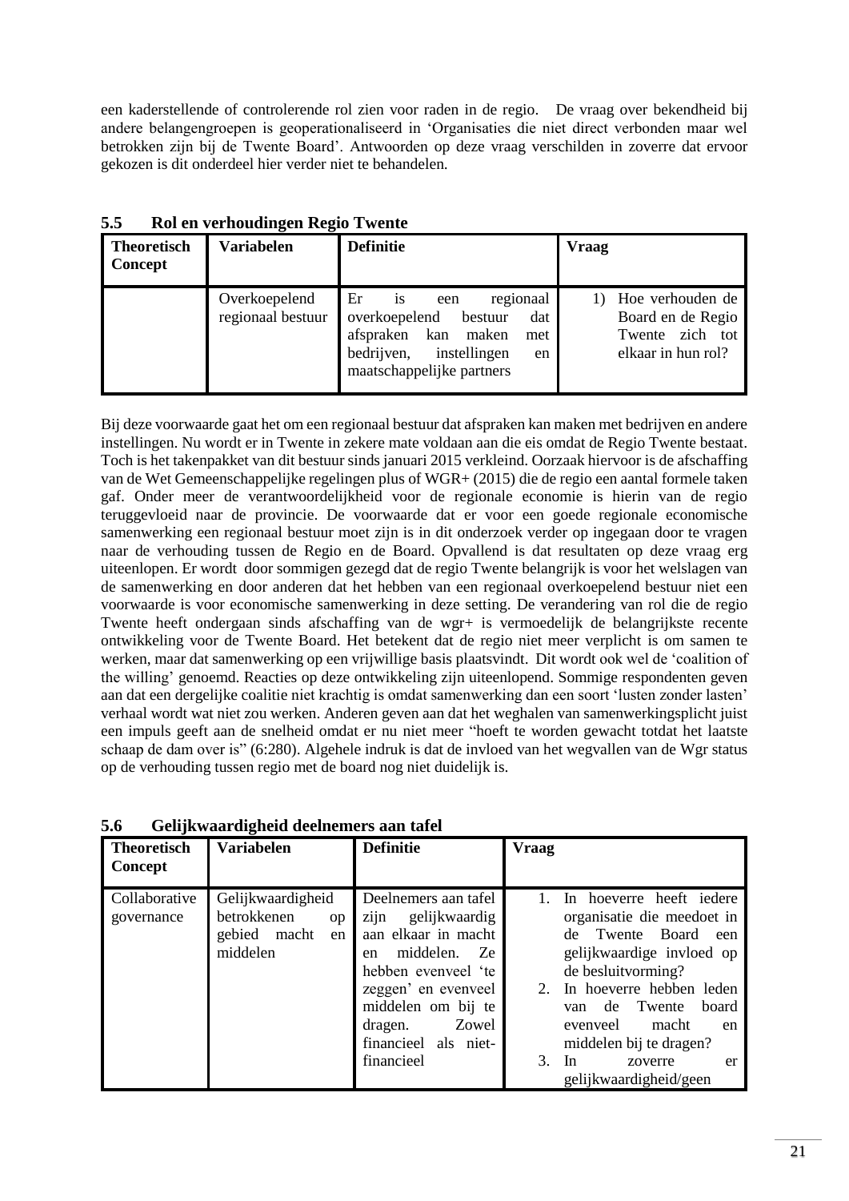een kaderstellende of controlerende rol zien voor raden in de regio. De vraag over bekendheid bij andere belangengroepen is geoperationaliseerd in 'Organisaties die niet direct verbonden maar wel betrokken zijn bij de Twente Board'. Antwoorden op deze vraag verschilden in zoverre dat ervoor gekozen is dit onderdeel hier verder niet te behandelen.

## 5.5 Rol en verhoudingen Regio Twente

| Theoretisch Concept | Variabelen | Definitie | Vraag |
|---|---|---|---|
| | Overkoepelend regionaal bestuur | Er is een regionaal overkoepelend bestuur dat afspraken kan maken met bedrijven, instellingen en maatschappelijke partners | 1) Hoe verhouden de Board en de Regio Twente zich tot elkaar in hun rol? |

Bij deze voorwaarde gaat het om een regionaal bestuur dat afspraken kan maken met bedrijven en andere instellingen. Nu wordt er in Twente in zekere mate voldaan aan die eis omdat de Regio Twente bestaat. Toch is het takenpakket van dit bestuur sinds januari 2015 verkleind. Oorzaak hiervoor is de afschaffing van de Wet Gemeenschappelijke regelingen plus of WGR+ (2015) die de regio een aantal formele taken gaf. Onder meer de verantwoordelijkheid voor de regionale economie is hierin van de regio teruggevloeid naar de provincie. De voorwaarde dat er voor een goede regionale economische samenwerking een regionaal bestuur moet zijn is in dit onderzoek verder op ingegaan door te vragen naar de verhouding tussen de Regio en de Board. Opvallend is dat resultaten op deze vraag erg uiteenlopen. Er wordt door sommigen gezegd dat de regio Twente belangrijk is voor het welslagen van de samenwerking en door anderen dat het hebben van een regionaal overkoepelend bestuur niet een voorwaarde is voor economische samenwerking in deze setting. De verandering van rol die de regio Twente heeft ondergaan sinds afschaffing van de wgr+ is vermoedelijk de belangrijkste recente ontwikkeling voor de Twente Board. Het betekent dat de regio niet meer verplicht is om samen te werken, maar dat samenwerking op een vrijwillige basis plaatsvindt. Dit wordt ook wel de 'coalition of the willing' genoemd. Reacties op deze ontwikkeling zijn uiteenlopend. Sommige respondenten geven aan dat een dergelijke coalitie niet krachtig is omdat samenwerking dan een soort 'lusten zonder lasten' verhaal wordt wat niet zou werken. Anderen geven aan dat het weghalen van samenwerkingsplicht juist een impuls geeft aan de snelheid omdat er nu niet meer "hoeft te worden gewacht totdat het laatste schaap de dam over is" (6:280). Algehele indruk is dat de invloed van het wegvallen van de Wgr status op de verhouding tussen regio met de board nog niet duidelijk is.

## 5.6 Gelijkwaardigheid deelnemers aan tafel

| Theoretisch Concept | Variabelen | Definitie | Vraag |
|---|---|---|---|
| Collaborative governance | Gelijkwaardigheid betrokkenen op gebied macht en middelen | Deelnemers aan tafel zijn gelijkwaardig aan elkaar in macht en middelen. Ze hebben evenveel 'te zeggen' en evenveel middelen om bij te dragen. Zowel financieel als niet-financieel | 1. In hoeverre heeft iedere organisatie die meedoet in de Twente Board een gelijkwaardige invloed op de besluitvorming? 2. In hoeverre hebben leden van de Twente board evenveel macht en middelen bij te dragen? 3. In zoverre er gelijkwaardigheid/geen |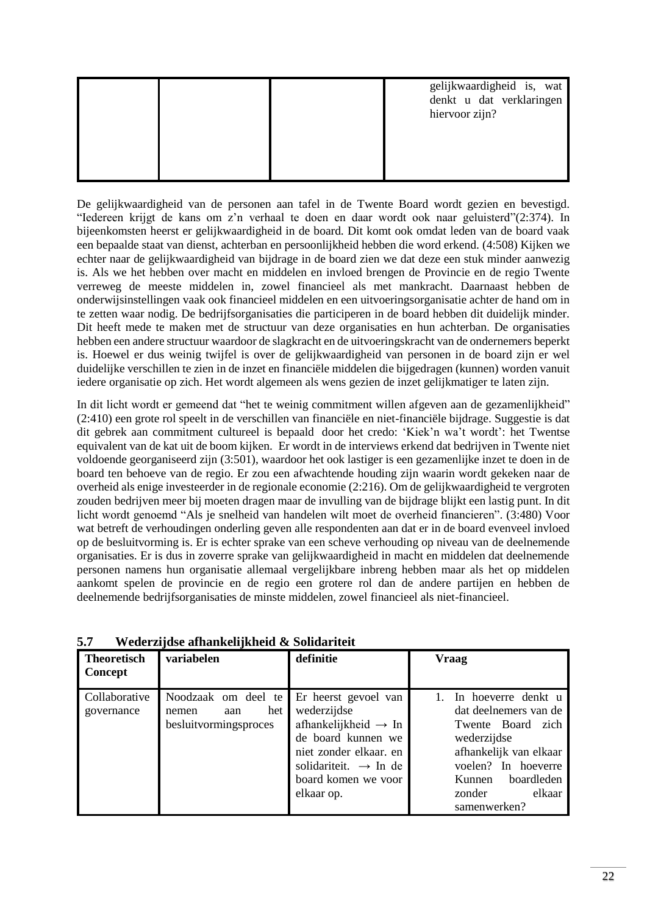| | | | gelijkwaardigheid is, wat denkt u dat verklaringen hiervoor zijn? |
|---|---|---|---|

De gelijkwaardigheid van de personen aan tafel in de Twente Board wordt gezien en bevestigd. “Iedereen krijgt de kans om z’n verhaal te doen en daar wordt ook naar geluisterd”(2:374). In bijeenkomsten heerst er gelijkwaardigheid in de board. Dit komt ook omdat leden van de board vaak een bepaalde staat van dienst, achterban en persoonlijkheid hebben die word erkend. (4:508) Kijken we echter naar de gelijkwaardigheid van bijdrage in de board zien we dat deze een stuk minder aanwezig is. Als we het hebben over macht en middelen en invloed brengen de Provincie en de regio Twente verreweg de meeste middelen in, zowel financieel als met mankracht. Daarnaast hebben de onderwijsinstellingen vaak ook financieel middelen en een uitvoeringsorganisatie achter de hand om in te zetten waar nodig. De bedrijfsorganisaties die participeren in de board hebben dit duidelijk minder. Dit heeft mede te maken met de structuur van deze organisaties en hun achterban. De organisaties hebben een andere structuur waardoor de slagkracht en de uitvoeringskracht van de ondernemers beperkt is. Hoewel er dus weinig twijfel is over de gelijkwaardigheid van personen in de board zijn er wel duidelijke verschillen te zien in de inzet en financiële middelen die bijgedragen (kunnen) worden vanuit iedere organisatie op zich. Het wordt algemeen als wens gezien de inzet gelijkmatiger te laten zijn.

In dit licht wordt er gemeend dat “het te weinig commitment willen afgeven aan de gezamenlijkheid” (2:410) een grote rol speelt in de verschillen van financiële en niet-financiële bijdrage. Suggestie is dat dit gebrek aan commitment cultureel is bepaald door het credo: ‘Kiek’n wa’t wordt’: het Twentse equivalent van de kat uit de boom kijken. Er wordt in de interviews erkend dat bedrijven in Twente niet voldoende georganiseerd zijn (3:501), waardoor het ook lastiger is een gezamenlijke inzet te doen in de board ten behoeve van de regio. Er zou een afwachtende houding zijn waarin wordt gekeken naar de overheid als enige investeerder in de regionale economie (2:216). Om de gelijkwaardigheid te vergroten zouden bedrijven meer bij moeten dragen maar de invulling van de bijdrage blijkt een lastig punt. In dit licht wordt genoemd “Als je snelheid van handelen wilt moet de overheid financieren”. (3:480) Voor wat betreft de verhoudingen onderling geven alle respondenten aan dat er in de board evenveel invloed op de besluitvorming is. Er is echter sprake van een scheve verhouding op niveau van de deelnemende organisaties. Er is dus in zoverre sprake van gelijkwaardigheid in macht en middelen dat deelnemende personen namens hun organisatie allemaal vergelijkbare inbreng hebben maar als het op middelen aankomt spelen de provincie en de regio een grotere rol dan de andere partijen en hebben de deelnemende bedrijfsorganisaties de minste middelen, zowel financieel als niet-financieel.

## 5.7 Wederzijdse afhankelijkheid & Solidariteit

| **Theoretisch Concept** | **variabelen** | **definitie** | **Vraag** |
|---|---|---|---|
| Collaborative governance | Noodzaak om deel te nemen aan het besluitvormingsproces | Er heerst gevoel van wederzijdse afhankelijkheid → In de board kunnen we niet zonder elkaar. en solidariteit. → In de board komen we voor elkaar op. | 1. In hoeverre denkt u dat deelnemers van de Twente Board zich wederzijdse afhankelijk van elkaar voelen? In hoeverre Kunnen boardleden zonder elkaar samenwerken? |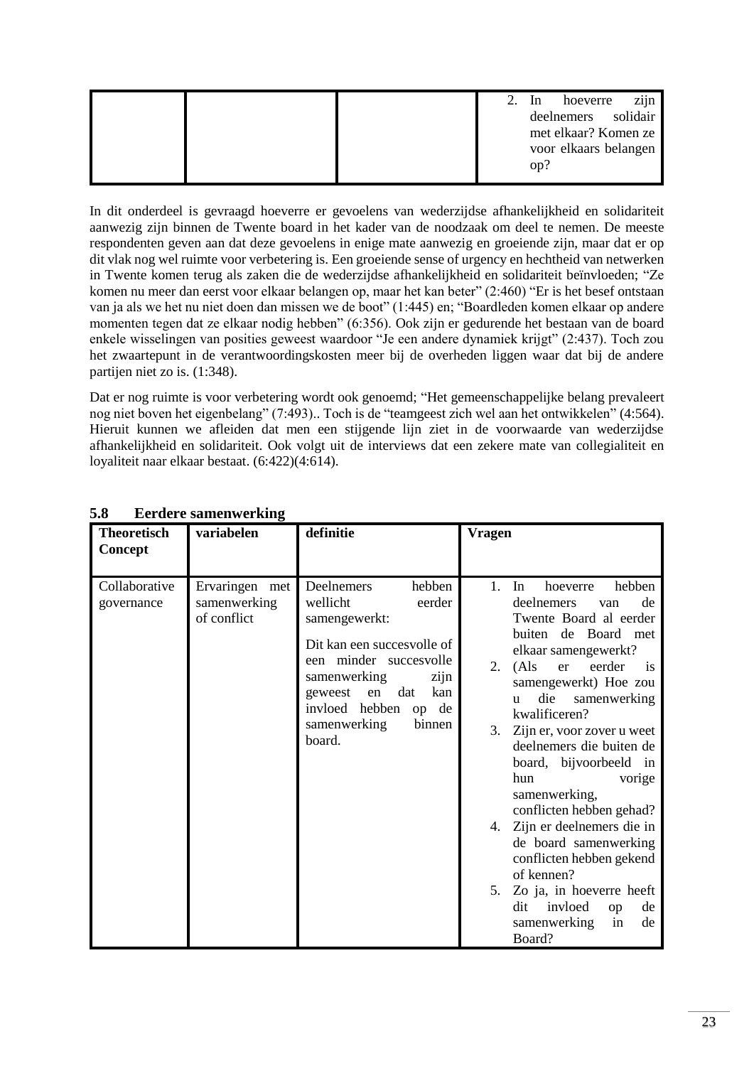| | | | 2. In hoeverre zijn deelnemers solidair met elkaar? Komen ze voor elkaars belangen op? |
|---|---|---|---|

In dit onderdeel is gevraagd hoeverre er gevoelens van wederzijdse afhankelijkheid en solidariteit aanwezig zijn binnen de Twente board in het kader van de noodzaak om deel te nemen. De meeste respondenten geven aan dat deze gevoelens in enige mate aanwezig en groeiende zijn, maar dat er op dit vlak nog wel ruimte voor verbetering is. Een groeiende sense of urgency en hechtheid van netwerken in Twente komen terug als zaken die de wederzijdse afhankelijkheid en solidariteit beïnvloeden; "Ze komen nu meer dan eerst voor elkaar belangen op, maar het kan beter" (2:460) "Er is het besef ontstaan van ja als we het nu niet doen dan missen we de boot" (1:445) en; "Boardleden komen elkaar op andere momenten tegen dat ze elkaar nodig hebben" (6:356). Ook zijn er gedurende het bestaan van de board enkele wisselingen van posities geweest waardoor "Je een andere dynamiek krijgt" (2:437). Toch zou het zwaartepunt in de verantwoordingskosten meer bij de overheden liggen waar dat bij de andere partijen niet zo is. (1:348).

Dat er nog ruimte is voor verbetering wordt ook genoemd; "Het gemeenschappelijke belang prevaleert nog niet boven het eigenbelang" (7:493).. Toch is de "teamgeest zich wel aan het ontwikkelen" (4:564). Hieruit kunnen we afleiden dat men een stijgende lijn ziet in de voorwaarde van wederzijdse afhankelijkheid en solidariteit. Ook volgt uit de interviews dat een zekere mate van collegialiteit en loyaliteit naar elkaar bestaat. (6:422)(4:614).

## 5.8 Eerdere samenwerking

| Theoretisch Concept | variabelen | definitie | Vragen |
|---|---|---|---|
| Collaborative governance | Ervaringen met samenwerking of conflict | Deelnemers hebben wellicht eerder samengewerkt:<br><br>Dit kan een succesvolle of een minder succesvolle samenwerking zijn geweest en dat kan invloed hebben op de samenwerking binnen board. | 1. In hoeverre hebben deelnemers van de Twente Board al eerder buiten de Board met elkaar samengewerkt?<br>2. (Als er eerder is samengewerkt) Hoe zou u die samenwerking kwalificeren?<br>3. Zijn er, voor zover u weet deelnemers die buiten de board, bijvoorbeeld in hun vorige samenwerking, conflicten hebben gehad?<br>4. Zijn er deelnemers die in de board samenwerking conflicten hebben gekend of kennen?<br>5. Zo ja, in hoeverre heeft dit invloed op de samenwerking in de Board? |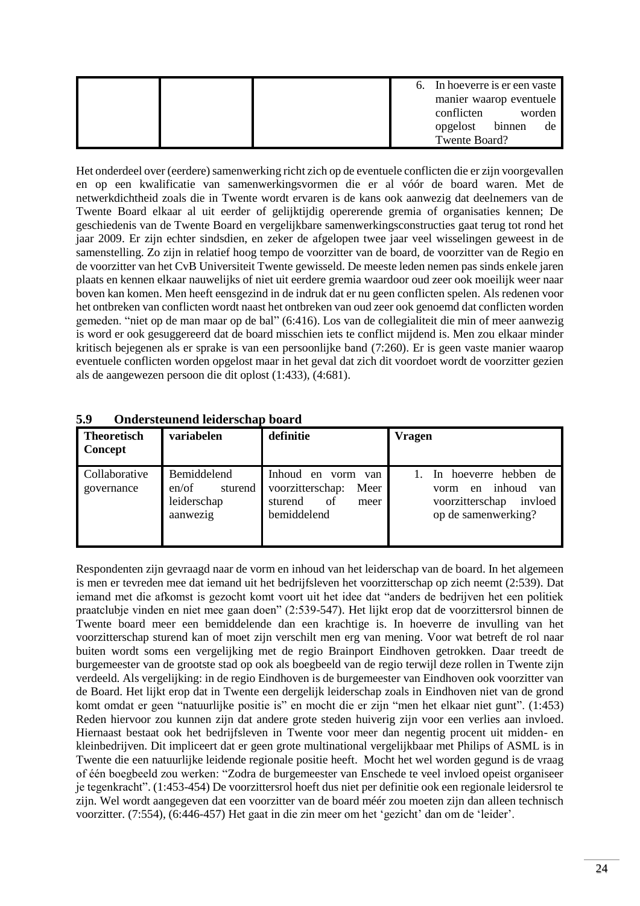| | | | 6. In hoeverre is er een vaste manier waarop eventuele conflicten worden opgelost binnen de Twente Board? |
|---|---|---|---|

Het onderdeel over (eerdere) samenwerking richt zich op de eventuele conflicten die er zijn voorgevallen en op een kwalificatie van samenwerkingsvormen die er al vóór de board waren. Met de netwerkdichtheid zoals die in Twente wordt ervaren is de kans ook aanwezig dat deelnemers van de Twente Board elkaar al uit eerder of gelijktijdig opererende gremia of organisaties kennen; De geschiedenis van de Twente Board en vergelijkbare samenwerkingsconstructies gaat terug tot rond het jaar 2009. Er zijn echter sindsdien, en zeker de afgelopen twee jaar veel wisselingen geweest in de samenstelling. Zo zijn in relatief hoog tempo de voorzitter van de board, de voorzitter van de Regio en de voorzitter van het CvB Universiteit Twente gewisseld. De meeste leden nemen pas sinds enkele jaren plaats en kennen elkaar nauwelijks of niet uit eerdere gremia waardoor oud zeer ook moeilijk weer naar boven kan komen. Men heeft eensgezind in de indruk dat er nu geen conflicten spelen. Als redenen voor het ontbreken van conflicten wordt naast het ontbreken van oud zeer ook genoemd dat conflicten worden gemeden. "niet op de man maar op de bal" (6:416). Los van de collegialiteit die min of meer aanwezig is word er ook gesuggereerd dat de board misschien iets te conflict mijdend is. Men zou elkaar minder kritisch bejegenen als er sprake is van een persoonlijke band (7:260). Er is geen vaste manier waarop eventuele conflicten worden opgelost maar in het geval dat zich dit voordoet wordt de voorzitter gezien als de aangewezen persoon die dit oplost (1:433), (4:681).

## 5.9 Ondersteunend leiderschap board

| Theoretisch Concept | variabelen | definitie | Vragen |
|---|---|---|---|
| Collaborative governance | Bemiddelend en/of sturend leiderschap aanwezig | Inhoud en vorm van voorzitterschap: Meer sturend of meer bemiddelend | 1. In hoeverre hebben de vorm en inhoud van voorzitterschap invloed op de samenwerking? |

Respondenten zijn gevraagd naar de vorm en inhoud van het leiderschap van de board. In het algemeen is men er tevreden mee dat iemand uit het bedrijfsleven het voorzitterschap op zich neemt (2:539). Dat iemand met die afkomst is gezocht komt voort uit het idee dat "anders de bedrijven het een politiek praatclubje vinden en niet mee gaan doen" (2:539-547). Het lijkt erop dat de voorzittersrol binnen de Twente board meer een bemiddelende dan een krachtige is. In hoeverre de invulling van het voorzitterschap sturend kan of moet zijn verschilt men erg van mening. Voor wat betreft de rol naar buiten wordt soms een vergelijking met de regio Brainport Eindhoven getrokken. Daar treedt de burgemeester van de grootste stad op ook als boegbeeld van de regio terwijl deze rollen in Twente zijn verdeeld. Als vergelijking: in de regio Eindhoven is de burgemeester van Eindhoven ook voorzitter van de Board. Het lijkt erop dat in Twente een dergelijk leiderschap zoals in Eindhoven niet van de grond komt omdat er geen "natuurlijke positie is" en mocht die er zijn "men het elkaar niet gunt". (1:453) Reden hiervoor zou kunnen zijn dat andere grote steden huiverig zijn voor een verlies aan invloed. Hiernaast bestaat ook het bedrijfsleven in Twente voor meer dan negentig procent uit midden- en kleinbedrijven. Dit impliceert dat er geen grote multinational vergelijkbaar met Philips of ASML is in Twente die een natuurlijke leidende regionale positie heeft. Mocht het wel worden gegund is de vraag of één boegbeeld zou werken: "Zodra de burgemeester van Enschede te veel invloed opeist organiseer je tegenkracht". (1:453-454) De voorzittersrol hoeft dus niet per definitie ook een regionale leidersrol te zijn. Wel wordt aangegeven dat een voorzitter van de board méér zou moeten zijn dan alleen technisch voorzitter. (7:554), (6:446-457) Het gaat in die zin meer om het 'gezicht' dan om de 'leider'.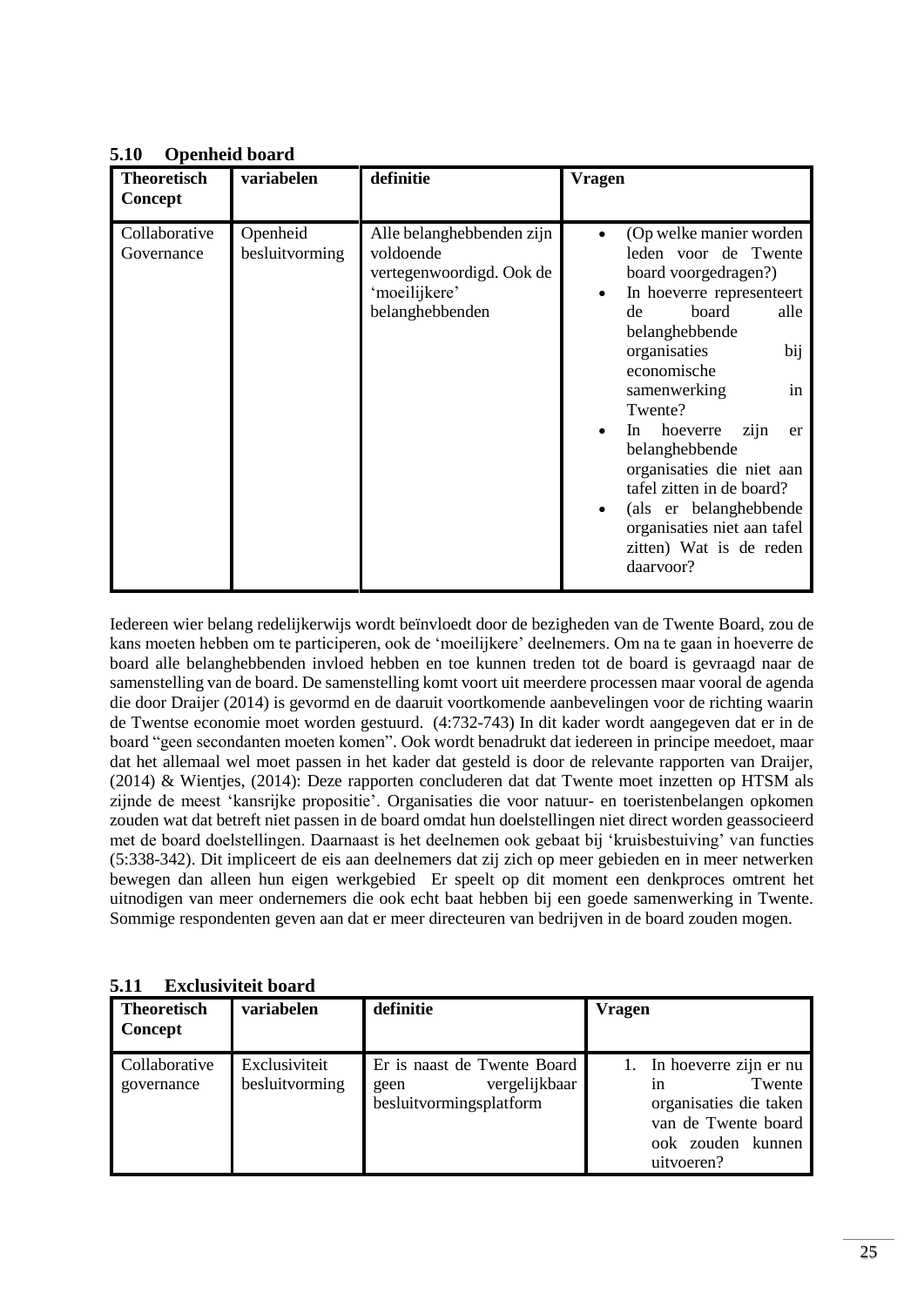## 5.10 Openheid board

| Theoretisch Concept | variabelen | definitie | Vragen |
|---|---|---|---|
| Collaborative Governance | Openheid besluitvorming | Alle belanghebbenden zijn voldoende vertegenwoordigd. Ook de 'moeilijkere' belanghebbenden | • (Op welke manier worden leden voor de Twente board voorgedragen?) <br> • In hoeverre representeert de board alle belanghebbende organisaties bij economische samenwerking in Twente? <br> • In hoeverre zijn er belanghebbende organisaties die niet aan tafel zitten in de board? <br> • (als er belanghebbende organisaties niet aan tafel zitten) Wat is de reden daarvoor? |

Iedereen wier belang redelijkerwijs wordt beïnvloedt door de bezigheden van de Twente Board, zou de kans moeten hebben om te participeren, ook de 'moeilijkere' deelnemers. Om na te gaan in hoeverre de board alle belanghebbenden invloed hebben en toe kunnen treden tot de board is gevraagd naar de samenstelling van de board. De samenstelling komt voort uit meerdere processen maar vooral de agenda die door Draijer (2014) is gevormd en de daaruit voortkomende aanbevelingen voor de richting waarin de Twentse economie moet worden gestuurd. (4:732-743) In dit kader wordt aangegeven dat er in de board "geen secondanten moeten komen". Ook wordt benadrukt dat iedereen in principe meedoet, maar dat het allemaal wel moet passen in het kader dat gesteld is door de relevante rapporten van Draijer, (2014) & Wientjes, (2014): Deze rapporten concluderen dat dat Twente moet inzetten op HTSM als zijnde de meest 'kansrijke propositie'. Organisaties die voor natuur- en toeristenbelangen opkomen zouden wat dat betreft niet passen in de board omdat hun doelstellingen niet direct worden geassocieerd met de board doelstellingen. Daarnaast is het deelnemen ook gebaat bij 'kruisbestuiving' van functies (5:338-342). Dit impliceert de eis aan deelnemers dat zij zich op meer gebieden en in meer netwerken bewegen dan alleen hun eigen werkgebied Er speelt op dit moment een denkproces omtrent het uitnodigen van meer ondernemers die ook echt baat hebben bij een goede samenwerking in Twente. Sommige respondenten geven aan dat er meer directeuren van bedrijven in de board zouden mogen.

## 5.11 Exclusiviteit board

| Theoretisch Concept | variabelen | definitie | Vragen |
|---|---|---|---|
| Collaborative governance | Exclusiviteit besluitvorming | Er is naast de Twente Board geen vergelijkbaar besluitvormingsplatform | 1. In hoeverre zijn er nu in Twente organisaties die taken van de Twente board ook zouden kunnen uitvoeren? |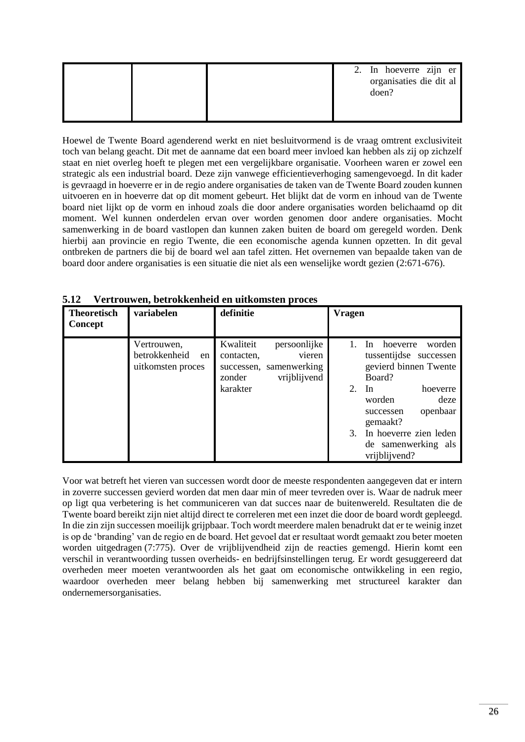|  |  |  | 2. In hoeverre zijn er organisaties die dit al doen? |
|---|---|---|---|

Hoewel de Twente Board agenderend werkt en niet besluitvormend is de vraag omtrent exclusiviteit toch van belang geacht. Dit met de aanname dat een board meer invloed kan hebben als zij op zichzelf staat en niet overleg hoeft te plegen met een vergelijkbare organisatie. Voorheen waren er zowel een strategic als een industrial board. Deze zijn vanwege efficientieverhoging samengevoegd. In dit kader is gevraagd in hoeverre er in de regio andere organisaties de taken van de Twente Board zouden kunnen uitvoeren en in hoeverre dat op dit moment gebeurt. Het blijkt dat de vorm en inhoud van de Twente board niet lijkt op de vorm en inhoud zoals die door andere organisaties worden belichaamd op dit moment. Wel kunnen onderdelen ervan over worden genomen door andere organisaties. Mocht samenwerking in de board vastlopen dan kunnen zaken buiten de board om geregeld worden. Denk hierbij aan provincie en regio Twente, die een economische agenda kunnen opzetten. In dit geval ontbreken de partners die bij de board wel aan tafel zitten. Het overnemen van bepaalde taken van de board door andere organisaties is een situatie die niet als een wenselijke wordt gezien (2:671-676).

## 5.12 Vertrouwen, betrokkenheid en uitkomsten proces

| **Theoretisch Concept** | **variabelen** | **definitie** | **Vragen** |
|---|---|---|---|
|  | Vertrouwen, betrokkenheid en uitkomsten proces | Kwaliteit persoonlijke contacten, vieren successen, samenwerking zonder vrijblijvend karakter | 1. In hoeverre worden tussentijdse successen gevierd binnen Twente Board?<br>2. In hoeverre worden deze successen openbaar gemaakt?<br>3. In hoeverre zien leden de samenwerking als vrijblijvend? |

Voor wat betreft het vieren van successen wordt door de meeste respondenten aangegeven dat er intern in zoverre successen gevierd worden dat men daar min of meer tevreden over is. Waar de nadruk meer op ligt qua verbetering is het communiceren van dat succes naar de buitenwereld. Resultaten die de Twente board bereikt zijn niet altijd direct te correleren met een inzet die door de board wordt gepleegd. In die zin zijn successen moeilijk grijpbaar. Toch wordt meerdere malen benadrukt dat er te weinig inzet is op de 'branding' van de regio en de board. Het gevoel dat er resultaat wordt gemaakt zou beter moeten worden uitgedragen (7:775). Over de vrijblijvendheid zijn de reacties gemengd. Hierin komt een verschil in verantwoording tussen overheids- en bedrijfsinstellingen terug. Er wordt gesuggereerd dat overheden meer moeten verantwoorden als het gaat om economische ontwikkeling in een regio, waardoor overheden meer belang hebben bij samenwerking met structureel karakter dan ondernemersorganisaties.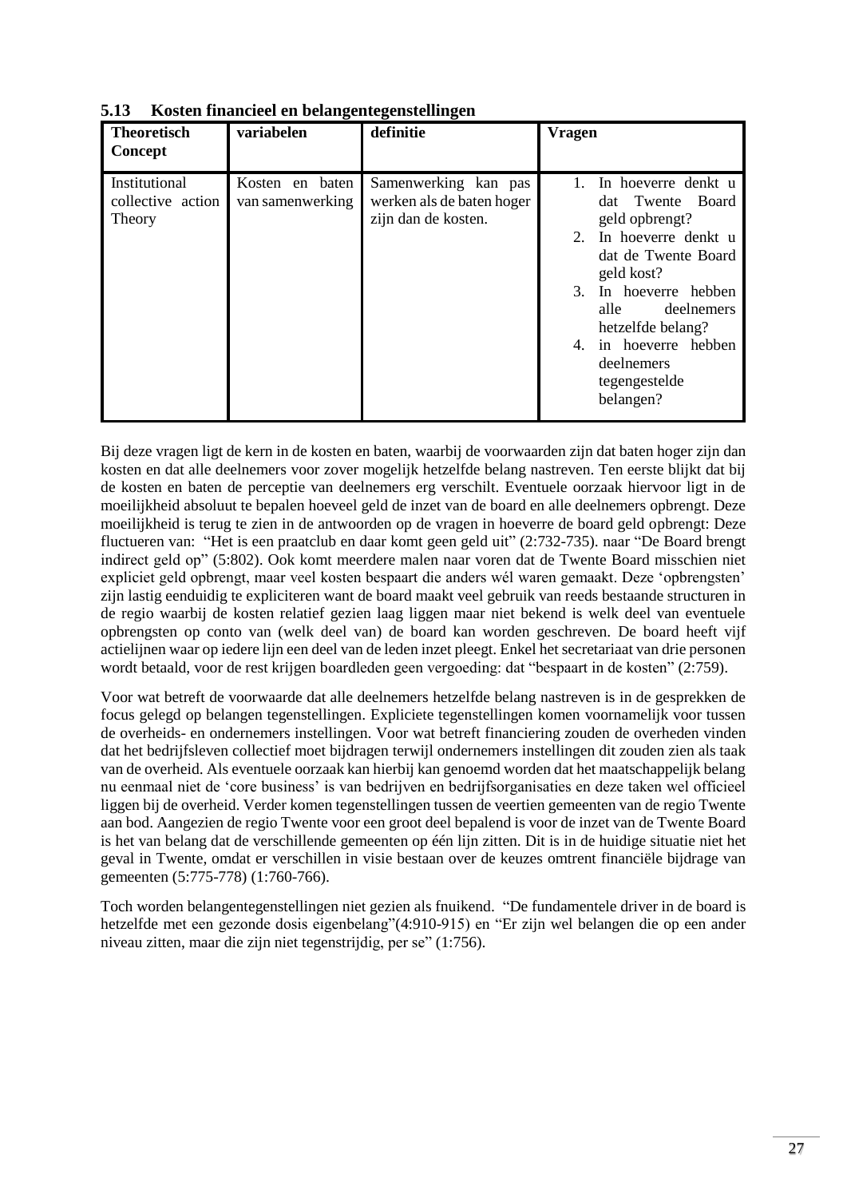### 5.13 Kosten financieel en belangentegenstellingen

| Theoretisch Concept | variabelen | definitie | Vragen |
|---|---|---|---|
| Institutional collective action Theory | Kosten en baten van samenwerking | Samenwerking kan pas werken als de baten hoger zijn dan de kosten. | 1. In hoeverre denkt u dat Twente Board geld opbrengt?<br>2. In hoeverre denkt u dat de Twente Board geld kost?<br>3. In hoeverre hebben alle deelnemers hetzelfde belang?<br>4. in hoeverre hebben deelnemers tegengestelde belangen? |

Bij deze vragen ligt de kern in de kosten en baten, waarbij de voorwaarden zijn dat baten hoger zijn dan kosten en dat alle deelnemers voor zover mogelijk hetzelfde belang nastreven. Ten eerste blijkt dat bij de kosten en baten de perceptie van deelnemers erg verschilt. Eventuele oorzaak hiervoor ligt in de moeilijkheid absoluut te bepalen hoeveel geld de inzet van de board en alle deelnemers opbrengt. Deze moeilijkheid is terug te zien in de antwoorden op de vragen in hoeverre de board geld opbrengt: Deze fluctueren van: "Het is een praatclub en daar komt geen geld uit" (2:732-735). naar "De Board brengt indirect geld op" (5:802). Ook komt meerdere malen naar voren dat de Twente Board misschien niet expliciet geld opbrengt, maar veel kosten bespaart die anders wél waren gemaakt. Deze 'opbrengsten' zijn lastig eenduidig te expliciteren want de board maakt veel gebruik van reeds bestaande structuren in de regio waarbij de kosten relatief gezien laag liggen maar niet bekend is welk deel van eventuele opbrengsten op conto van (welk deel van) de board kan worden geschreven. De board heeft vijf actielijnen waar op iedere lijn een deel van de leden inzet pleegt. Enkel het secretariaat van drie personen wordt betaald, voor de rest krijgen boardleden geen vergoeding: dat "bespaart in de kosten" (2:759).

Voor wat betreft de voorwaarde dat alle deelnemers hetzelfde belang nastreven is in de gesprekken de focus gelegd op belangen tegenstellingen. Expliciete tegenstellingen komen voornamelijk voor tussen de overheids- en ondernemers instellingen. Voor wat betreft financiering zouden de overheden vinden dat het bedrijfsleven collectief moet bijdragen terwijl ondernemers instellingen dit zouden zien als taak van de overheid. Als eventuele oorzaak kan hierbij kan genoemd worden dat het maatschappelijk belang nu eenmaal niet de 'core business' is van bedrijven en bedrijfsorganisaties en deze taken wel officieel liggen bij de overheid. Verder komen tegenstellingen tussen de veertien gemeenten van de regio Twente aan bod. Aangezien de regio Twente voor een groot deel bepalend is voor de inzet van de Twente Board is het van belang dat de verschillende gemeenten op één lijn zitten. Dit is in de huidige situatie niet het geval in Twente, omdat er verschillen in visie bestaan over de keuzes omtrent financiële bijdrage van gemeenten (5:775-778) (1:760-766).

Toch worden belangentegenstellingen niet gezien als fnuikend. "De fundamentele driver in de board is hetzelfde met een gezonde dosis eigenbelang"(4:910-915) en "Er zijn wel belangen die op een ander niveau zitten, maar die zijn niet tegenstrijdig, per se" (1:756).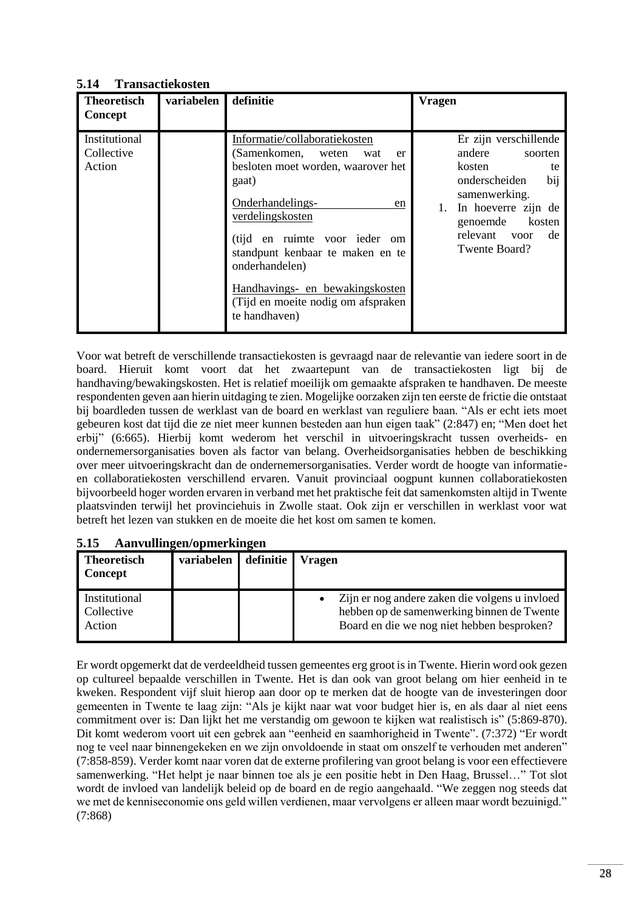### 5.14 Transactiekosten

| Theoretisch Concept | variabelen | definitie | Vragen |
|---|---|---|---|
| Institutional Collective Action | | <u>Informatie/collaboratiekosten</u> (Samenkomen, weten wat er besloten moet worden, waarover het gaat)<br><br><u>Onderhandelings- en verdelingskosten</u><br><br>(tijd en ruimte voor ieder om standpunt kenbaar te maken en te onderhandelen)<br><br><u>Handhavings- en bewakingskosten</u> (Tijd en moeite nodig om afspraken te handhaven) | Er zijn verschillende andere soorten kosten te onderscheiden bij samenwerking.<br>1. In hoeverre zijn de genoemde kosten relevant voor de Twente Board? |

Voor wat betreft de verschillende transactiekosten is gevraagd naar de relevantie van iedere soort in de board. Hieruit komt voort dat het zwaartepunt van de transactiekosten ligt bij de handhaving/bewakingskosten. Het is relatief moeilijk om gemaakte afspraken te handhaven. De meeste respondenten geven aan hierin uitdaging te zien. Mogelijke oorzaken zijn ten eerste de frictie die ontstaat bij boardleden tussen de werklast van de board en werklast van reguliere baan. "Als er echt iets moet gebeuren kost dat tijd die ze niet meer kunnen besteden aan hun eigen taak" (2:847) en; "Men doet het erbij" (6:665). Hierbij komt wederom het verschil in uitvoeringskracht tussen overheids- en ondernemersorganisaties boven als factor van belang. Overheidsorganisaties hebben de beschikking over meer uitvoeringskracht dan de ondernemersorganisaties. Verder wordt de hoogte van informatie- en collaboratiekosten verschillend ervaren. Vanuit provinciaal oogpunt kunnen collaboratiekosten bijvoorbeeld hoger worden ervaren in verband met het praktische feit dat samenkomsten altijd in Twente plaatsvinden terwijl het provinciehuis in Zwolle staat. Ook zijn er verschillen in werklast voor wat betreft het lezen van stukken en de moeite die het kost om samen te komen.

### 5.15 Aanvullingen/opmerkingen

| Theoretisch Concept | variabelen | definitie | Vragen |
|---|---|---|---|
| Institutional Collective Action | | | • Zijn er nog andere zaken die volgens u invloed hebben op de samenwerking binnen de Twente Board en die we nog niet hebben besproken? |

Er wordt opgemerkt dat de verdeeldheid tussen gemeentes erg groot is in Twente. Hierin word ook gezen op cultureel bepaalde verschillen in Twente. Het is dan ook van groot belang om hier eenheid in te kweken. Respondent vijf sluit hierop aan door op te merken dat de hoogte van de investeringen door gemeenten in Twente te laag zijn: "Als je kijkt naar wat voor budget hier is, en als daar al niet eens commitment over is: Dan lijkt het me verstandig om gewoon te kijken wat realistisch is" (5:869-870). Dit komt wederom voort uit een gebrek aan "eenheid en saamhorigheid in Twente". (7:372) "Er wordt nog te veel naar binnengekeken en we zijn onvoldoende in staat om onszelf te verhouden met anderen" (7:858-859). Verder komt naar voren dat de externe profilering van groot belang is voor een effectievere samenwerking. "Het helpt je naar binnen toe als je een positie hebt in Den Haag, Brussel…" Tot slot wordt de invloed van landelijk beleid op de board en de regio aangehaald. "We zeggen nog steeds dat we met de kenniseconomie ons geld willen verdienen, maar vervolgens er alleen maar wordt bezuinigd." (7:868)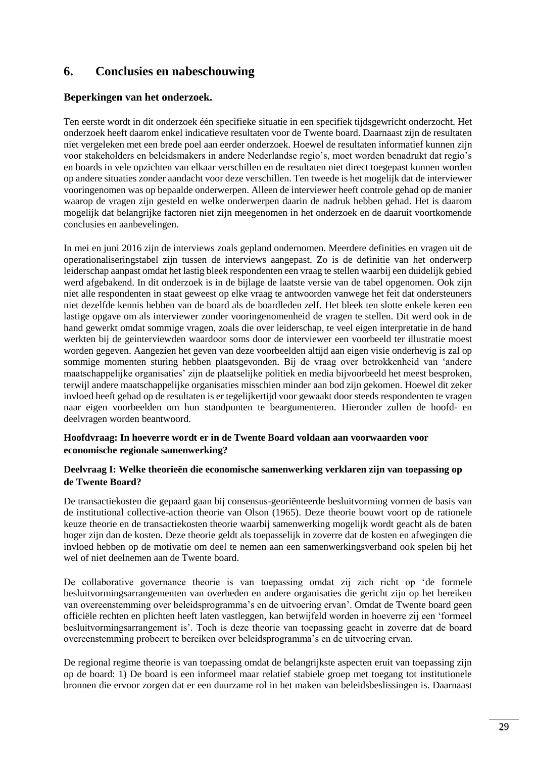## 6. Conclusies en nabeschouwing

### Beperkingen van het onderzoek.

Ten eerste wordt in dit onderzoek één specifieke situatie in een specifiek tijdsgewricht onderzocht. Het onderzoek heeft daarom enkel indicatieve resultaten voor de Twente board. Daarnaast zijn de resultaten niet vergeleken met een brede poel aan eerder onderzoek. Hoewel de resultaten informatief kunnen zijn voor stakeholders en beleidsmakers in andere Nederlandse regio's, moet worden benadrukt dat regio's en boards in vele opzichten van elkaar verschillen en de resultaten niet direct toegepast kunnen worden op andere situaties zonder aandacht voor deze verschillen. Ten tweede is het mogelijk dat de interviewer vooringenomen was op bepaalde onderwerpen. Alleen de interviewer heeft controle gehad op de manier waarop de vragen zijn gesteld en welke onderwerpen daarin de nadruk hebben gehad. Het is daarom mogelijk dat belangrijke factoren niet zijn meegenomen in het onderzoek en de daaruit voortkomende conclusies en aanbevelingen.

In mei en juni 2016 zijn de interviews zoals gepland ondernomen. Meerdere definities en vragen uit de operationaliseringstabel zijn tussen de interviews aangepast. Zo is de definitie van het onderwerp leiderschap aanpast omdat het lastig bleek respondenten een vraag te stellen waarbij een duidelijk gebied werd afgebakend. In dit onderzoek is in de bijlage de laatste versie van de tabel opgenomen. Ook zijn niet alle respondenten in staat geweest op elke vraag te antwoorden vanwege het feit dat ondersteuners niet dezelfde kennis hebben van de board als de boardleden zelf. Het bleek ten slotte enkele keren een lastige opgave om als interviewer zonder vooringenomenheid de vragen te stellen. Dit werd ook in de hand gewerkt omdat sommige vragen, zoals die over leiderschap, te veel eigen interpretatie in de hand werkten bij de geinterviewden waardoor soms door de interviewer een voorbeeld ter illustratie moest worden gegeven. Aangezien het geven van deze voorbeelden altijd aan eigen visie onderhevig is zal op sommige momenten sturing hebben plaatsgevonden. Bij de vraag over betrokkenheid van 'andere maatschappelijke organisaties' zijn de plaatselijke politiek en media bijvoorbeeld het meest besproken, terwijl andere maatschappelijke organisaties misschien minder aan bod zijn gekomen. Hoewel dit zeker invloed heeft gehad op de resultaten is er tegelijkertijd voor gewaakt door steeds respondenten te vragen naar eigen voorbeelden om hun standpunten te beargumenteren. Hieronder zullen de hoofd- en deelvragen worden beantwoord.

**Hoofdvraag: In hoeverre wordt er in de Twente Board voldaan aan voorwaarden voor economische regionale samenwerking?**

**Deelvraag I: Welke theorieën die economische samenwerking verklaren zijn van toepassing op de Twente Board?**

De transactiekosten die gepaard gaan bij consensus-georiënteerde besluitvorming vormen de basis van de institutional collective-action theorie van Olson (1965). Deze theorie bouwt voort op de rationele keuze theorie en de transactiekosten theorie waarbij samenwerking mogelijk wordt geacht als de baten hoger zijn dan de kosten. Deze theorie geldt als toepasselijk in zoverre dat de kosten en afwegingen die invloed hebben op de motivatie om deel te nemen aan een samenwerkingsverband ook spelen bij het wel of niet deelnemen aan de Twente board.

De collaborative governance theorie is van toepassing omdat zij zich richt op 'de formele besluitvormingsarrangementen van overheden en andere organisaties die gericht zijn op het bereiken van overeenstemming over beleidsprogramma's en de uitvoering ervan'. Omdat de Twente board geen officiële rechten en plichten heeft laten vastleggen, kan betwijfeld worden in hoeverre zij een 'formeel besluitvormingsarrangement is'. Toch is deze theorie van toepassing geacht in zoverre dat de board overeenstemming probeert te bereiken over beleidsprogramma's en de uitvoering ervan.

De regional regime theorie is van toepassing omdat de belangrijkste aspecten eruit van toepassing zijn op de board: 1) De board is een informeel maar relatief stabiele groep met toegang tot institutionele bronnen die ervoor zorgen dat er een duurzame rol in het maken van beleidsbeslissingen is. Daarnaast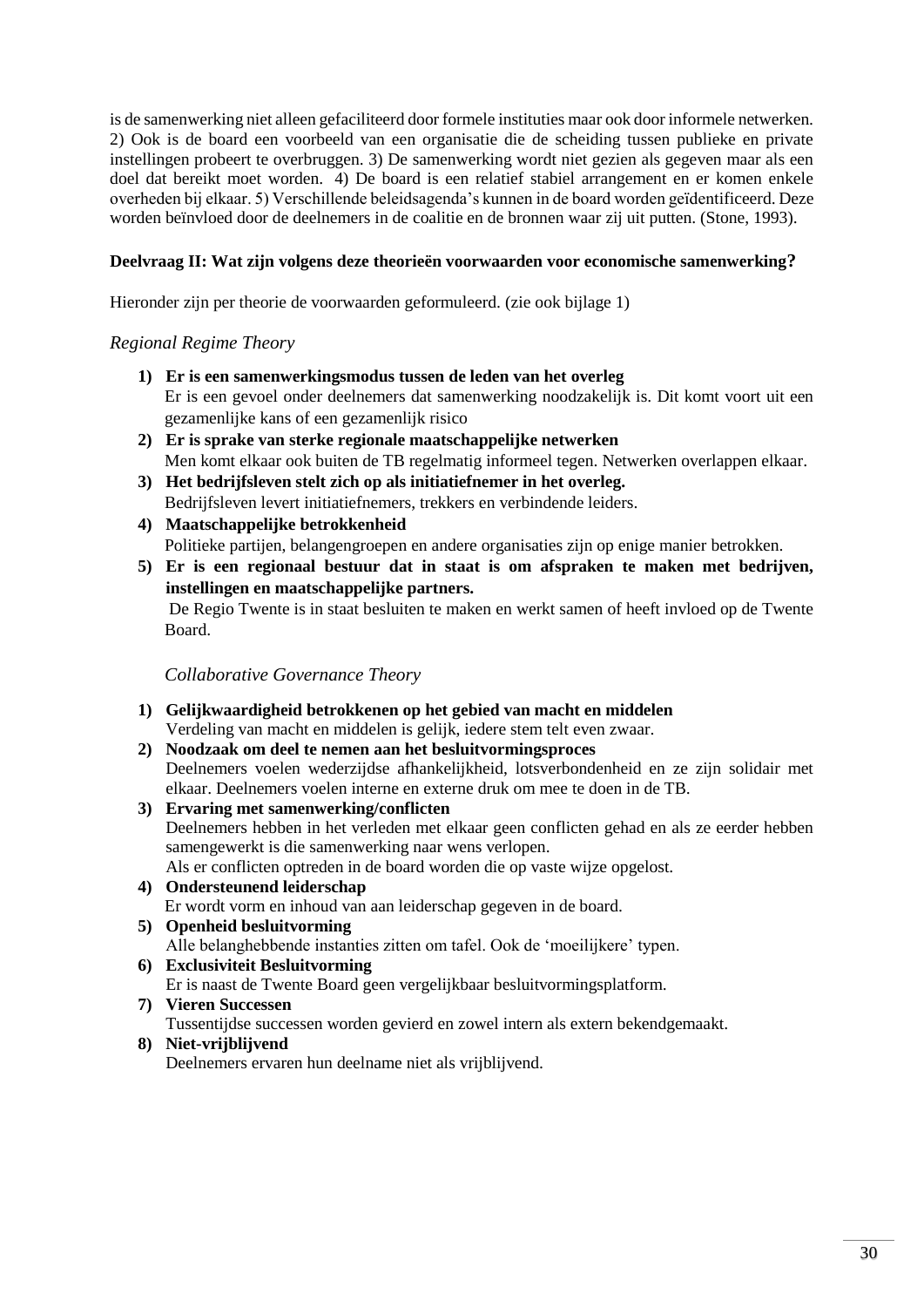is de samenwerking niet alleen gefaciliteerd door formele instituties maar ook door informele netwerken. 2) Ook is de board een voorbeeld van een organisatie die de scheiding tussen publieke en private instellingen probeert te overbruggen. 3) De samenwerking wordt niet gezien als gegeven maar als een doel dat bereikt moet worden. 4) De board is een relatief stabiel arrangement en er komen enkele overheden bij elkaar. 5) Verschillende beleidsagenda's kunnen in de board worden geïdentificeerd. Deze worden beïnvloed door de deelnemers in de coalitie en de bronnen waar zij uit putten. (Stone, 1993).

**Deelvraag II: Wat zijn volgens deze theorieën voorwaarden voor economische samenwerking?**

Hieronder zijn per theorie de voorwaarden geformuleerd. (zie ook bijlage 1)

*Regional Regime Theory*

1) **Er is een samenwerkingsmodus tussen de leden van het overleg**
   Er is een gevoel onder deelnemers dat samenwerking noodzakelijk is. Dit komt voort uit een gezamenlijke kans of een gezamenlijk risico
2) **Er is sprake van sterke regionale maatschappelijke netwerken**
   Men komt elkaar ook buiten de TB regelmatig informeel tegen. Netwerken overlappen elkaar.
3) **Het bedrijfsleven stelt zich op als initiatiefnemer in het overleg.**
   Bedrijfsleven levert initiatiefnemers, trekkers en verbindende leiders.
4) **Maatschappelijke betrokkenheid**
   Politieke partijen, belangengroepen en andere organisaties zijn op enige manier betrokken.
5) **Er is een regionaal bestuur dat in staat is om afspraken te maken met bedrijven, instellingen en maatschappelijke partners.**
   De Regio Twente is in staat besluiten te maken en werkt samen of heeft invloed op de Twente Board.

*Collaborative Governance Theory*

1) **Gelijkwaardigheid betrokkenen op het gebied van macht en middelen**
   Verdeling van macht en middelen is gelijk, iedere stem telt even zwaar.
2) **Noodzaak om deel te nemen aan het besluitvormingsproces**
   Deelnemers voelen wederzijdse afhankelijkheid, lotsverbondenheid en ze zijn solidair met elkaar. Deelnemers voelen interne en externe druk om mee te doen in de TB.
3) **Ervaring met samenwerking/conflicten**
   Deelnemers hebben in het verleden met elkaar geen conflicten gehad en als ze eerder hebben samengewerkt is die samenwerking naar wens verlopen.
   Als er conflicten optreden in de board worden die op vaste wijze opgelost.
4) **Ondersteunend leiderschap**
   Er wordt vorm en inhoud van aan leiderschap gegeven in de board.
5) **Openheid besluitvorming**
   Alle belanghebbende instanties zitten om tafel. Ook de 'moeilijkere' typen.
6) **Exclusiviteit Besluitvorming**
   Er is naast de Twente Board geen vergelijkbaar besluitvormingsplatform.
7) **Vieren Successen**
   Tussentijdse successen worden gevierd en zowel intern als extern bekendgemaakt.
8) **Niet-vrijblijvend**
   Deelnemers ervaren hun deelname niet als vrijblijvend.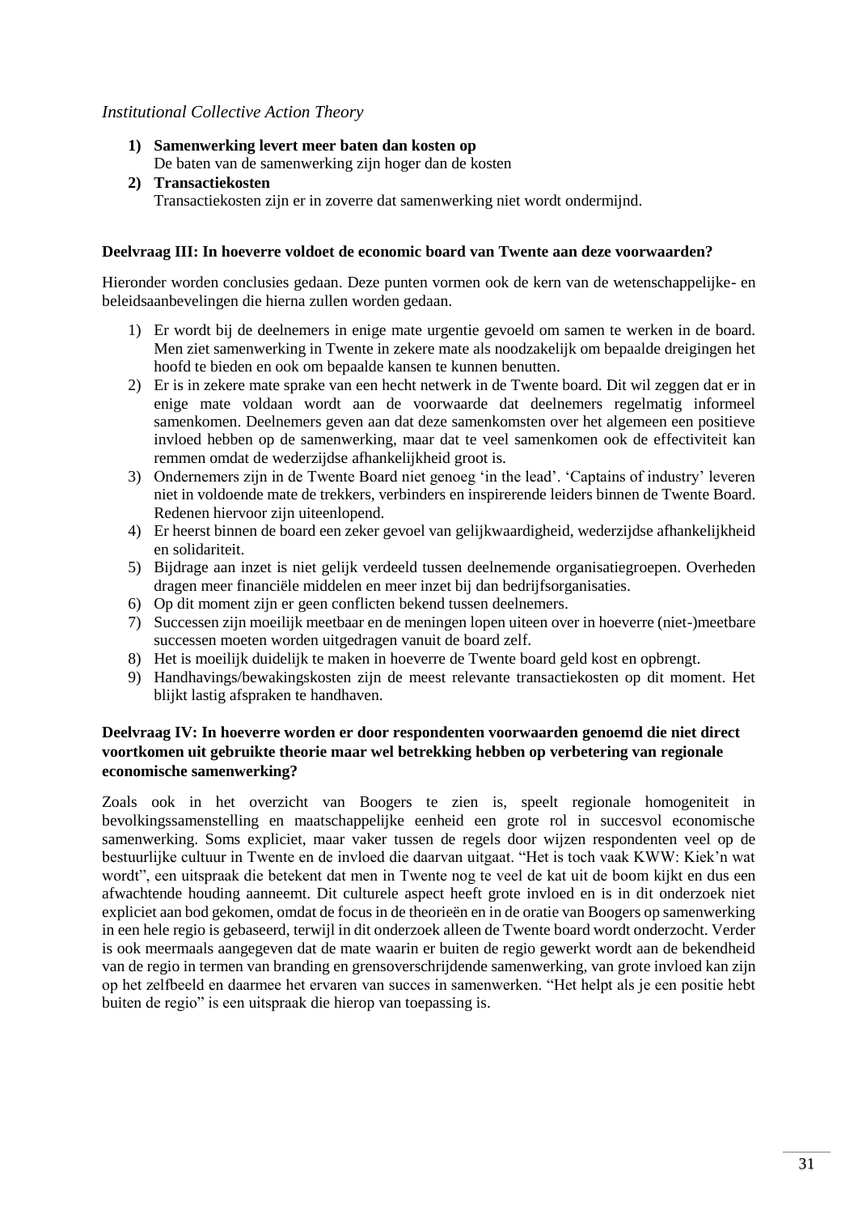*Institutional Collective Action Theory*

1) **Samenwerking levert meer baten dan kosten op**
   De baten van de samenwerking zijn hoger dan de kosten
2) **Transactiekosten**
   Transactiekosten zijn er in zoverre dat samenwerking niet wordt ondermijnd.

**Deelvraag III: In hoeverre voldoet de economic board van Twente aan deze voorwaarden?**

Hieronder worden conclusies gedaan. Deze punten vormen ook de kern van de wetenschappelijke- en beleidsaanbevelingen die hierna zullen worden gedaan.

1) Er wordt bij de deelnemers in enige mate urgentie gevoeld om samen te werken in de board. Men ziet samenwerking in Twente in zekere mate als noodzakelijk om bepaalde dreigingen het hoofd te bieden en ook om bepaalde kansen te kunnen benutten.
2) Er is in zekere mate sprake van een hecht netwerk in de Twente board. Dit wil zeggen dat er in enige mate voldaan wordt aan de voorwaarde dat deelnemers regelmatig informeel samenkomen. Deelnemers geven aan dat deze samenkomsten over het algemeen een positieve invloed hebben op de samenwerking, maar dat te veel samenkomen ook de effectiviteit kan remmen omdat de wederzijdse afhankelijkheid groot is.
3) Ondernemers zijn in de Twente Board niet genoeg 'in the lead'. 'Captains of industry' leveren niet in voldoende mate de trekkers, verbinders en inspirerende leiders binnen de Twente Board. Redenen hiervoor zijn uiteenlopend.
4) Er heerst binnen de board een zeker gevoel van gelijkwaardigheid, wederzijdse afhankelijkheid en solidariteit.
5) Bijdrage aan inzet is niet gelijk verdeeld tussen deelnemende organisatiegroepen. Overheden dragen meer financiële middelen en meer inzet bij dan bedrijfsorganisaties.
6) Op dit moment zijn er geen conflicten bekend tussen deelnemers.
7) Successen zijn moeilijk meetbaar en de meningen lopen uiteen over in hoeverre (niet-)meetbare successen moeten worden uitgedragen vanuit de board zelf.
8) Het is moeilijk duidelijk te maken in hoeverre de Twente board geld kost en opbrengt.
9) Handhavings/bewakingskosten zijn de meest relevante transactiekosten op dit moment. Het blijkt lastig afspraken te handhaven.

**Deelvraag IV: In hoeverre worden er door respondenten voorwaarden genoemd die niet direct voortkomen uit gebruikte theorie maar wel betrekking hebben op verbetering van regionale economische samenwerking?**

Zoals ook in het overzicht van Boogers te zien is, speelt regionale homogeniteit in bevolkingssamenstelling en maatschappelijke eenheid een grote rol in succesvol economische samenwerking. Soms expliciet, maar vaker tussen de regels door wijzen respondenten veel op de bestuurlijke cultuur in Twente en de invloed die daarvan uitgaat. "Het is toch vaak KWW: Kiek'n wat wordt", een uitspraak die betekent dat men in Twente nog te veel de kat uit de boom kijkt en dus een afwachtende houding aanneemt. Dit culturele aspect heeft grote invloed en is in dit onderzoek niet expliciet aan bod gekomen, omdat de focus in de theorieën en in de oratie van Boogers op samenwerking in een hele regio is gebaseerd, terwijl in dit onderzoek alleen de Twente board wordt onderzocht. Verder is ook meermaals aangegeven dat de mate waarin er buiten de regio gewerkt wordt aan de bekendheid van de regio in termen van branding en grensoverschrijdende samenwerking, van grote invloed kan zijn op het zelfbeeld en daarmee het ervaren van succes in samenwerken. "Het helpt als je een positie hebt buiten de regio" is een uitspraak die hierop van toepassing is.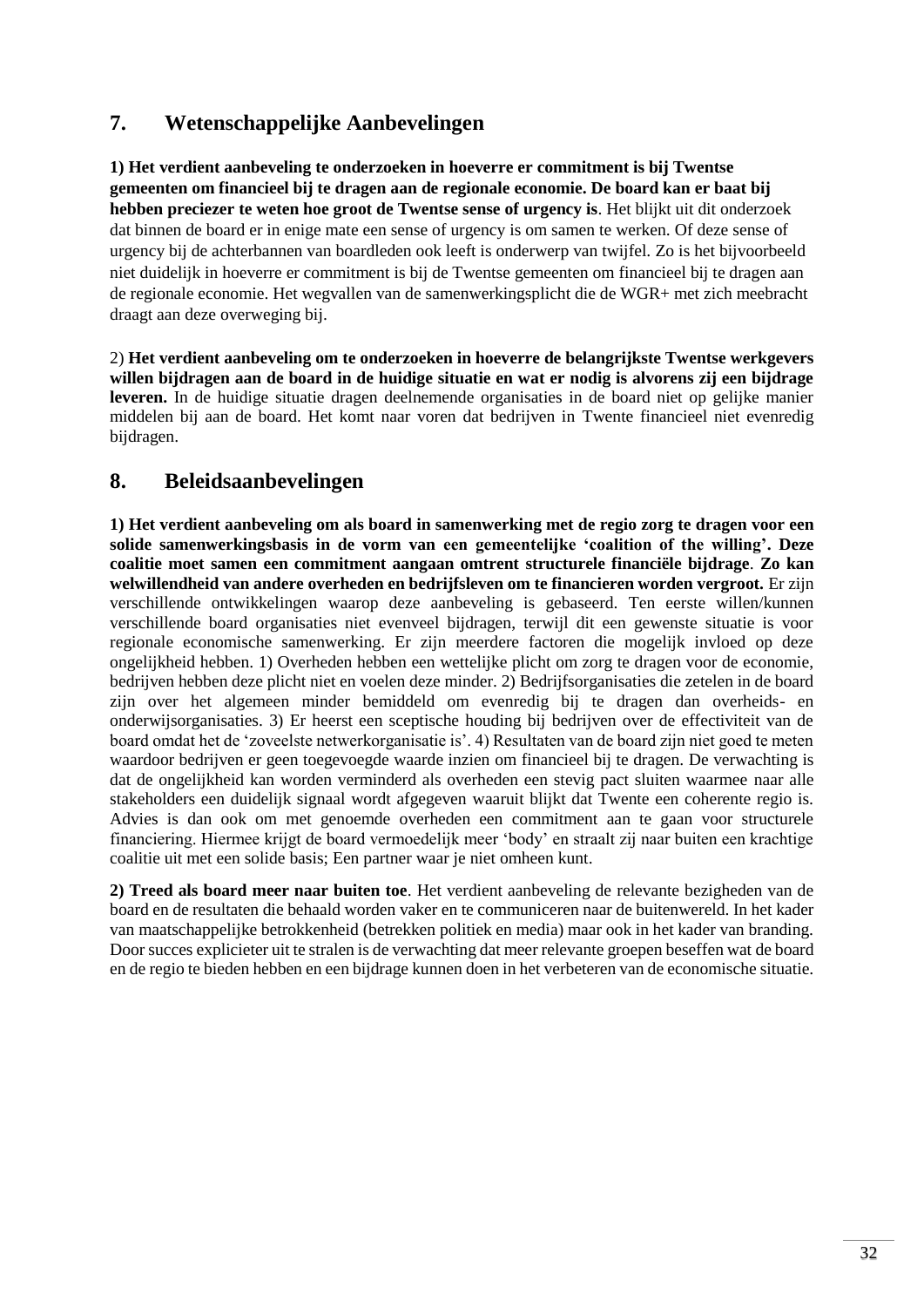## 7. Wetenschappelijke Aanbevelingen

**1) Het verdient aanbeveling te onderzoeken in hoeverre er commitment is bij Twentse gemeenten om financieel bij te dragen aan de regionale economie. De board kan er baat bij hebben preciezer te weten hoe groot de Twentse sense of urgency is**. Het blijkt uit dit onderzoek dat binnen de board er in enige mate een sense of urgency is om samen te werken. Of deze sense of urgency bij de achterbannen van boardleden ook leeft is onderwerp van twijfel. Zo is het bijvoorbeeld niet duidelijk in hoeverre er commitment is bij de Twentse gemeenten om financieel bij te dragen aan de regionale economie. Het wegvallen van de samenwerkingsplicht die de WGR+ met zich meebracht draagt aan deze overweging bij.

2) **Het verdient aanbeveling om te onderzoeken in hoeverre de belangrijkste Twentse werkgevers willen bijdragen aan de board in de huidige situatie en wat er nodig is alvorens zij een bijdrage leveren.** In de huidige situatie dragen deelnemende organisaties in de board niet op gelijke manier middelen bij aan de board. Het komt naar voren dat bedrijven in Twente financieel niet evenredig bijdragen.

## 8. Beleidsaanbevelingen

**1) Het verdient aanbeveling om als board in samenwerking met de regio zorg te dragen voor een solide samenwerkingsbasis in de vorm van een gemeentelijke 'coalition of the willing'. Deze coalitie moet samen een commitment aangaan omtrent structurele financiële bijdrage**. **Zo kan welwillendheid van andere overheden en bedrijfsleven om te financieren worden vergroot.** Er zijn verschillende ontwikkelingen waarop deze aanbeveling is gebaseerd. Ten eerste willen/kunnen verschillende board organisaties niet evenveel bijdragen, terwijl dit een gewenste situatie is voor regionale economische samenwerking. Er zijn meerdere factoren die mogelijk invloed op deze ongelijkheid hebben. 1) Overheden hebben een wettelijke plicht om zorg te dragen voor de economie, bedrijven hebben deze plicht niet en voelen deze minder. 2) Bedrijfsorganisaties die zetelen in de board zijn over het algemeen minder bemiddeld om evenredig bij te dragen dan overheids- en onderwijsorganisaties. 3) Er heerst een sceptische houding bij bedrijven over de effectiviteit van de board omdat het de 'zoveelste netwerkorganisatie is'. 4) Resultaten van de board zijn niet goed te meten waardoor bedrijven er geen toegevoegde waarde inzien om financieel bij te dragen. De verwachting is dat de ongelijkheid kan worden verminderd als overheden een stevig pact sluiten waarmee naar alle stakeholders een duidelijk signaal wordt afgegeven waaruit blijkt dat Twente een coherente regio is. Advies is dan ook om met genoemde overheden een commitment aan te gaan voor structurele financiering. Hiermee krijgt de board vermoedelijk meer 'body' en straalt zij naar buiten een krachtige coalitie uit met een solide basis; Een partner waar je niet omheen kunt.

**2) Treed als board meer naar buiten toe**. Het verdient aanbeveling de relevante bezigheden van de board en de resultaten die behaald worden vaker en te communiceren naar de buitenwereld. In het kader van maatschappelijke betrokkenheid (betrekken politiek en media) maar ook in het kader van branding. Door succes explicieter uit te stralen is de verwachting dat meer relevante groepen beseffen wat de board en de regio te bieden hebben en een bijdrage kunnen doen in het verbeteren van de economische situatie.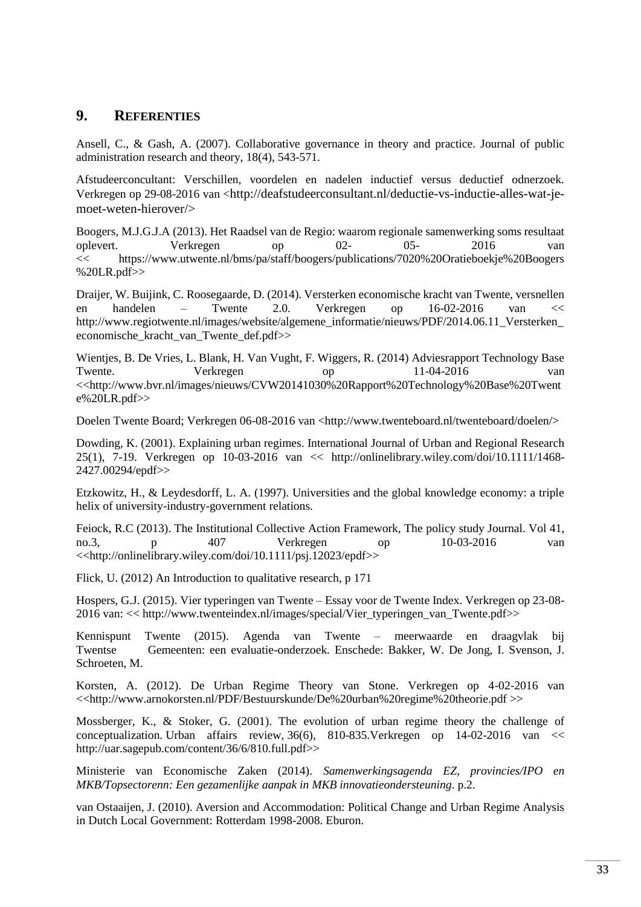## 9. REFERENTIES

Ansell, C., & Gash, A. (2007). Collaborative governance in theory and practice. Journal of public administration research and theory, 18(4), 543-571.

Afstudeerconcultant: Verschillen, voordelen en nadelen inductief versus deductief odnerzoek. Verkregen op 29-08-2016 van <http://deafstudeerconsultant.nl/deductie-vs-inductie-alles-wat-je-moet-weten-hierover/>

Boogers, M.J.G.J.A (2013). Het Raadsel van de Regio: waarom regionale samenwerking soms resultaat oplevert. Verkregen op 02- 05- 2016 van << https://www.utwente.nl/bms/pa/staff/boogers/publications/7020%20Oratieboekje%20Boogers%20LR.pdf>>

Draijer, W. Buijink, C. Roosegaarde, D. (2014). Versterken economische kracht van Twente, versnellen en handelen – Twente 2.0. Verkregen op 16-02-2016 van << http://www.regiotwente.nl/images/website/algemene_informatie/nieuws/PDF/2014.06.11_Versterken_economische_kracht_van_Twente_def.pdf>>

Wientjes, B. De Vries, L. Blank, H. Van Vught, F. Wiggers, R. (2014) Adviesrapport Technology Base Twente. Verkregen op 11-04-2016 van <<http://www.bvr.nl/images/nieuws/CVW20141030%20Rapport%20Technology%20Base%20Twente%20LR.pdf>>

Doelen Twente Board; Verkregen 06-08-2016 van <http://www.twenteboard.nl/twenteboard/doelen/>

Dowding, K. (2001). Explaining urban regimes. International Journal of Urban and Regional Research 25(1), 7-19. Verkregen op 10-03-2016 van << http://onlinelibrary.wiley.com/doi/10.1111/1468-2427.00294/epdf>>

Etzkowitz, H., & Leydesdorff, L. A. (1997). Universities and the global knowledge economy: a triple helix of university-industry-government relations.

Feiock, R.C (2013). The Institutional Collective Action Framework, The policy study Journal. Vol 41, no.3, p 407 Verkregen op 10-03-2016 van <<http://onlinelibrary.wiley.com/doi/10.1111/psj.12023/epdf>>

Flick, U. (2012) An Introduction to qualitative research, p 171

Hospers, G.J. (2015). Vier typeringen van Twente – Essay voor de Twente Index. Verkregen op 23-08-2016 van: << http://www.twenteindex.nl/images/special/Vier_typeringen_van_Twente.pdf>>

Kennispunt Twente (2015). Agenda van Twente – meerwaarde en draagvlak bij Twentse Gemeenten: een evaluatie-onderzoek. Enschede: Bakker, W. De Jong, I. Svenson, J. Schroeten, M.

Korsten, A. (2012). De Urban Regime Theory van Stone. Verkregen op 4-02-2016 van <<http://www.arnokorsten.nl/PDF/Bestuurskunde/De%20urban%20regime%20theorie.pdf >>

Mossberger, K., & Stoker, G. (2001). The evolution of urban regime theory the challenge of conceptualization. Urban affairs review, 36(6), 810-835.Verkregen op 14-02-2016 van << http://uar.sagepub.com/content/36/6/810.full.pdf>>

Ministerie van Economische Zaken (2014). *Samenwerkingsagenda EZ, provincies/IPO en MKB/Topsectorenn: Een gezamenlijke aanpak in MKB innovatieondersteuning*. p.2.

van Ostaaijen, J. (2010). Aversion and Accommodation: Political Change and Urban Regime Analysis in Dutch Local Government: Rotterdam 1998-2008. Eburon.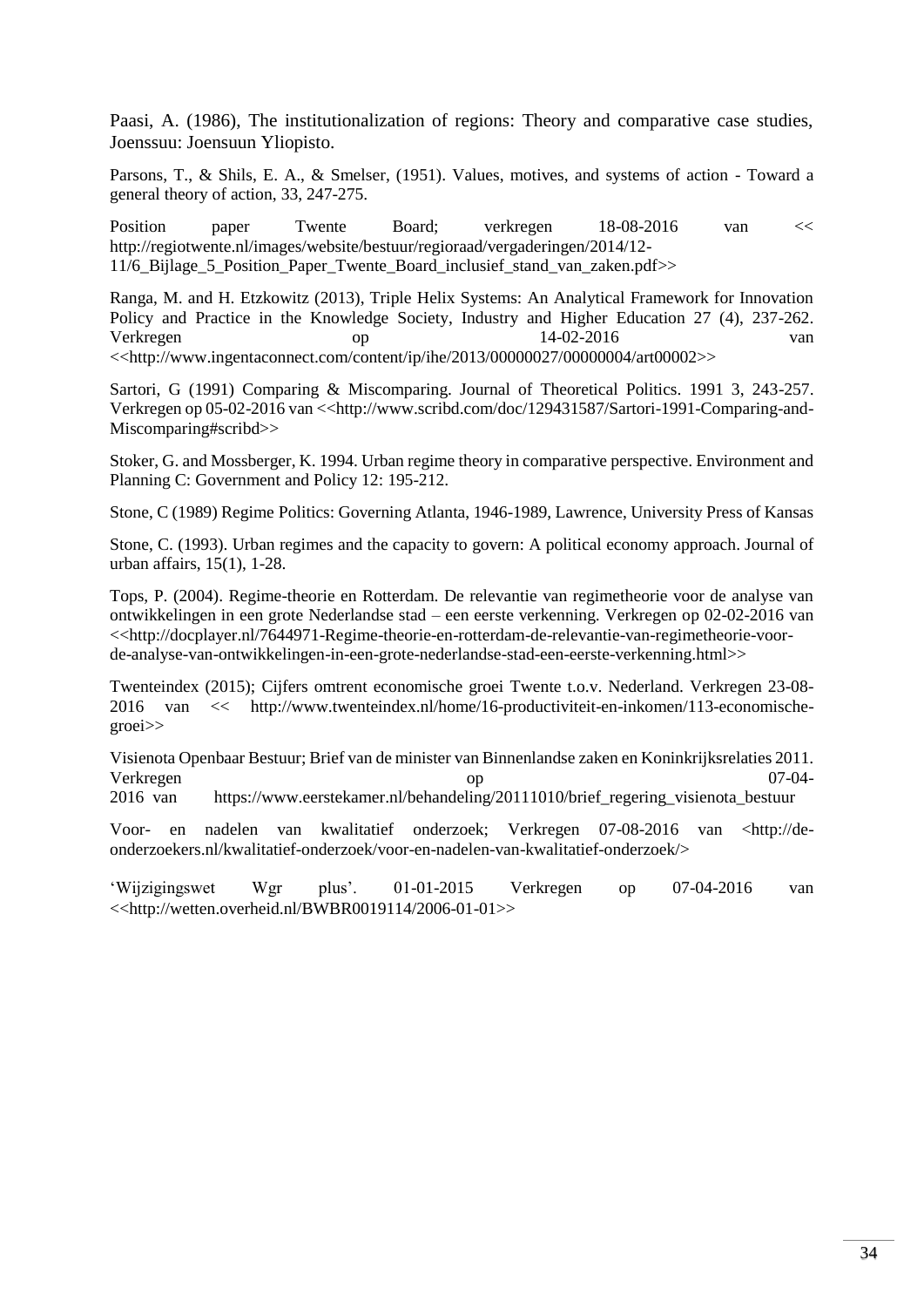Paasi, A. (1986), The institutionalization of regions: Theory and comparative case studies, Joenssuu: Joensuun Yliopisto.

Parsons, T., & Shils, E. A., & Smelser, (1951). Values, motives, and systems of action - Toward a general theory of action, 33, 247-275.

Position paper Twente Board; verkregen 18-08-2016 van << http://regiotwente.nl/images/website/bestuur/regioraad/vergaderingen/2014/12-11/6_Bijlage_5_Position_Paper_Twente_Board_inclusief_stand_van_zaken.pdf>>

Ranga, M. and H. Etzkowitz (2013), Triple Helix Systems: An Analytical Framework for Innovation Policy and Practice in the Knowledge Society, Industry and Higher Education 27 (4), 237-262. Verkregen op 14-02-2016 van <<http://www.ingentaconnect.com/content/ip/ihe/2013/00000027/00000004/art00002>>

Sartori, G (1991) Comparing & Miscomparing. Journal of Theoretical Politics. 1991 3, 243-257. Verkregen op 05-02-2016 van <<http://www.scribd.com/doc/129431587/Sartori-1991-Comparing-and-Miscomparing#scribd>>

Stoker, G. and Mossberger, K. 1994. Urban regime theory in comparative perspective. Environment and Planning C: Government and Policy 12: 195-212.

Stone, C (1989) Regime Politics: Governing Atlanta, 1946-1989, Lawrence, University Press of Kansas

Stone, C. (1993). Urban regimes and the capacity to govern: A political economy approach. Journal of urban affairs, 15(1), 1-28.

Tops, P. (2004). Regime-theorie en Rotterdam. De relevantie van regimetheorie voor de analyse van ontwikkelingen in een grote Nederlandse stad – een eerste verkenning. Verkregen op 02-02-2016 van <<http://docplayer.nl/7644971-Regime-theorie-en-rotterdam-de-relevantie-van-regimetheorie-voor-de-analyse-van-ontwikkelingen-in-een-grote-nederlandse-stad-een-eerste-verkenning.html>>

Twenteindex (2015); Cijfers omtrent economische groei Twente t.o.v. Nederland. Verkregen 23-08-2016 van << http://www.twenteindex.nl/home/16-productiviteit-en-inkomen/113-economische-groei>>

Visienota Openbaar Bestuur; Brief van de minister van Binnenlandse zaken en Koninkrijksrelaties 2011. Verkregen op 07-04-2016 van https://www.eerstekamer.nl/behandeling/20111010/brief_regering_visienota_bestuur

Voor- en nadelen van kwalitatief onderzoek; Verkregen 07-08-2016 van <http://de-onderzoekers.nl/kwalitatief-onderzoek/voor-en-nadelen-van-kwalitatief-onderzoek/>

'Wijzigingswet Wgr plus'. 01-01-2015 Verkregen op 07-04-2016 van <<http://wetten.overheid.nl/BWBR0019114/2006-01-01>>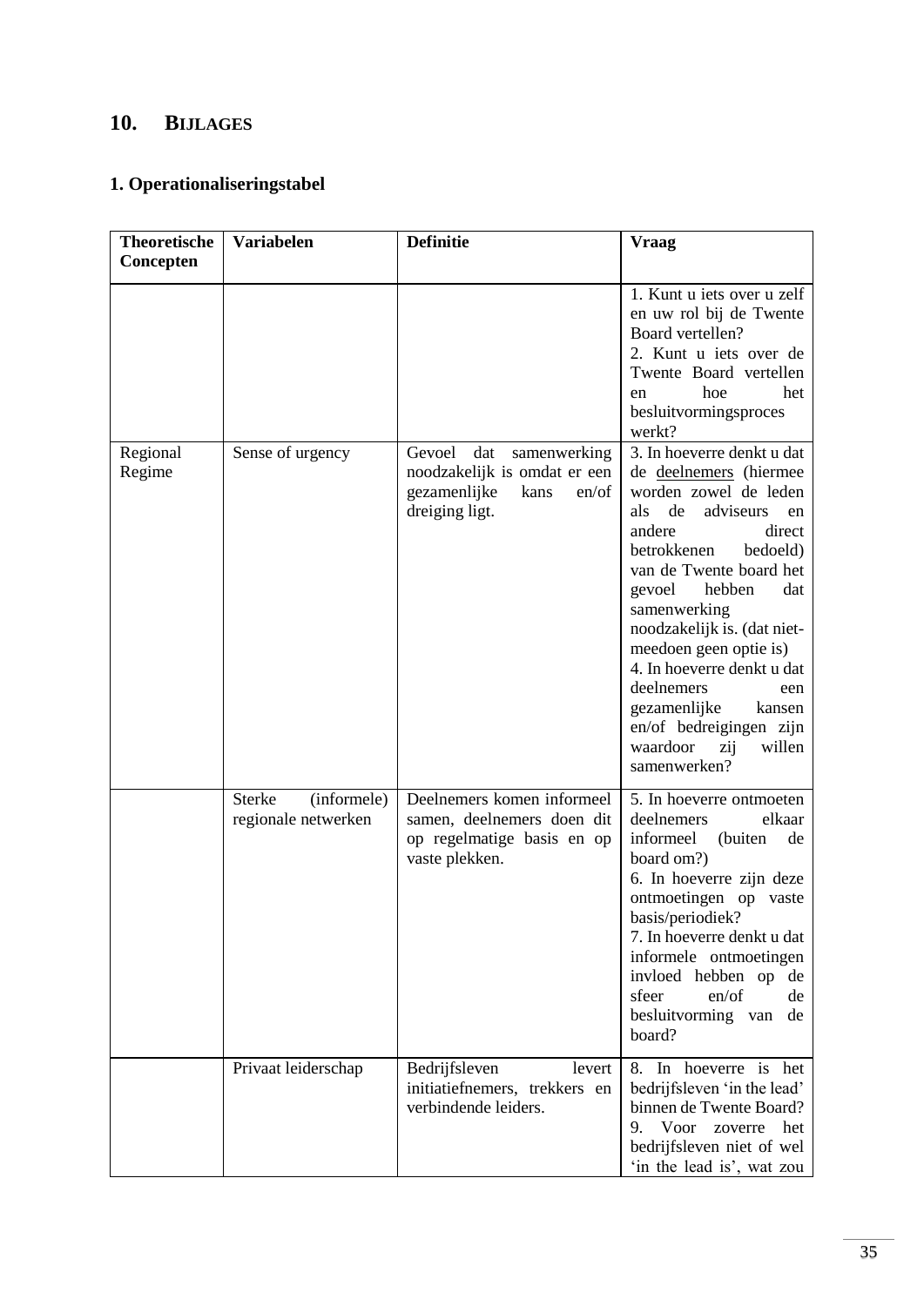# 10. Bijlages

## 1. Operationaliseringstabel

| Theoretische Concepten | Variabelen | Definitie | Vraag |
|---|---|---|---|
| | | | 1. Kunt u iets over u zelf en uw rol bij de Twente Board vertellen?<br>2. Kunt u iets over de Twente Board vertellen en hoe het besluitvormingsproces werkt? |
| Regional Regime | Sense of urgency | Gevoel dat samenwerking noodzakelijk is omdat er een gezamenlijke kans en/of dreiging ligt. | 3. In hoeverre denkt u dat de deelnemers (hiermee worden zowel de leden als de adviseurs en andere direct betrokkenen bedoeld) van de Twente board het gevoel hebben dat samenwerking noodzakelijk is. (dat niet-meedoen geen optie is)<br>4. In hoeverre denkt u dat deelnemers een gezamenlijke kansen en/of bedreigingen zijn waardoor zij willen samenwerken? |
| | Sterke (informele) regionale netwerken | Deelnemers komen informeel samen, deelnemers doen dit op regelmatige basis en op vaste plekken. | 5. In hoeverre ontmoeten deelnemers elkaar informeel (buiten de board om?)<br>6. In hoeverre zijn deze ontmoetingen op vaste basis/periodiek?<br>7. In hoeverre denkt u dat informele ontmoetingen invloed hebben op de sfeer en/of de besluitvorming van de board? |
| | Privaat leiderschap | Bedrijfsleven levert initiatiefnemers, trekkers en verbindende leiders. | 8. In hoeverre is het bedrijfsleven 'in the lead' binnen de Twente Board?<br>9. Voor zoverre het bedrijfsleven niet of wel 'in the lead is', wat zou |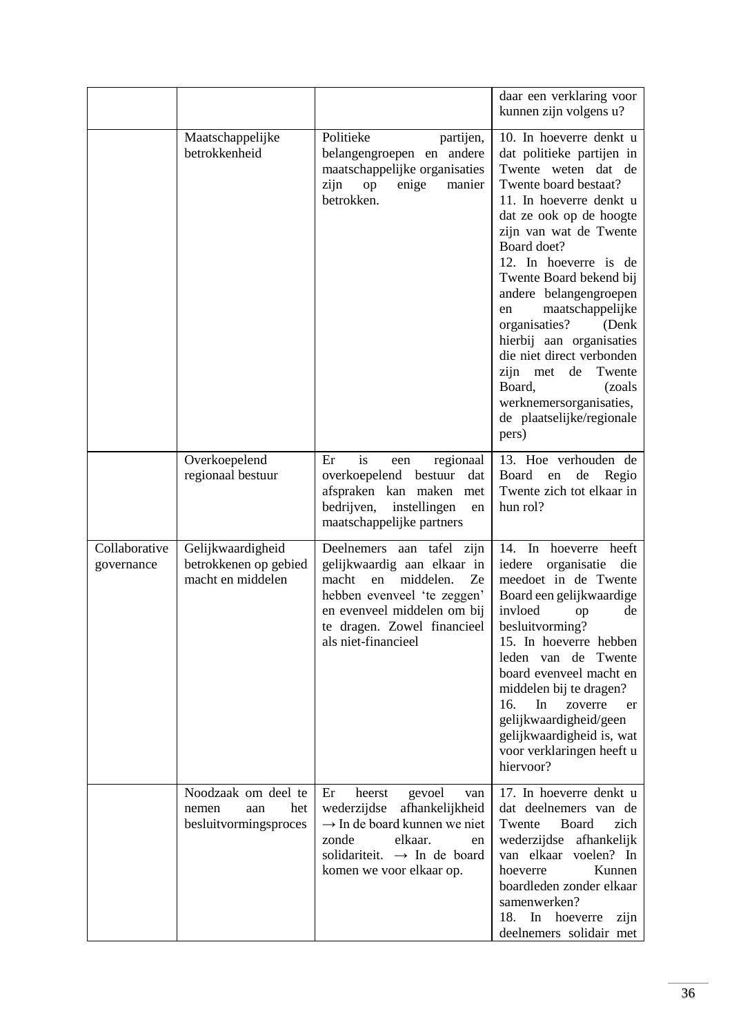| | | | daar een verklaring voor kunnen zijn volgens u? |
|---|---|---|---|
| | Maatschappelijke betrokkenheid | Politieke partijen, belangengroepen en andere maatschappelijke organisaties zijn op enige manier betrokken. | 10. In hoeverre denkt u dat politieke partijen in Twente weten dat de Twente board bestaat?<br>11. In hoeverre denkt u dat ze ook op de hoogte zijn van wat de Twente Board doet?<br>12. In hoeverre is de Twente Board bekend bij andere belangengroepen en maatschappelijke organisaties? (Denk hierbij aan organisaties die niet direct verbonden zijn met de Twente Board, (zoals werknemersorganisaties, de plaatselijke/regionale pers) |
| | Overkoepelend regionaal bestuur | Er is een regionaal overkoepelend bestuur dat afspraken kan maken met bedrijven, instellingen en maatschappelijke partners | 13. Hoe verhouden de Board en de Regio Twente zich tot elkaar in hun rol? |
| Collaborative governance | Gelijkwaardigheid betrokkenen op gebied macht en middelen | Deelnemers aan tafel zijn gelijkwaardig aan elkaar in macht en middelen. Ze hebben evenveel 'te zeggen' en evenveel middelen om bij te dragen. Zowel financieel als niet-financieel | 14. In hoeverre heeft iedere organisatie die meedoet in de Twente Board een gelijkwaardige invloed op de besluitvorming?<br>15. In hoeverre hebben leden van de Twente board evenveel macht en middelen bij te dragen?<br>16. In zoverre er gelijkwaardigheid/geen gelijkwaardigheid is, wat voor verklaringen heeft u hiervoor? |
| | Noodzaak om deel te nemen aan het besluitvormingsproces | Er heerst gevoel van wederzijdse afhankelijkheid → In de board kunnen we niet zonde elkaar. en solidariteit. → In de board komen we voor elkaar op. | 17. In hoeverre denkt u dat deelnemers van de Twente Board zich wederzijdse afhankelijk van elkaar voelen? In hoeverre Kunnen boardleden zonder elkaar samenwerken?<br>18. In hoeverre zijn deelnemers solidair met |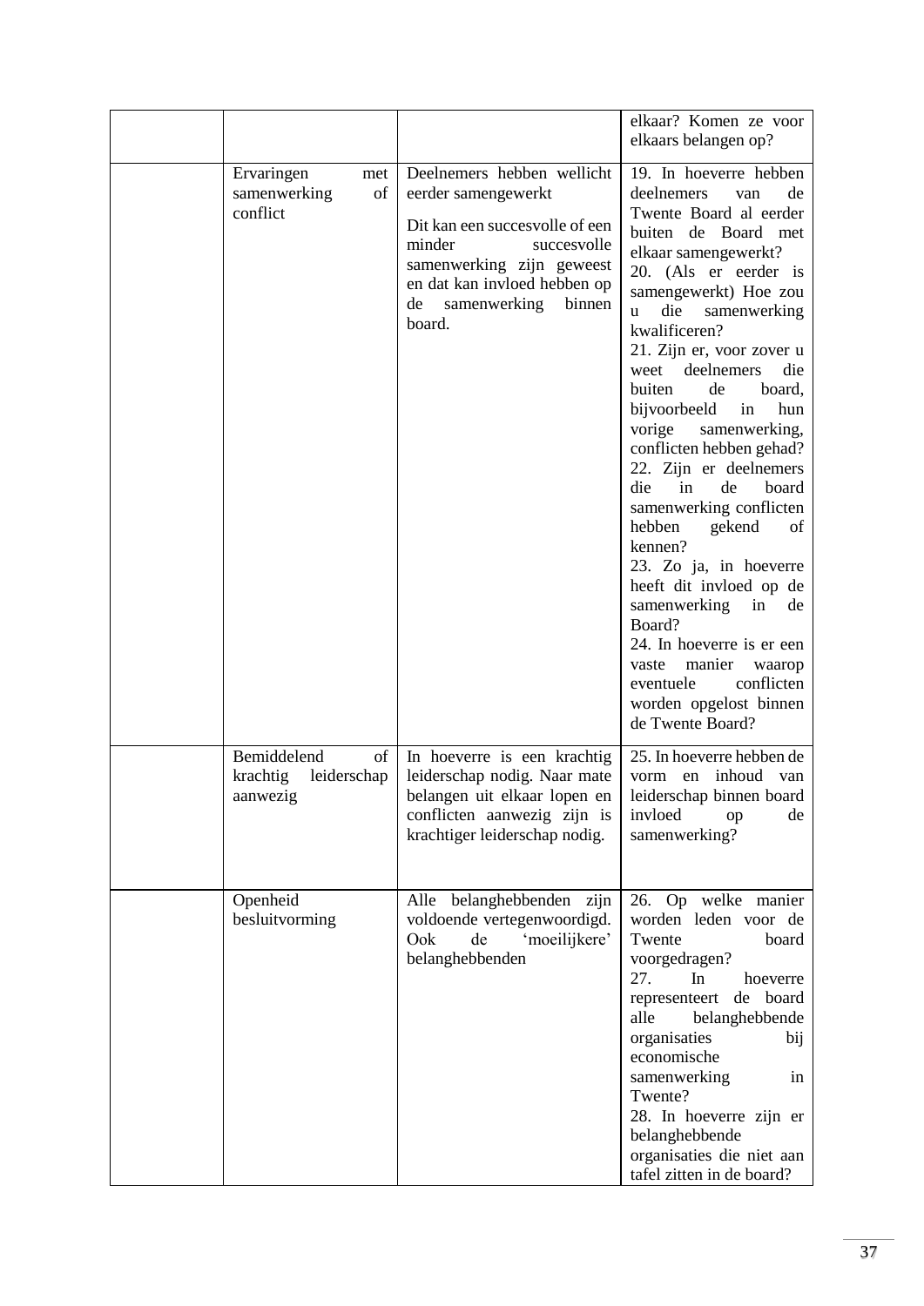| | | | |
|---|---|---|---|
| | | | elkaar? Komen ze voor elkaars belangen op? |
| | Ervaringen met samenwerking of conflict | Deelnemers hebben wellicht eerder samengewerkt<br><br>Dit kan een succesvolle of een minder succesvolle samenwerking zijn geweest en dat kan invloed hebben op de samenwerking binnen board. | 19. In hoeverre hebben deelnemers van de Twente Board al eerder buiten de Board met elkaar samengewerkt?<br>20. (Als er eerder is samengewerkt) Hoe zou u die samenwerking kwalificeren?<br>21. Zijn er, voor zover u weet deelnemers die buiten de board, bijvoorbeeld in hun vorige samenwerking, conflicten hebben gehad?<br>22. Zijn er deelnemers die in de board samenwerking conflicten hebben gekend of kennen?<br>23. Zo ja, in hoeverre heeft dit invloed op de samenwerking in de Board?<br>24. In hoeverre is er een vaste manier waarop eventuele conflicten worden opgelost binnen de Twente Board? |
| | Bemiddelend of krachtig leiderschap aanwezig | In hoeverre is een krachtig leiderschap nodig. Naar mate belangen uit elkaar lopen en conflicten aanwezig zijn is krachtiger leiderschap nodig. | 25. In hoeverre hebben de vorm en inhoud van leiderschap binnen board invloed op de samenwerking? |
| | Openheid besluitvorming | Alle belanghebbenden zijn voldoende vertegenwoordigd. Ook de 'moeilijkere' belanghebbenden | 26. Op welke manier worden leden voor de Twente board voorgedragen?<br>27. In hoeverre representeert de board alle belanghebbende organisaties bij economische samenwerking in Twente?<br>28. In hoeverre zijn er belanghebbende organisaties die niet aan tafel zitten in de board? |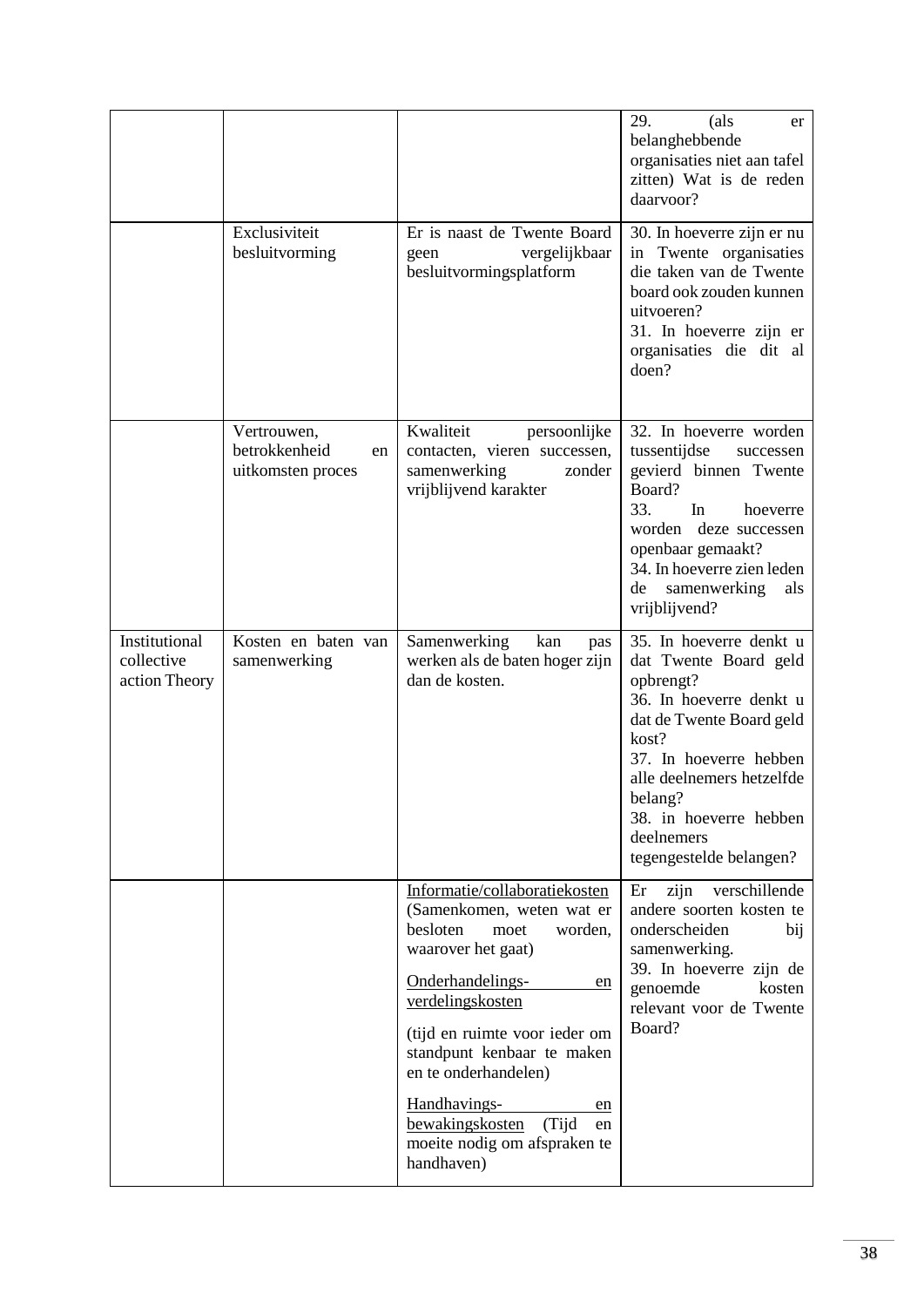| | | | |
|---|---|---|---|
| | | | 29. (als er belanghebbende organisaties niet aan tafel zitten) Wat is de reden daarvoor? |
| | Exclusiviteit besluitvorming | Er is naast de Twente Board geen vergelijkbaar besluitvormingsplatform | 30. In hoeverre zijn er nu in Twente organisaties die taken van de Twente board ook zouden kunnen uitvoeren?<br>31. In hoeverre zijn er organisaties die dit al doen? |
| | Vertrouwen, betrokkenheid en uitkomsten proces | Kwaliteit persoonlijke contacten, vieren successen, samenwerking zonder vrijblijvend karakter | 32. In hoeverre worden tussentijdse successen gevierd binnen Twente Board?<br>33. In hoeverre worden deze successen openbaar gemaakt?<br>34. In hoeverre zien leden de samenwerking als vrijblijvend? |
| Institutional collective action Theory | Kosten en baten van samenwerking | Samenwerking kan pas werken als de baten hoger zijn dan de kosten. | 35. In hoeverre denkt u dat Twente Board geld opbrengt?<br>36. In hoeverre denkt u dat de Twente Board geld kost?<br>37. In hoeverre hebben alle deelnemers hetzelfde belang?<br>38. in hoeverre hebben deelnemers tegengestelde belangen? |
| | | <u>Informatie/collaboratiekosten</u> (Samenkomen, weten wat er besloten moet worden, waarover het gaat)<br><u>Onderhandelings- en verdelingskosten</u><br>(tijd en ruimte voor ieder om standpunt kenbaar te maken en te onderhandelen)<br><u>Handhavings- en bewakingskosten</u> (Tijd en moeite nodig om afspraken te handhaven) | Er zijn verschillende andere soorten kosten te onderscheiden bij samenwerking.<br>39. In hoeverre zijn de genoemde kosten relevant voor de Twente Board? |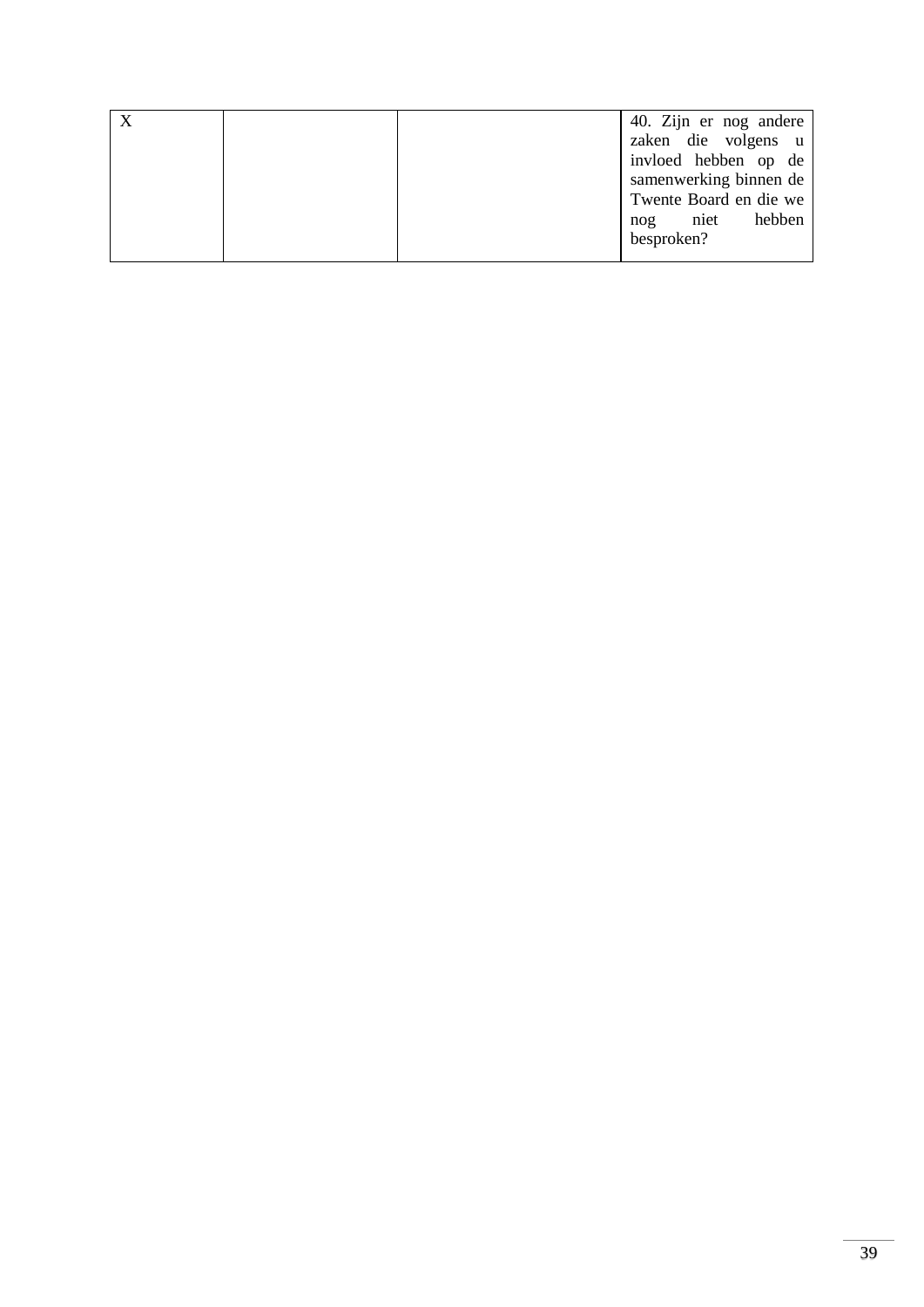| | | | |
|---|---|---|---|
| X | | | 40. Zijn er nog andere zaken die volgens u invloed hebben op de samenwerking binnen de Twente Board en die we nog niet hebben besproken? |